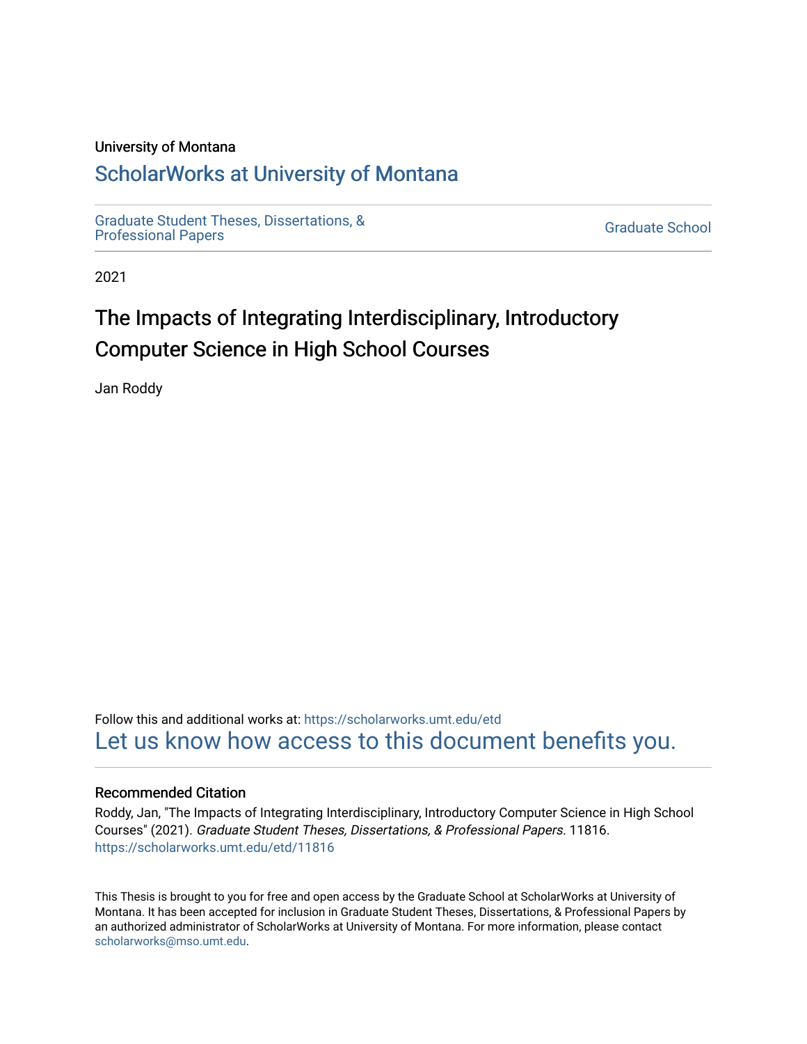University of Montana

# ScholarWorks at University of Montana

Graduate Student Theses, Dissertations, & Professional Papers

Graduate School

2021

# The Impacts of Integrating Interdisciplinary, Introductory Computer Science in High School Courses

Jan Roddy

Follow this and additional works at: https://scholarworks.umt.edu/etd

Let us know how access to this document benefits you.

## Recommended Citation

Roddy, Jan, "The Impacts of Integrating Interdisciplinary, Introductory Computer Science in High School Courses" (2021). *Graduate Student Theses, Dissertations, & Professional Papers*. 11816.
https://scholarworks.umt.edu/etd/11816

This Thesis is brought to you for free and open access by the Graduate School at ScholarWorks at University of Montana. It has been accepted for inclusion in Graduate Student Theses, Dissertations, & Professional Papers by an authorized administrator of ScholarWorks at University of Montana. For more information, please contact scholarworks@mso.umt.edu.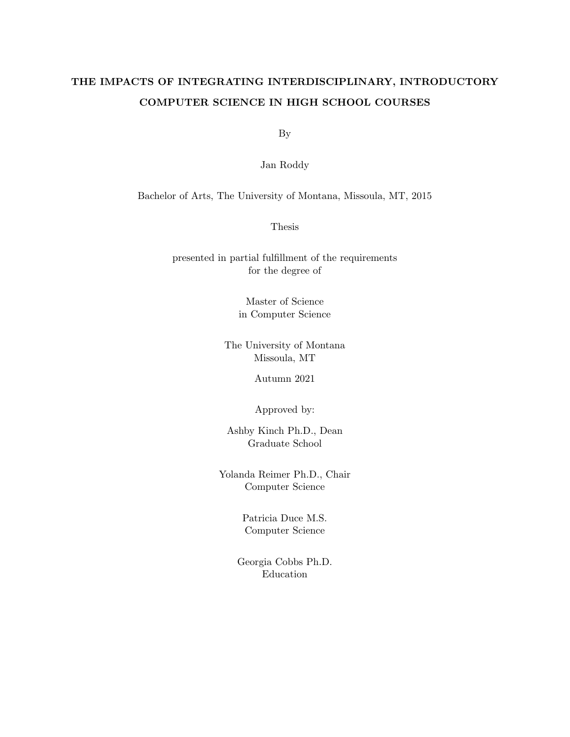**THE IMPACTS OF INTEGRATING INTERDISCIPLINARY, INTRODUCTORY COMPUTER SCIENCE IN HIGH SCHOOL COURSES**

By

Jan Roddy

Bachelor of Arts, The University of Montana, Missoula, MT, 2015

Thesis

presented in partial fulfillment of the requirements
for the degree of

Master of Science
in Computer Science

The University of Montana
Missoula, MT

Autumn 2021

Approved by:

Ashby Kinch Ph.D., Dean
Graduate School

Yolanda Reimer Ph.D., Chair
Computer Science

Patricia Duce M.S.
Computer Science

Georgia Cobbs Ph.D.
Education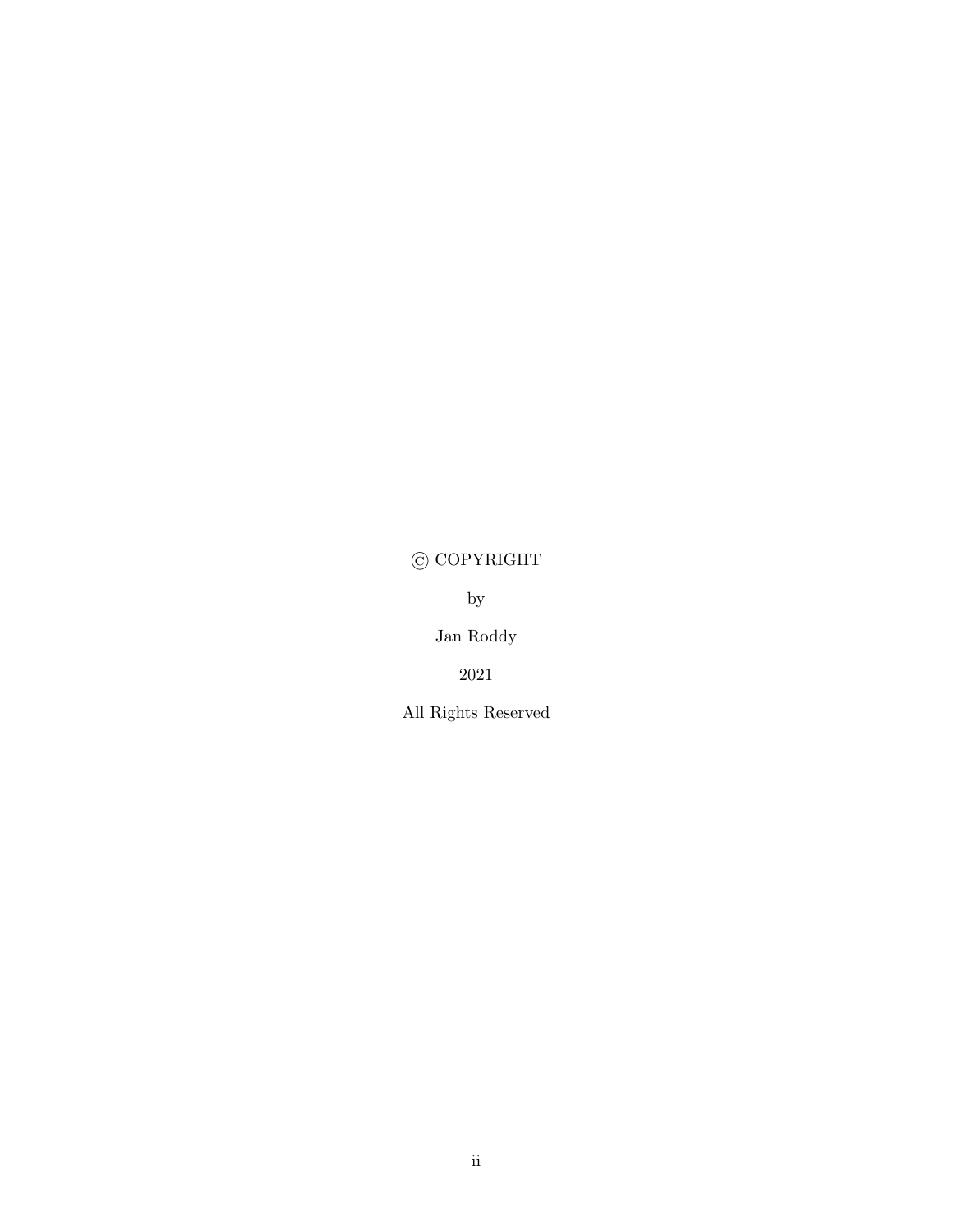© COPYRIGHT

by

Jan Roddy

2021

All Rights Reserved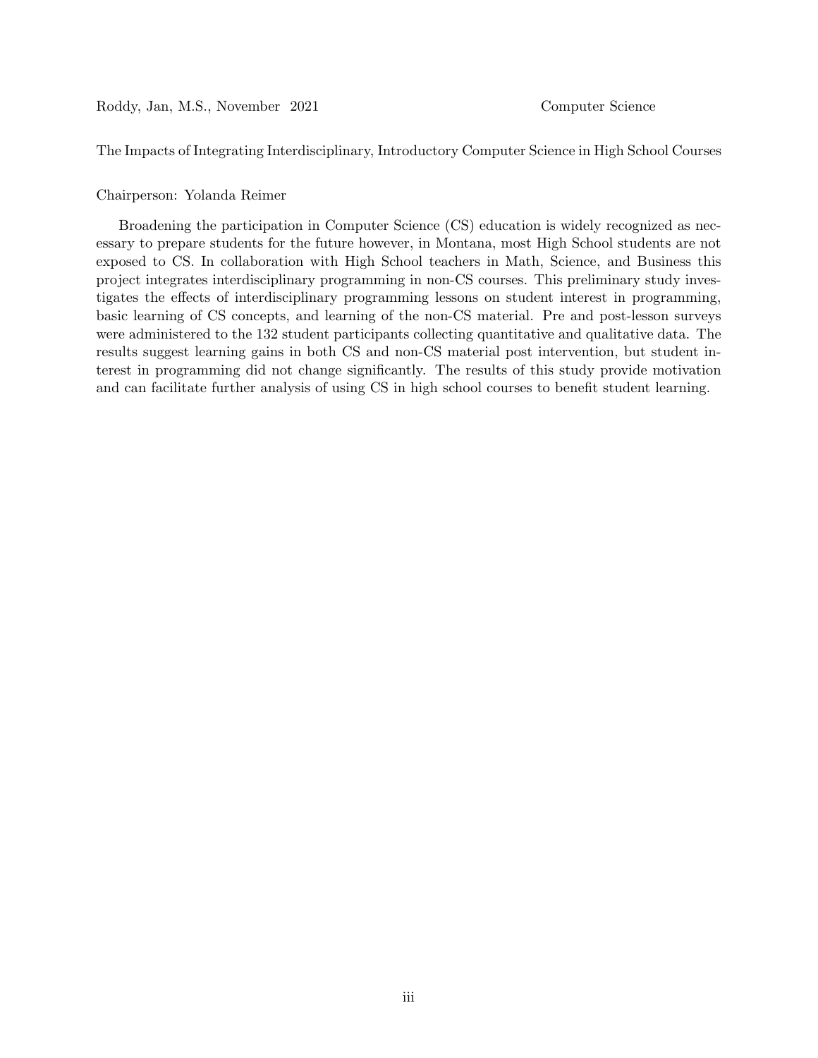Roddy, Jan, M.S., November 2021 Computer Science

The Impacts of Integrating Interdisciplinary, Introductory Computer Science in High School Courses

Chairperson: Yolanda Reimer

Broadening the participation in Computer Science (CS) education is widely recognized as necessary to prepare students for the future however, in Montana, most High School students are not exposed to CS. In collaboration with High School teachers in Math, Science, and Business this project integrates interdisciplinary programming in non-CS courses. This preliminary study investigates the effects of interdisciplinary programming lessons on student interest in programming, basic learning of CS concepts, and learning of the non-CS material. Pre and post-lesson surveys were administered to the 132 student participants collecting quantitative and qualitative data. The results suggest learning gains in both CS and non-CS material post intervention, but student interest in programming did not change significantly. The results of this study provide motivation and can facilitate further analysis of using CS in high school courses to benefit student learning.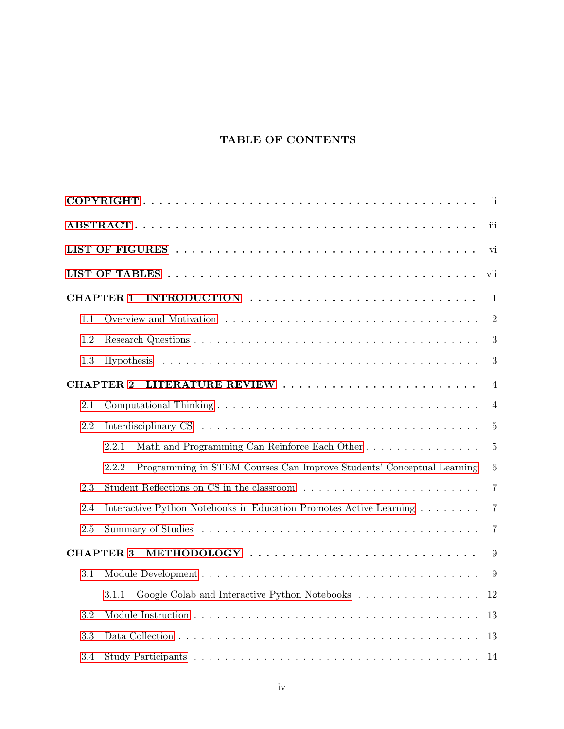# TABLE OF CONTENTS

COPYRIGHT . . . . . . . . . . . . . . . . . . . . . . . . . . . . . . . . . . . . . . ii

ABSTRACT . . . . . . . . . . . . . . . . . . . . . . . . . . . . . . . . . . . . . . iii

LIST OF FIGURES . . . . . . . . . . . . . . . . . . . . . . . . . . . . . . . . . . vi

LIST OF TABLES . . . . . . . . . . . . . . . . . . . . . . . . . . . . . . . . . . . vii

CHAPTER 1 INTRODUCTION . . . . . . . . . . . . . . . . . . . . . . . . . . . 1

- 1.1 Overview and Motivation . . . . . . . . . . . . . . . . . . . . . . . . . . 2
- 1.2 Research Questions . . . . . . . . . . . . . . . . . . . . . . . . . . . . . 3
- 1.3 Hypothesis . . . . . . . . . . . . . . . . . . . . . . . . . . . . . . . . . 3

CHAPTER 2 LITERATURE REVIEW . . . . . . . . . . . . . . . . . . . . . . . . 4

- 2.1 Computational Thinking . . . . . . . . . . . . . . . . . . . . . . . . . . . 4
- 2.2 Interdisciplinary CS . . . . . . . . . . . . . . . . . . . . . . . . . . . . 5
  - 2.2.1 Math and Programming Can Reinforce Each Other . . . . . . . . . . . . 5
  - 2.2.2 Programming in STEM Courses Can Improve Students' Conceptual Learning 6
- 2.3 Student Reflections on CS in the classroom . . . . . . . . . . . . . . . . 7
- 2.4 Interactive Python Notebooks in Education Promotes Active Learning . . . . 7
- 2.5 Summary of Studies . . . . . . . . . . . . . . . . . . . . . . . . . . . . 7

CHAPTER 3 METHODOLOGY . . . . . . . . . . . . . . . . . . . . . . . . . . . 9

- 3.1 Module Development . . . . . . . . . . . . . . . . . . . . . . . . . . . . 9
  - 3.1.1 Google Colab and Interactive Python Notebooks . . . . . . . . . . . . 12
- 3.2 Module Instruction . . . . . . . . . . . . . . . . . . . . . . . . . . . . 13
- 3.3 Data Collection . . . . . . . . . . . . . . . . . . . . . . . . . . . . . . 13
- 3.4 Study Participants . . . . . . . . . . . . . . . . . . . . . . . . . . . . 14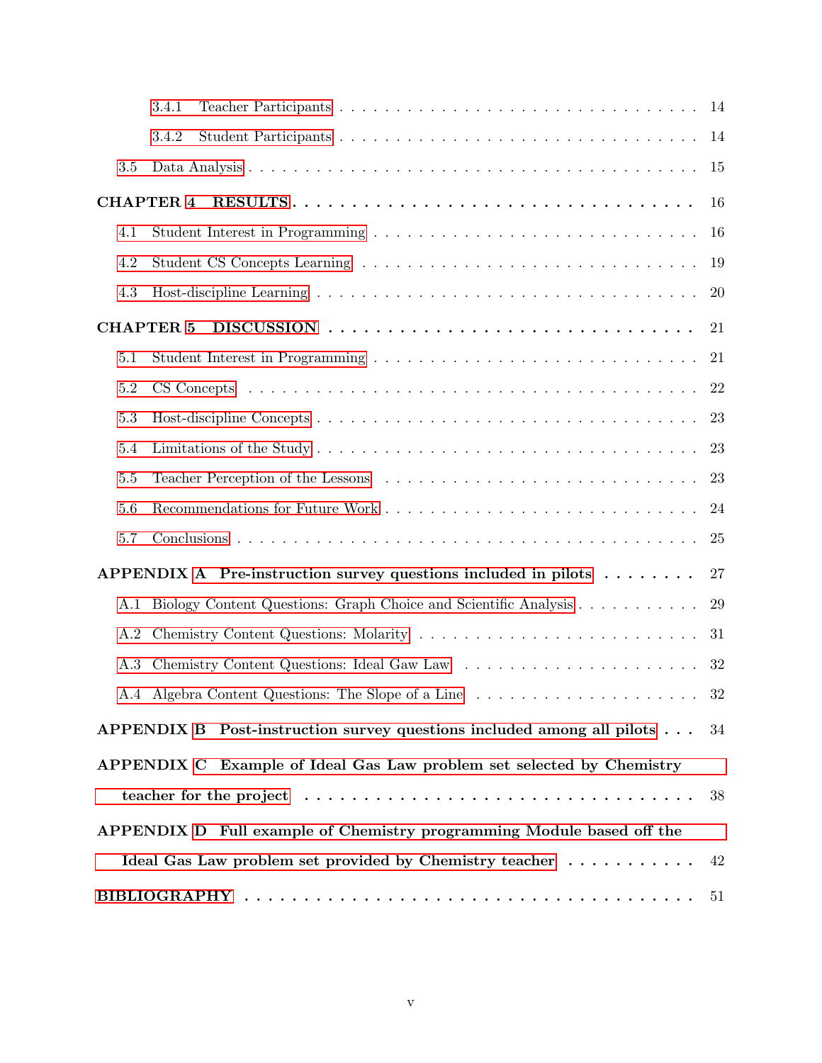3.4.1 Teacher Participants . . . . . . . . . . . . . . . . . . . . . . . . . . . . . . . 14

3.4.2 Student Participants . . . . . . . . . . . . . . . . . . . . . . . . . . . . . . . 14

3.5 Data Analysis . . . . . . . . . . . . . . . . . . . . . . . . . . . . . . . . . . . . . . . 15

**CHAPTER 4 RESULTS** . . . . . . . . . . . . . . . . . . . . . . . . . . . . . . . . . 16

4.1 Student Interest in Programming . . . . . . . . . . . . . . . . . . . . . . . . . 16

4.2 Student CS Concepts Learning . . . . . . . . . . . . . . . . . . . . . . . . . . 19

4.3 Host-discipline Learning . . . . . . . . . . . . . . . . . . . . . . . . . . . . . . . 20

**CHAPTER 5 DISCUSSION** . . . . . . . . . . . . . . . . . . . . . . . . . . . . . . 21

5.1 Student Interest in Programming . . . . . . . . . . . . . . . . . . . . . . . . . 21

5.2 CS Concepts . . . . . . . . . . . . . . . . . . . . . . . . . . . . . . . . . . . . . . . 22

5.3 Host-discipline Concepts . . . . . . . . . . . . . . . . . . . . . . . . . . . . . . . 23

5.4 Limitations of the Study . . . . . . . . . . . . . . . . . . . . . . . . . . . . . . . 23

5.5 Teacher Perception of the Lessons . . . . . . . . . . . . . . . . . . . . . . . . 23

5.6 Recommendations for Future Work . . . . . . . . . . . . . . . . . . . . . . . 24

5.7 Conclusions . . . . . . . . . . . . . . . . . . . . . . . . . . . . . . . . . . . . . . . 25

**APPENDIX A Pre-instruction survey questions included in pilots** . . . . . . . . 27

A.1 Biology Content Questions: Graph Choice and Scientific Analysis . . . . . . . . . . . . 29

A.2 Chemistry Content Questions: Molarity . . . . . . . . . . . . . . . . . . . . . . 31

A.3 Chemistry Content Questions: Ideal Gaw Law . . . . . . . . . . . . . . . . . . . 32

A.4 Algebra Content Questions: The Slope of a Line . . . . . . . . . . . . . . . . . . 32

**APPENDIX B Post-instruction survey questions included among all pilots** . . . 34

**APPENDIX C Example of Ideal Gas Law problem set selected by Chemistry teacher for the project** . . . . . . . . . . . . . . . . . . . . . . . . . . . . . . . . . . 38

**APPENDIX D Full example of Chemistry programming Module based off the Ideal Gas Law problem set provided by Chemistry teacher** . . . . . . . . . . . 42

**BIBLIOGRAPHY** . . . . . . . . . . . . . . . . . . . . . . . . . . . . . . . . . . . . 51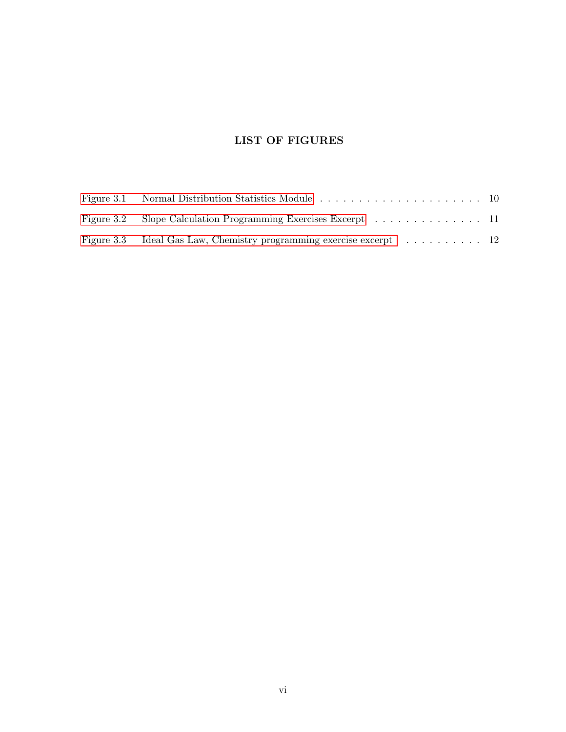# LIST OF FIGURES

Figure 3.1 Normal Distribution Statistics Module . . . . . . . . . . . . . . . . . . . . . . 10

Figure 3.2 Slope Calculation Programming Exercises Excerpt . . . . . . . . . . . . . . . 11

Figure 3.3 Ideal Gas Law, Chemistry programming exercise excerpt . . . . . . . . . . . 12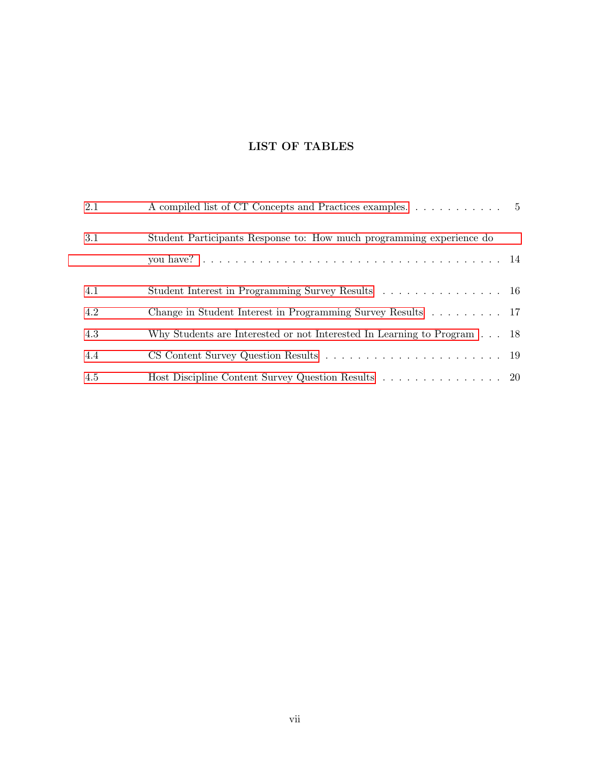# LIST OF TABLES

2.1 A compiled list of CT Concepts and Practices examples. . . . . . . . . . . . 5

3.1 Student Participants Response to: How much programming experience do you have? . . . . . . . . . . . . . . . . . . . . . . . . . . . . . . . . . . . . . 14

4.1 Student Interest in Programming Survey Results . . . . . . . . . . . . . . . . 16

4.2 Change in Student Interest in Programming Survey Results . . . . . . . . . . 17

4.3 Why Students are Interested or not Interested In Learning to Program . . . 18

4.4 CS Content Survey Question Results . . . . . . . . . . . . . . . . . . . . . . 19

4.5 Host Discipline Content Survey Question Results . . . . . . . . . . . . . . . . 20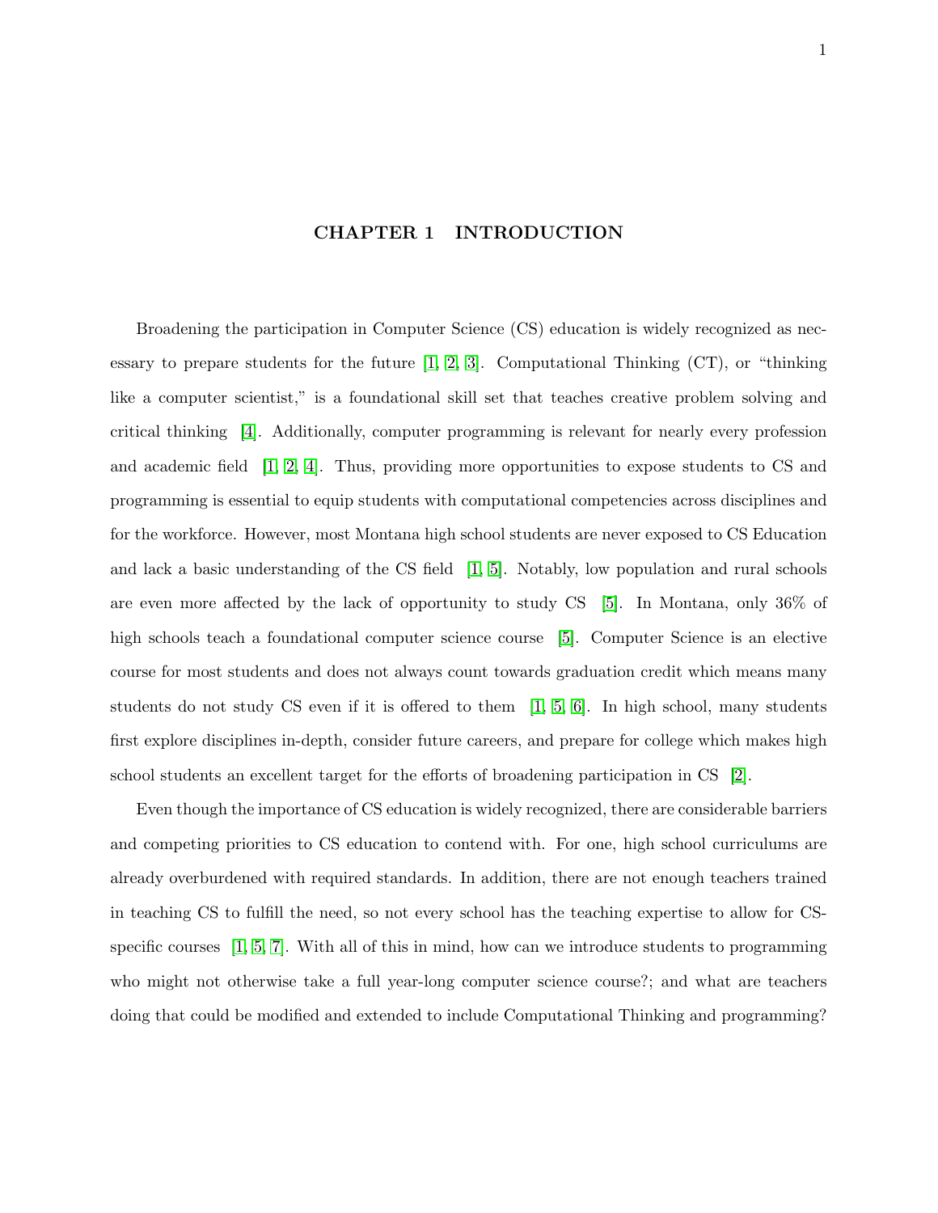# CHAPTER 1 INTRODUCTION

Broadening the participation in Computer Science (CS) education is widely recognized as necessary to prepare students for the future [1, 2, 3]. Computational Thinking (CT), or "thinking like a computer scientist," is a foundational skill set that teaches creative problem solving and critical thinking [4]. Additionally, computer programming is relevant for nearly every profession and academic field [1, 2, 4]. Thus, providing more opportunities to expose students to CS and programming is essential to equip students with computational competencies across disciplines and for the workforce. However, most Montana high school students are never exposed to CS Education and lack a basic understanding of the CS field [1, 5]. Notably, low population and rural schools are even more affected by the lack of opportunity to study CS [5]. In Montana, only 36% of high schools teach a foundational computer science course [5]. Computer Science is an elective course for most students and does not always count towards graduation credit which means many students do not study CS even if it is offered to them [1, 5, 6]. In high school, many students first explore disciplines in-depth, consider future careers, and prepare for college which makes high school students an excellent target for the efforts of broadening participation in CS [2].

Even though the importance of CS education is widely recognized, there are considerable barriers and competing priorities to CS education to contend with. For one, high school curriculums are already overburdened with required standards. In addition, there are not enough teachers trained in teaching CS to fulfill the need, so not every school has the teaching expertise to allow for CS-specific courses [1, 5, 7]. With all of this in mind, how can we introduce students to programming who might not otherwise take a full year-long computer science course?; and what are teachers doing that could be modified and extended to include Computational Thinking and programming?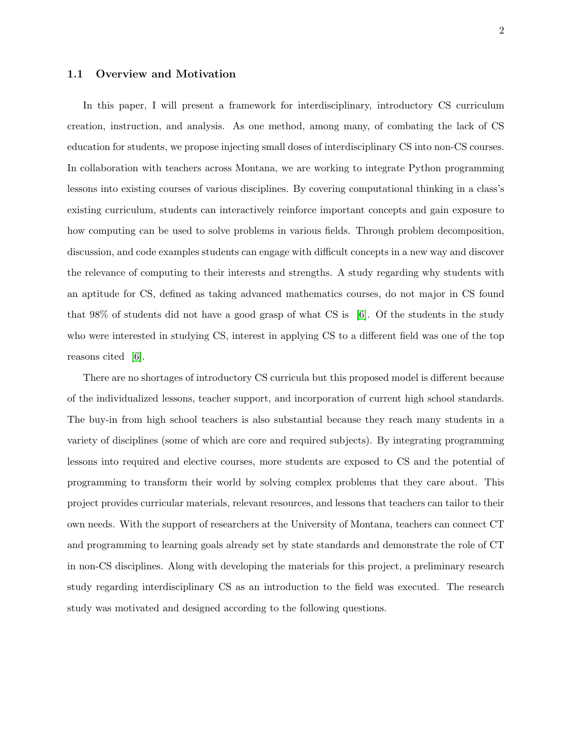### 1.1 Overview and Motivation

In this paper, I will present a framework for interdisciplinary, introductory CS curriculum creation, instruction, and analysis. As one method, among many, of combating the lack of CS education for students, we propose injecting small doses of interdisciplinary CS into non-CS courses. In collaboration with teachers across Montana, we are working to integrate Python programming lessons into existing courses of various disciplines. By covering computational thinking in a class's existing curriculum, students can interactively reinforce important concepts and gain exposure to how computing can be used to solve problems in various fields. Through problem decomposition, discussion, and code examples students can engage with difficult concepts in a new way and discover the relevance of computing to their interests and strengths. A study regarding why students with an aptitude for CS, defined as taking advanced mathematics courses, do not major in CS found that 98% of students did not have a good grasp of what CS is [6]. Of the students in the study who were interested in studying CS, interest in applying CS to a different field was one of the top reasons cited [6].

There are no shortages of introductory CS curricula but this proposed model is different because of the individualized lessons, teacher support, and incorporation of current high school standards. The buy-in from high school teachers is also substantial because they reach many students in a variety of disciplines (some of which are core and required subjects). By integrating programming lessons into required and elective courses, more students are exposed to CS and the potential of programming to transform their world by solving complex problems that they care about. This project provides curricular materials, relevant resources, and lessons that teachers can tailor to their own needs. With the support of researchers at the University of Montana, teachers can connect CT and programming to learning goals already set by state standards and demonstrate the role of CT in non-CS disciplines. Along with developing the materials for this project, a preliminary research study regarding interdisciplinary CS as an introduction to the field was executed. The research study was motivated and designed according to the following questions.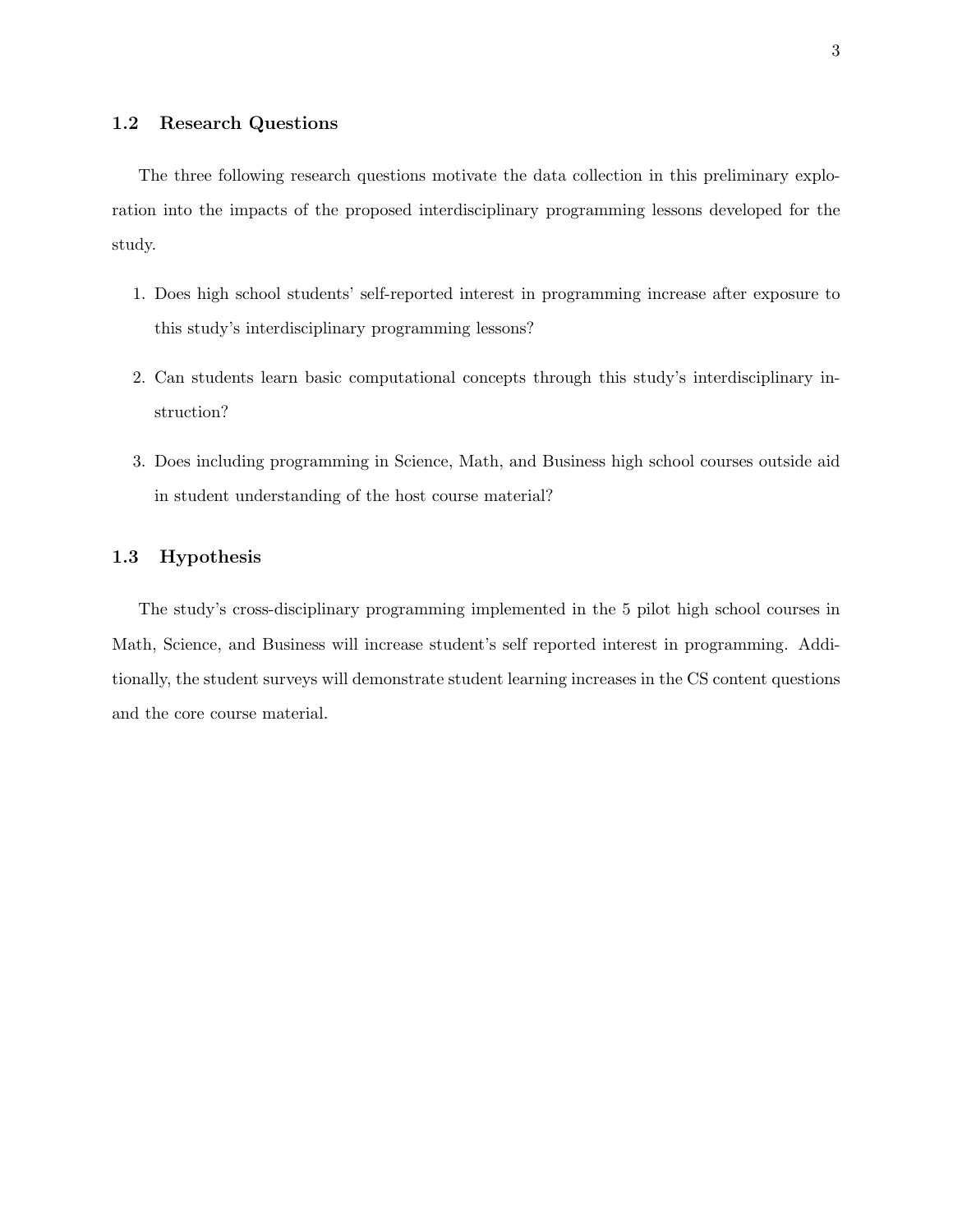## 1.2 Research Questions

The three following research questions motivate the data collection in this preliminary exploration into the impacts of the proposed interdisciplinary programming lessons developed for the study.

1. Does high school students' self-reported interest in programming increase after exposure to this study's interdisciplinary programming lessons?
2. Can students learn basic computational concepts through this study's interdisciplinary instruction?
3. Does including programming in Science, Math, and Business high school courses outside aid in student understanding of the host course material?

## 1.3 Hypothesis

The study's cross-disciplinary programming implemented in the 5 pilot high school courses in Math, Science, and Business will increase student's self reported interest in programming. Additionally, the student surveys will demonstrate student learning increases in the CS content questions and the core course material.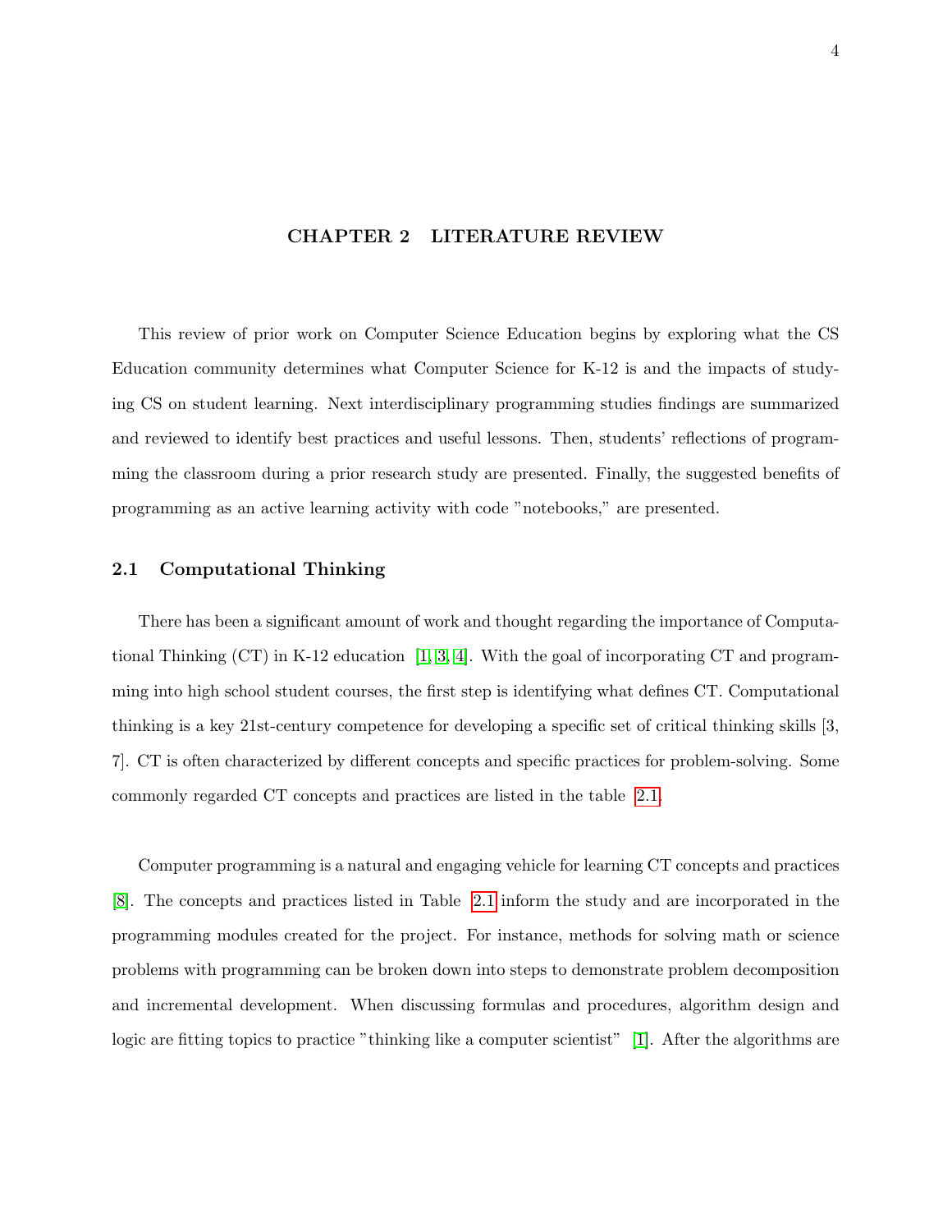# CHAPTER 2 LITERATURE REVIEW

This review of prior work on Computer Science Education begins by exploring what the CS Education community determines what Computer Science for K-12 is and the impacts of studying CS on student learning. Next interdisciplinary programming studies findings are summarized and reviewed to identify best practices and useful lessons. Then, students' reflections of programming the classroom during a prior research study are presented. Finally, the suggested benefits of programming as an active learning activity with code "notebooks," are presented.

## 2.1 Computational Thinking

There has been a significant amount of work and thought regarding the importance of Computational Thinking (CT) in K-12 education [1, 3, 4]. With the goal of incorporating CT and programming into high school student courses, the first step is identifying what defines CT. Computational thinking is a key 21st-century competence for developing a specific set of critical thinking skills [3, 7]. CT is often characterized by different concepts and specific practices for problem-solving. Some commonly regarded CT concepts and practices are listed in the table 2.1.

Computer programming is a natural and engaging vehicle for learning CT concepts and practices [8]. The concepts and practices listed in Table 2.1 inform the study and are incorporated in the programming modules created for the project. For instance, methods for solving math or science problems with programming can be broken down into steps to demonstrate problem decomposition and incremental development. When discussing formulas and procedures, algorithm design and logic are fitting topics to practice "thinking like a computer scientist" [1]. After the algorithms are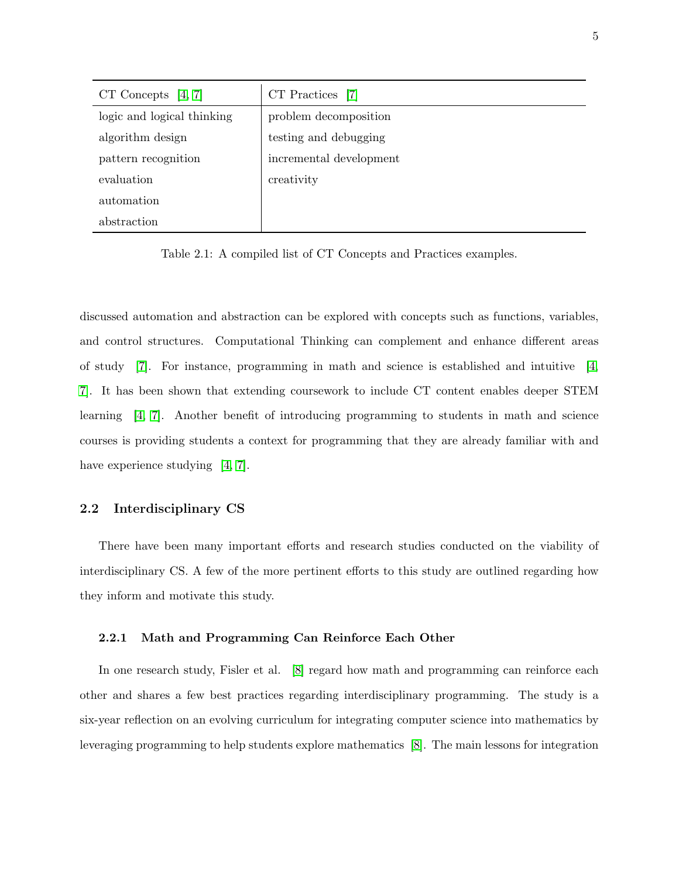| CT Concepts [4, 7] | CT Practices [7] |
|---|---|
| logic and logical thinking | problem decomposition |
| algorithm design | testing and debugging |
| pattern recognition | incremental development |
| evaluation | creativity |
| automation | |
| abstraction | |

Table 2.1: A compiled list of CT Concepts and Practices examples.

discussed automation and abstraction can be explored with concepts such as functions, variables, and control structures. Computational Thinking can complement and enhance different areas of study [7]. For instance, programming in math and science is established and intuitive [4, 7]. It has been shown that extending coursework to include CT content enables deeper STEM learning [4, 7]. Another benefit of introducing programming to students in math and science courses is providing students a context for programming that they are already familiar with and have experience studying [4, 7].

## 2.2 Interdisciplinary CS

There have been many important efforts and research studies conducted on the viability of interdisciplinary CS. A few of the more pertinent efforts to this study are outlined regarding how they inform and motivate this study.

### 2.2.1 Math and Programming Can Reinforce Each Other

In one research study, Fisler et al. [8] regard how math and programming can reinforce each other and shares a few best practices regarding interdisciplinary programming. The study is a six-year reflection on an evolving curriculum for integrating computer science into mathematics by leveraging programming to help students explore mathematics [8]. The main lessons for integration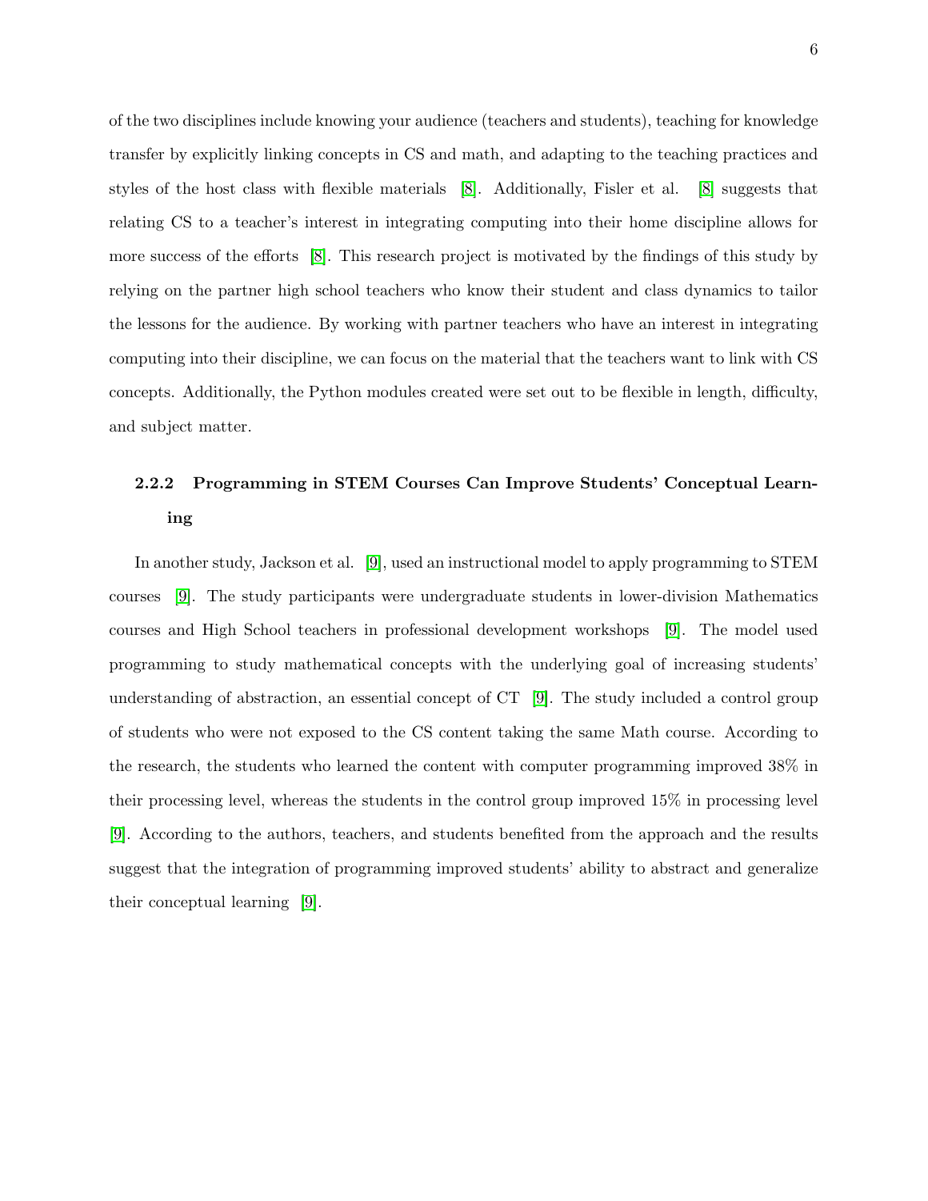of the two disciplines include knowing your audience (teachers and students), teaching for knowledge transfer by explicitly linking concepts in CS and math, and adapting to the teaching practices and styles of the host class with flexible materials [8]. Additionally, Fisler et al. [8] suggests that relating CS to a teacher's interest in integrating computing into their home discipline allows for more success of the efforts [8]. This research project is motivated by the findings of this study by relying on the partner high school teachers who know their student and class dynamics to tailor the lessons for the audience. By working with partner teachers who have an interest in integrating computing into their discipline, we can focus on the material that the teachers want to link with CS concepts. Additionally, the Python modules created were set out to be flexible in length, difficulty, and subject matter.

### 2.2.2 Programming in STEM Courses Can Improve Students' Conceptual Learning

In another study, Jackson et al. [9], used an instructional model to apply programming to STEM courses [9]. The study participants were undergraduate students in lower-division Mathematics courses and High School teachers in professional development workshops [9]. The model used programming to study mathematical concepts with the underlying goal of increasing students' understanding of abstraction, an essential concept of CT [9]. The study included a control group of students who were not exposed to the CS content taking the same Math course. According to the research, the students who learned the content with computer programming improved 38% in their processing level, whereas the students in the control group improved 15% in processing level [9]. According to the authors, teachers, and students benefited from the approach and the results suggest that the integration of programming improved students' ability to abstract and generalize their conceptual learning [9].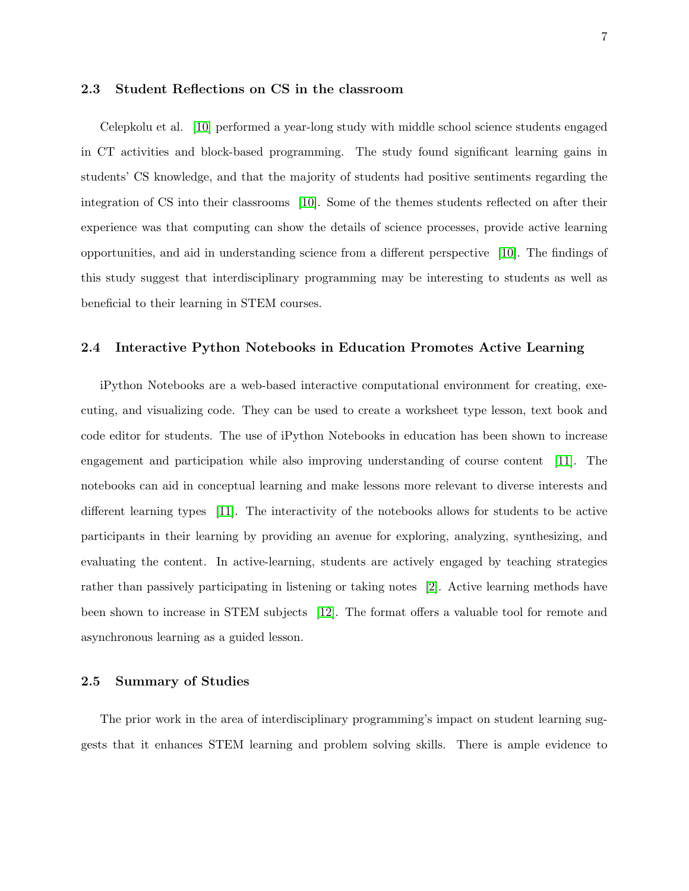### 2.3 Student Reflections on CS in the classroom

Celepkolu et al. [10] performed a year-long study with middle school science students engaged in CT activities and block-based programming. The study found significant learning gains in students' CS knowledge, and that the majority of students had positive sentiments regarding the integration of CS into their classrooms [10]. Some of the themes students reflected on after their experience was that computing can show the details of science processes, provide active learning opportunities, and aid in understanding science from a different perspective [10]. The findings of this study suggest that interdisciplinary programming may be interesting to students as well as beneficial to their learning in STEM courses.

### 2.4 Interactive Python Notebooks in Education Promotes Active Learning

iPython Notebooks are a web-based interactive computational environment for creating, executing, and visualizing code. They can be used to create a worksheet type lesson, text book and code editor for students. The use of iPython Notebooks in education has been shown to increase engagement and participation while also improving understanding of course content [11]. The notebooks can aid in conceptual learning and make lessons more relevant to diverse interests and different learning types [11]. The interactivity of the notebooks allows for students to be active participants in their learning by providing an avenue for exploring, analyzing, synthesizing, and evaluating the content. In active-learning, students are actively engaged by teaching strategies rather than passively participating in listening or taking notes [2]. Active learning methods have been shown to increase in STEM subjects [12]. The format offers a valuable tool for remote and asynchronous learning as a guided lesson.

### 2.5 Summary of Studies

The prior work in the area of interdisciplinary programming's impact on student learning suggests that it enhances STEM learning and problem solving skills. There is ample evidence to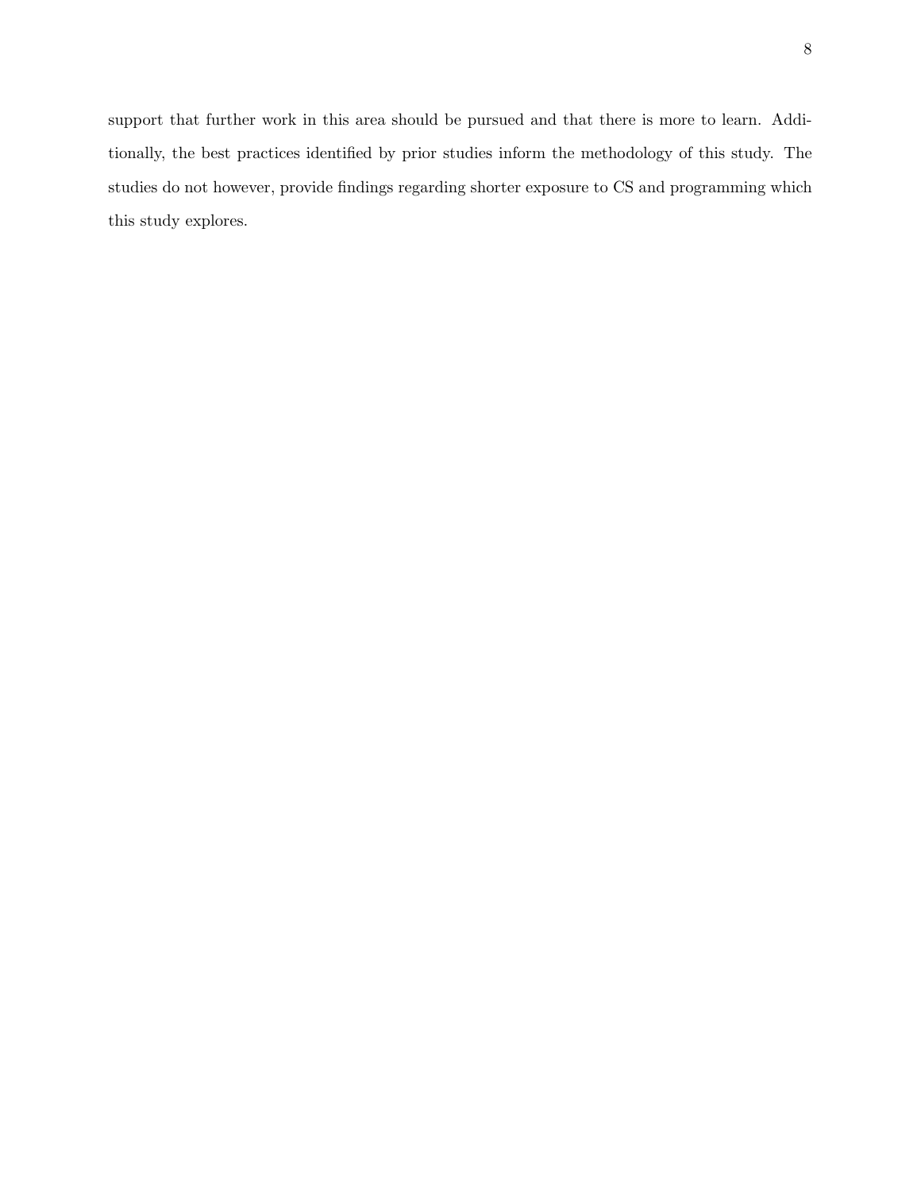support that further work in this area should be pursued and that there is more to learn. Additionally, the best practices identified by prior studies inform the methodology of this study. The studies do not however, provide findings regarding shorter exposure to CS and programming which this study explores.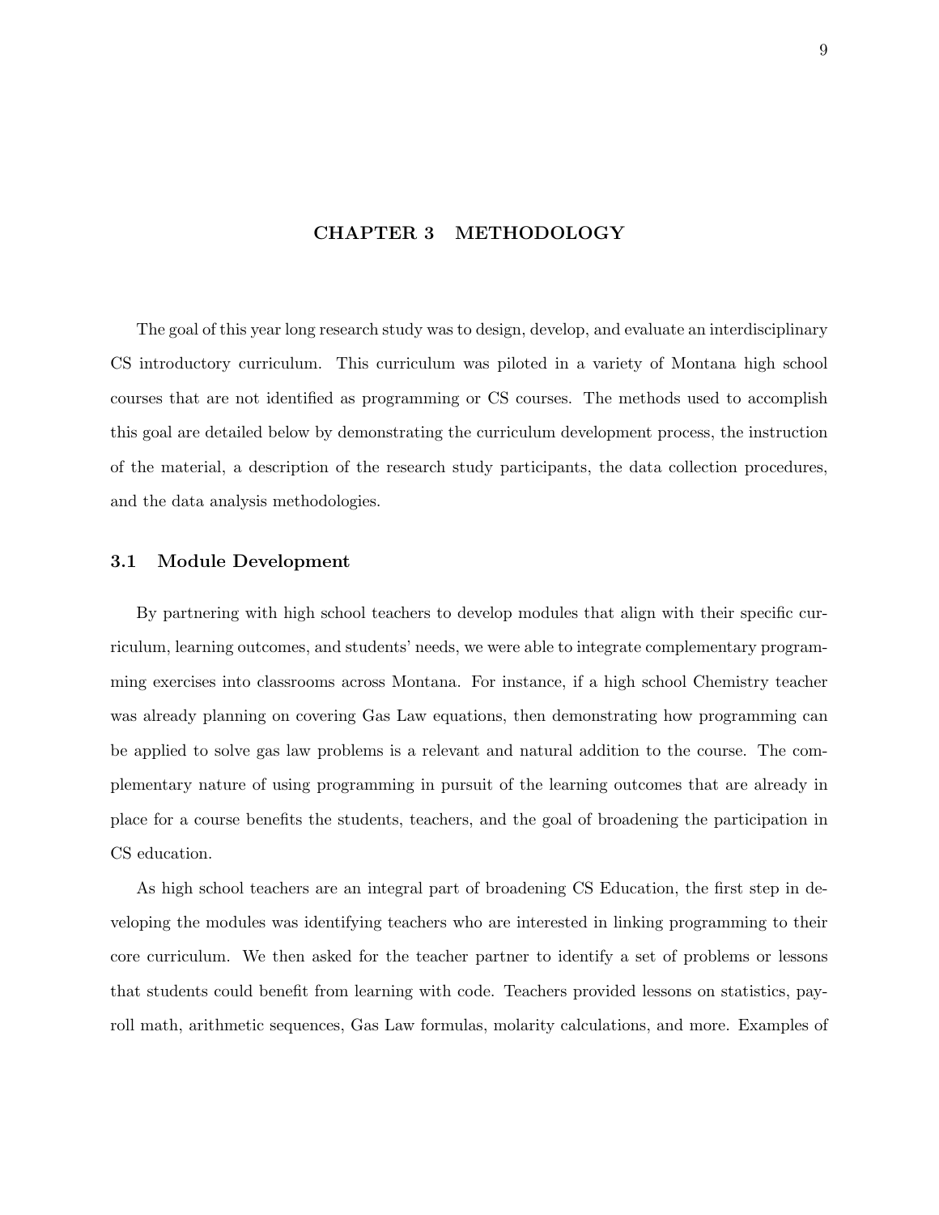# CHAPTER 3 METHODOLOGY

The goal of this year long research study was to design, develop, and evaluate an interdisciplinary CS introductory curriculum. This curriculum was piloted in a variety of Montana high school courses that are not identified as programming or CS courses. The methods used to accomplish this goal are detailed below by demonstrating the curriculum development process, the instruction of the material, a description of the research study participants, the data collection procedures, and the data analysis methodologies.

## 3.1 Module Development

By partnering with high school teachers to develop modules that align with their specific curriculum, learning outcomes, and students' needs, we were able to integrate complementary programming exercises into classrooms across Montana. For instance, if a high school Chemistry teacher was already planning on covering Gas Law equations, then demonstrating how programming can be applied to solve gas law problems is a relevant and natural addition to the course. The complementary nature of using programming in pursuit of the learning outcomes that are already in place for a course benefits the students, teachers, and the goal of broadening the participation in CS education.

As high school teachers are an integral part of broadening CS Education, the first step in developing the modules was identifying teachers who are interested in linking programming to their core curriculum. We then asked for the teacher partner to identify a set of problems or lessons that students could benefit from learning with code. Teachers provided lessons on statistics, payroll math, arithmetic sequences, Gas Law formulas, molarity calculations, and more. Examples of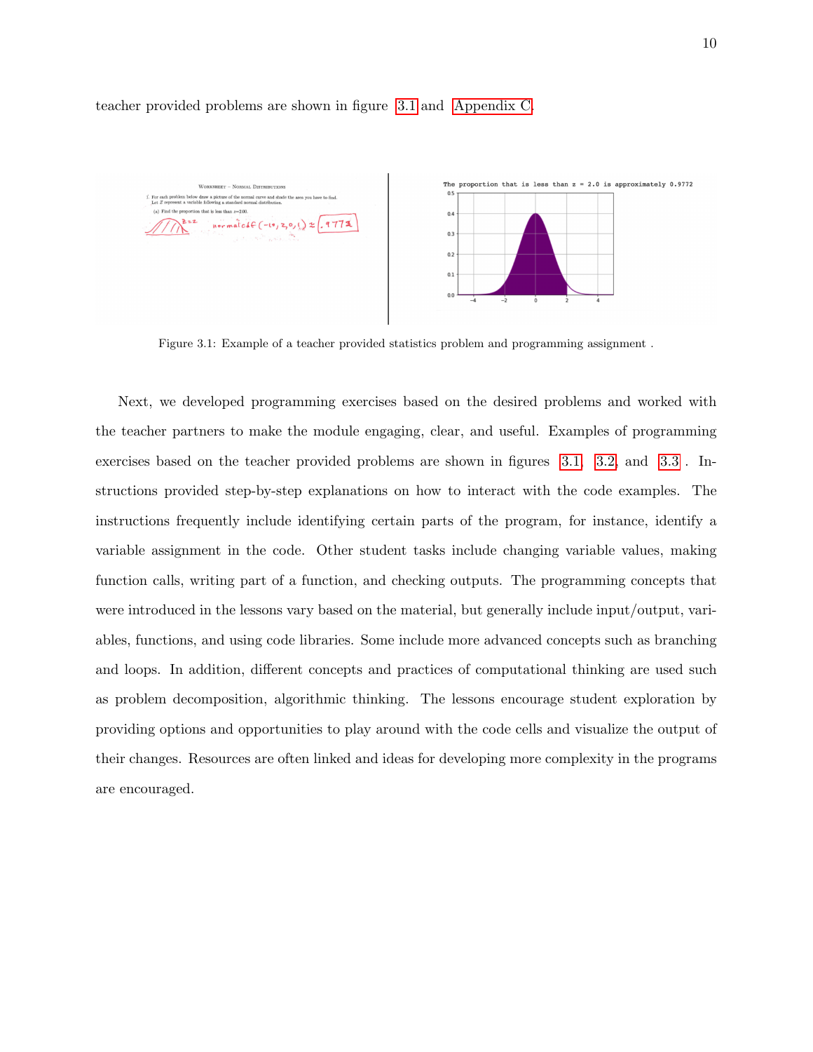teacher provided problems are shown in figure 3.1 and Appendix C.

Figure 3.1: Example of a teacher provided statistics problem and programming assignment .

Next, we developed programming exercises based on the desired problems and worked with the teacher partners to make the module engaging, clear, and useful. Examples of programming exercises based on the teacher provided problems are shown in figures 3.1, 3.2, and 3.3 . Instructions provided step-by-step explanations on how to interact with the code examples. The instructions frequently include identifying certain parts of the program, for instance, identify a variable assignment in the code. Other student tasks include changing variable values, making function calls, writing part of a function, and checking outputs. The programming concepts that were introduced in the lessons vary based on the material, but generally include input/output, variables, functions, and using code libraries. Some include more advanced concepts such as branching and loops. In addition, different concepts and practices of computational thinking are used such as problem decomposition, algorithmic thinking. The lessons encourage student exploration by providing options and opportunities to play around with the code cells and visualize the output of their changes. Resources are often linked and ideas for developing more complexity in the programs are encouraged.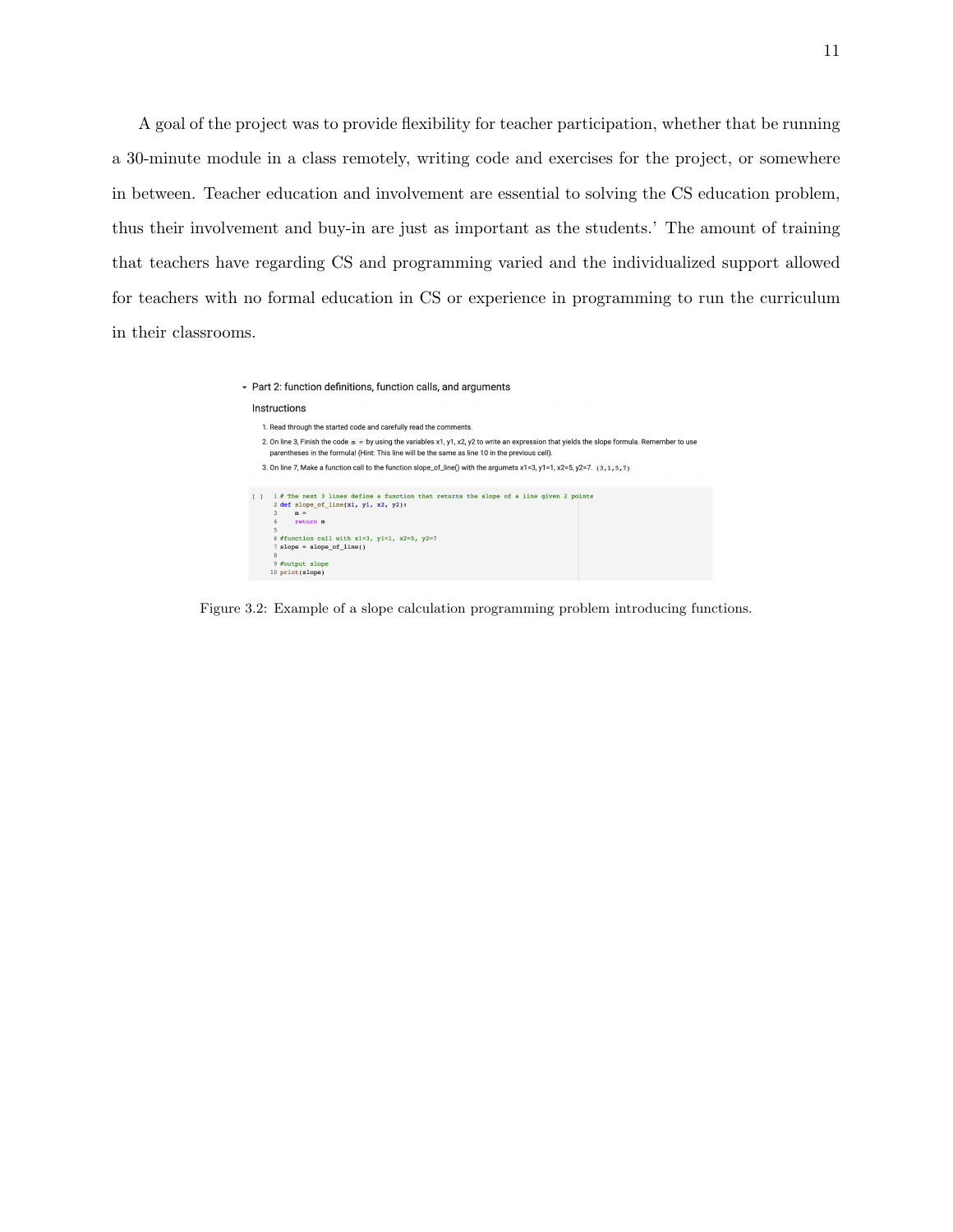A goal of the project was to provide flexibility for teacher participation, whether that be running a 30-minute module in a class remotely, writing code and exercises for the project, or somewhere in between. Teacher education and involvement are essential to solving the CS education problem, thus their involvement and buy-in are just as important as the students.' The amount of training that teachers have regarding CS and programming varied and the individualized support allowed for teachers with no formal education in CS or experience in programming to run the curriculum in their classrooms.

Part 2: function definitions, function calls, and arguments

Instructions

1. Read through the started code and carefully read the comments.
2. On line 3, Finish the code `m =` by using the variables x1, y1, x2, y2 to write an expression that yields the slope formula. Remember to use parentheses in the formula! (Hint: This line will be the same as line 10 in the previous cell).
3. On line 7, Make a function call to the function slope_of_line() with the argumets x1=3, y1=1, x2=5, y2=7. `(3,1,5,7)`

```
1  # The next 3 lines define a function that returns the slope of a line given 2 points
2  def slope_of_line(x1, y1, x2, y2):
3      m =
4      return m
5
6  #function call with x1=3, y1=1, x2=5, y2=7
7  slope = slope_of_line()
8
9  #output slope
10 print(slope)
```

Figure 3.2: Example of a slope calculation programming problem introducing functions.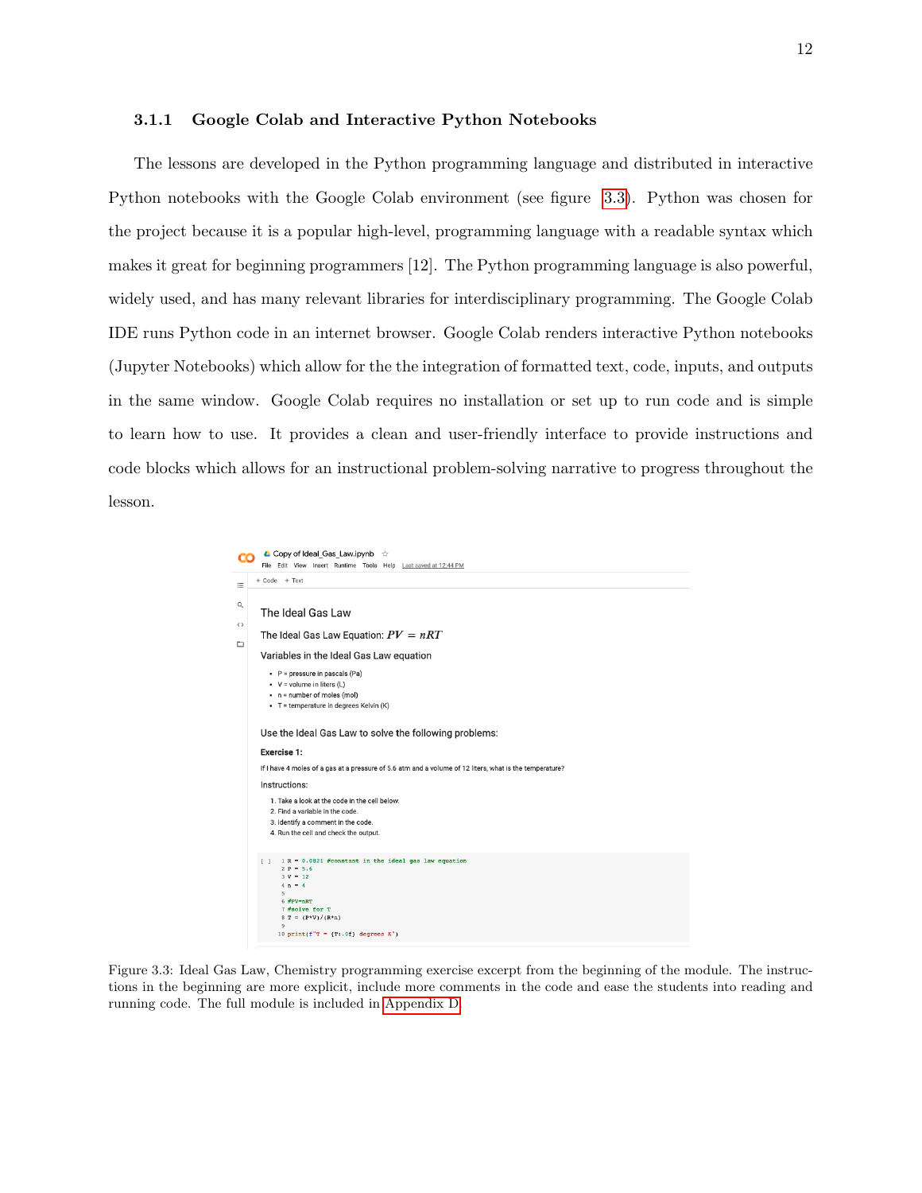### 3.1.1 Google Colab and Interactive Python Notebooks

The lessons are developed in the Python programming language and distributed in interactive Python notebooks with the Google Colab environment (see figure 3.3). Python was chosen for the project because it is a popular high-level, programming language with a readable syntax which makes it great for beginning programmers [12]. The Python programming language is also powerful, widely used, and has many relevant libraries for interdisciplinary programming. The Google Colab IDE runs Python code in an internet browser. Google Colab renders interactive Python notebooks (Jupyter Notebooks) which allow for the the integration of formatted text, code, inputs, and outputs in the same window. Google Colab requires no installation or set up to run code and is simple to learn how to use. It provides a clean and user-friendly interface to provide instructions and code blocks which allows for an instructional problem-solving narrative to progress throughout the lesson.

Copy of Ideal_Gas_Law.ipynb

File Edit View Insert Runtime Tools Help Last saved at 12:44 PM

+ Code + Text

The Ideal Gas Law

The Ideal Gas Law Equation: $PV = nRT$

Variables in the Ideal Gas Law equation

- P = pressure in pascals (Pa)
- V = volume in liters (L)
- n = number of moles (mol)
- T = temperature in degrees Kelvin (K)

Use the Ideal Gas Law to solve the following problems:

**Exercise 1:**

If I have 4 moles of a gas at a pressure of 5.6 atm and a volume of 12 liters, what is the temperature?

Instructions:

1. Take a look at the code in the cell below.
2. Find a variable in the code.
3. Identify a comment in the code.
4. Run the cell and check the output.

```
R = 0.0821 #constant in the ideal gas law equation
P = 5.6
V = 12
n = 4

#PV=nRT
#solve for T
T = (P*V)/(R*n)

print(f"T = {T:.0f} degrees K")
```

Figure 3.3: Ideal Gas Law, Chemistry programming exercise excerpt from the beginning of the module. The instructions in the beginning are more explicit, include more comments in the code and ease the students into reading and running code. The full module is included in Appendix D.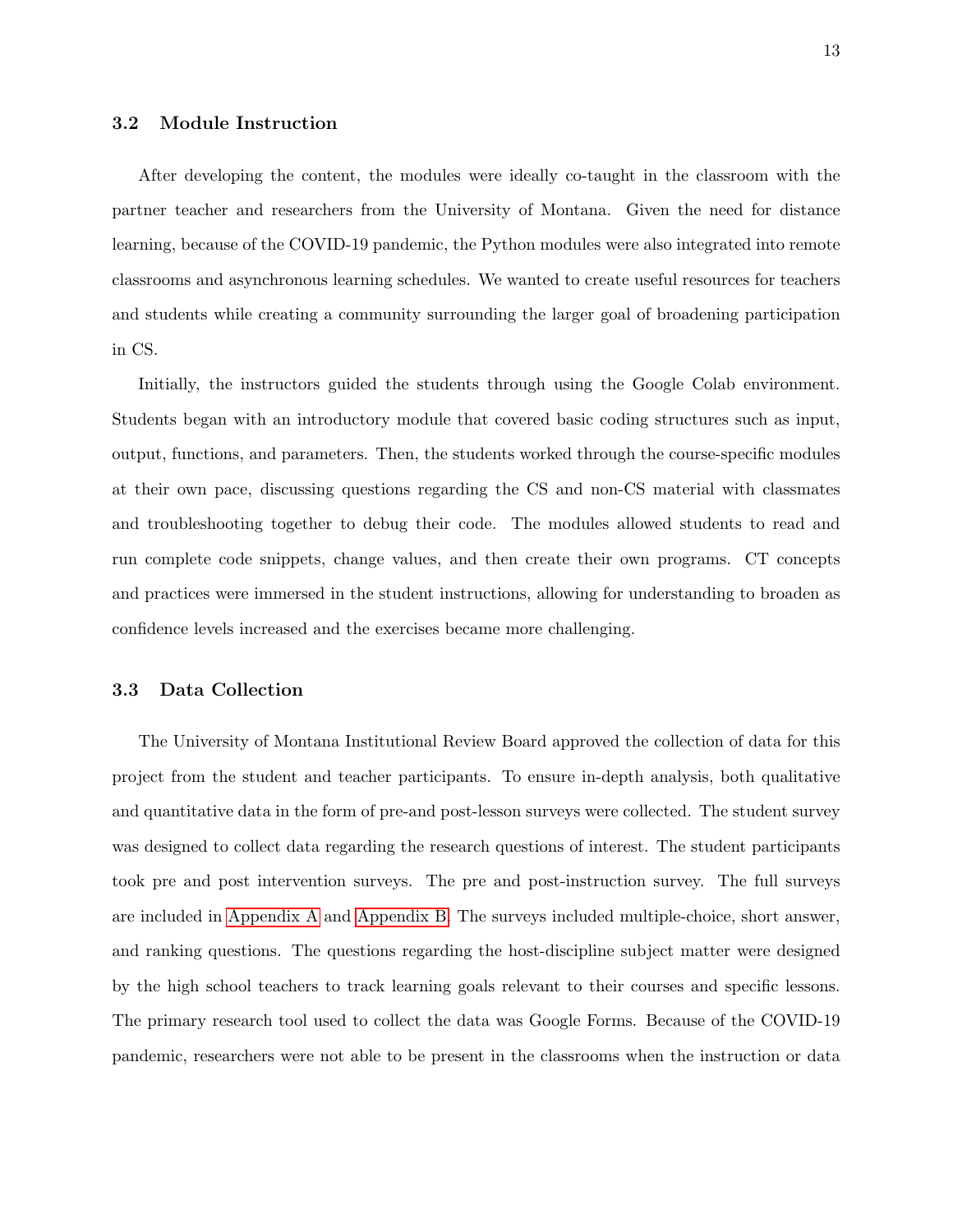### 3.2 Module Instruction

After developing the content, the modules were ideally co-taught in the classroom with the partner teacher and researchers from the University of Montana. Given the need for distance learning, because of the COVID-19 pandemic, the Python modules were also integrated into remote classrooms and asynchronous learning schedules. We wanted to create useful resources for teachers and students while creating a community surrounding the larger goal of broadening participation in CS.

Initially, the instructors guided the students through using the Google Colab environment. Students began with an introductory module that covered basic coding structures such as input, output, functions, and parameters. Then, the students worked through the course-specific modules at their own pace, discussing questions regarding the CS and non-CS material with classmates and troubleshooting together to debug their code. The modules allowed students to read and run complete code snippets, change values, and then create their own programs. CT concepts and practices were immersed in the student instructions, allowing for understanding to broaden as confidence levels increased and the exercises became more challenging.

### 3.3 Data Collection

The University of Montana Institutional Review Board approved the collection of data for this project from the student and teacher participants. To ensure in-depth analysis, both qualitative and quantitative data in the form of pre-and post-lesson surveys were collected. The student survey was designed to collect data regarding the research questions of interest. The student participants took pre and post intervention surveys. The pre and post-instruction survey. The full surveys are included in Appendix A and Appendix B. The surveys included multiple-choice, short answer, and ranking questions. The questions regarding the host-discipline subject matter were designed by the high school teachers to track learning goals relevant to their courses and specific lessons. The primary research tool used to collect the data was Google Forms. Because of the COVID-19 pandemic, researchers were not able to be present in the classrooms when the instruction or data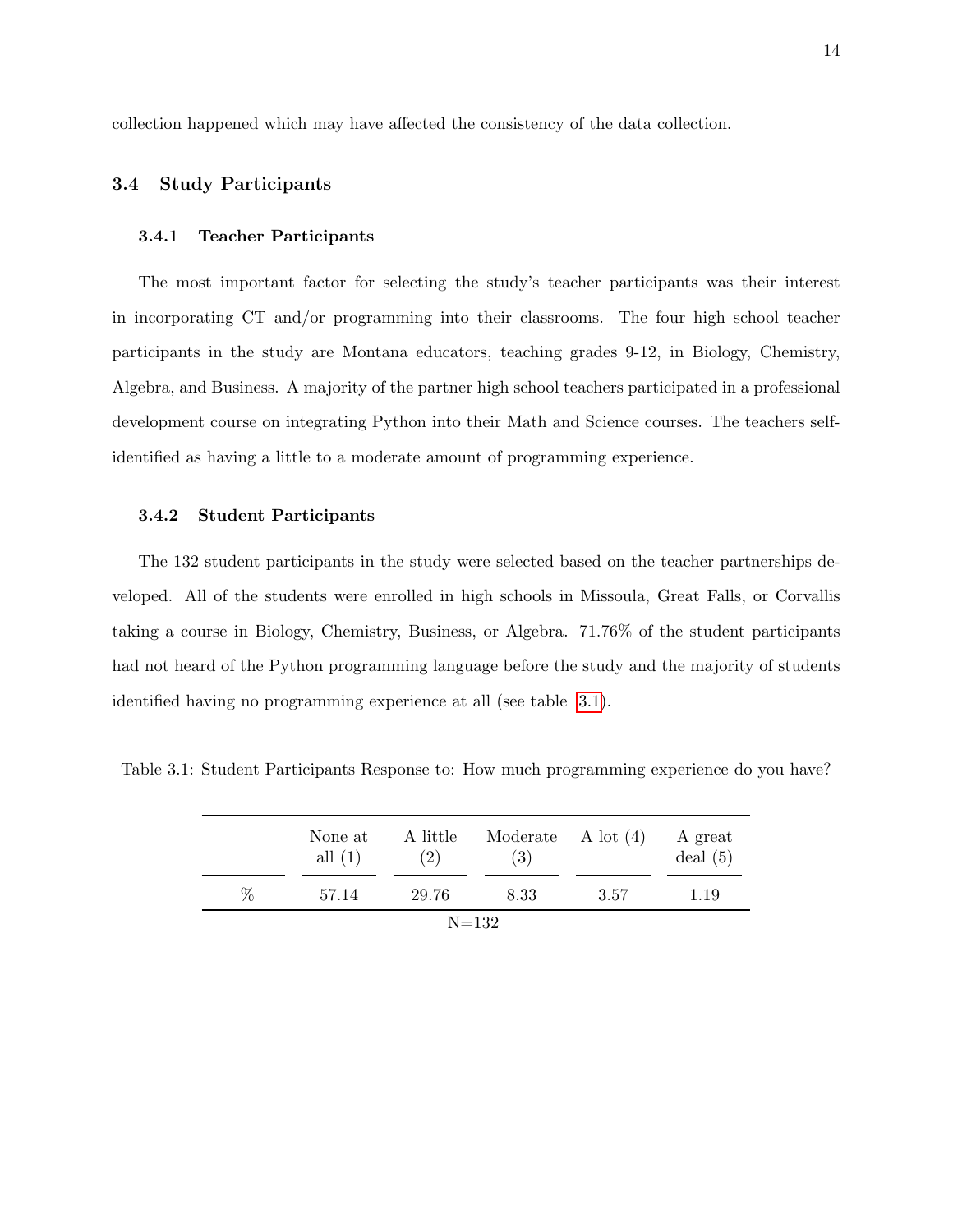collection happened which may have affected the consistency of the data collection.

## 3.4 Study Participants

### 3.4.1 Teacher Participants

The most important factor for selecting the study's teacher participants was their interest in incorporating CT and/or programming into their classrooms. The four high school teacher participants in the study are Montana educators, teaching grades 9-12, in Biology, Chemistry, Algebra, and Business. A majority of the partner high school teachers participated in a professional development course on integrating Python into their Math and Science courses. The teachers self-identified as having a little to a moderate amount of programming experience.

### 3.4.2 Student Participants

The 132 student participants in the study were selected based on the teacher partnerships developed. All of the students were enrolled in high schools in Missoula, Great Falls, or Corvallis taking a course in Biology, Chemistry, Business, or Algebra. 71.76% of the student participants had not heard of the Python programming language before the study and the majority of students identified having no programming experience at all (see table 3.1).

Table 3.1: Student Participants Response to: How much programming experience do you have?

| | None at all (1) | A little (2) | Moderate (3) | A lot (4) | A great deal (5) |
|---|---|---|---|---|---|
| % | 57.14 | 29.76 | 8.33 | 3.57 | 1.19 |

N=132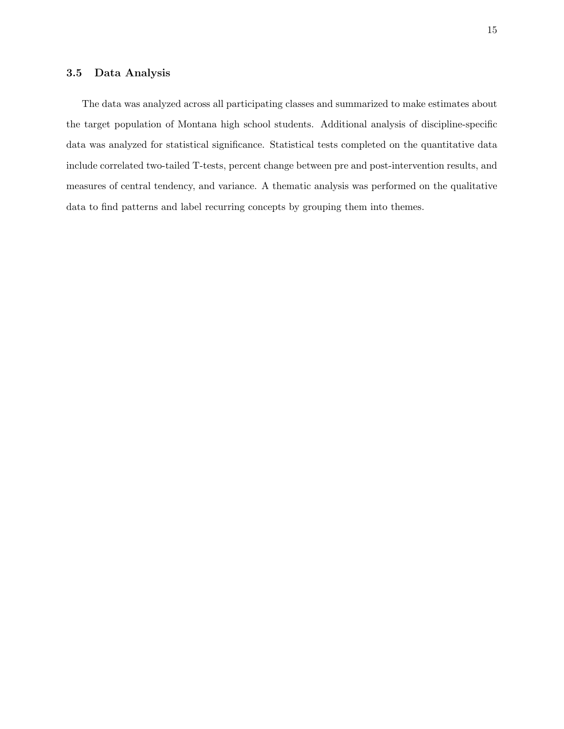### 3.5 Data Analysis

The data was analyzed across all participating classes and summarized to make estimates about the target population of Montana high school students. Additional analysis of discipline-specific data was analyzed for statistical significance. Statistical tests completed on the quantitative data include correlated two-tailed T-tests, percent change between pre and post-intervention results, and measures of central tendency, and variance. A thematic analysis was performed on the qualitative data to find patterns and label recurring concepts by grouping them into themes.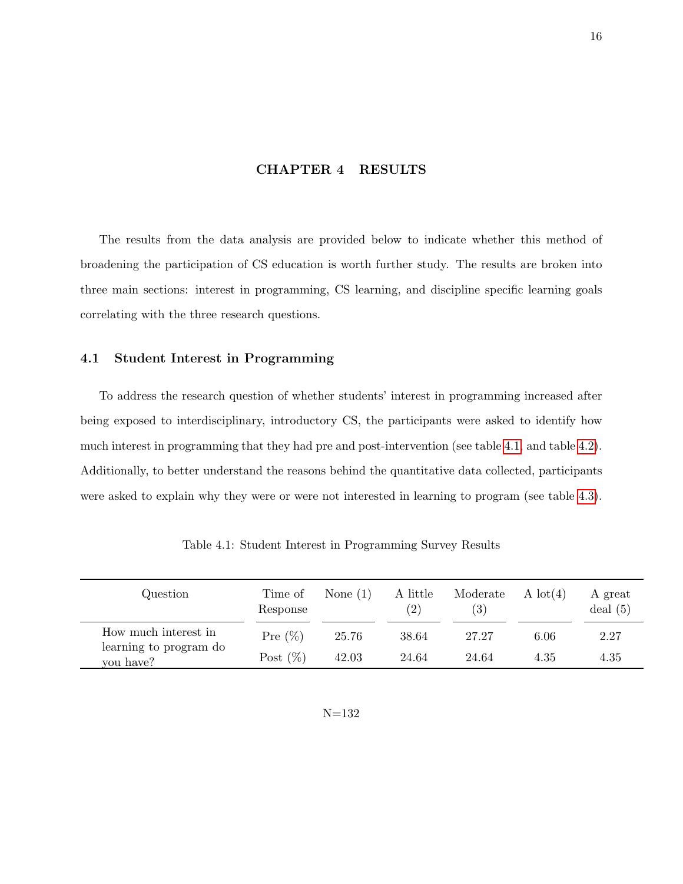# CHAPTER 4 RESULTS

The results from the data analysis are provided below to indicate whether this method of broadening the participation of CS education is worth further study. The results are broken into three main sections: interest in programming, CS learning, and discipline specific learning goals correlating with the three research questions.

## 4.1 Student Interest in Programming

To address the research question of whether students' interest in programming increased after being exposed to interdisciplinary, introductory CS, the participants were asked to identify how much interest in programming that they had pre and post-intervention (see table 4.1, and table 4.2). Additionally, to better understand the reasons behind the quantitative data collected, participants were asked to explain why they were or were not interested in learning to program (see table 4.3).

Table 4.1: Student Interest in Programming Survey Results

| Question | Time of Response | None (1) | A little (2) | Moderate (3) | A lot(4) | A great deal (5) |
|---|---|---|---|---|---|---|
| How much interest in learning to program do you have? | Pre (%) | 25.76 | 38.64 | 27.27 | 6.06 | 2.27 |
| | Post (%) | 42.03 | 24.64 | 24.64 | 4.35 | 4.35 |

N=132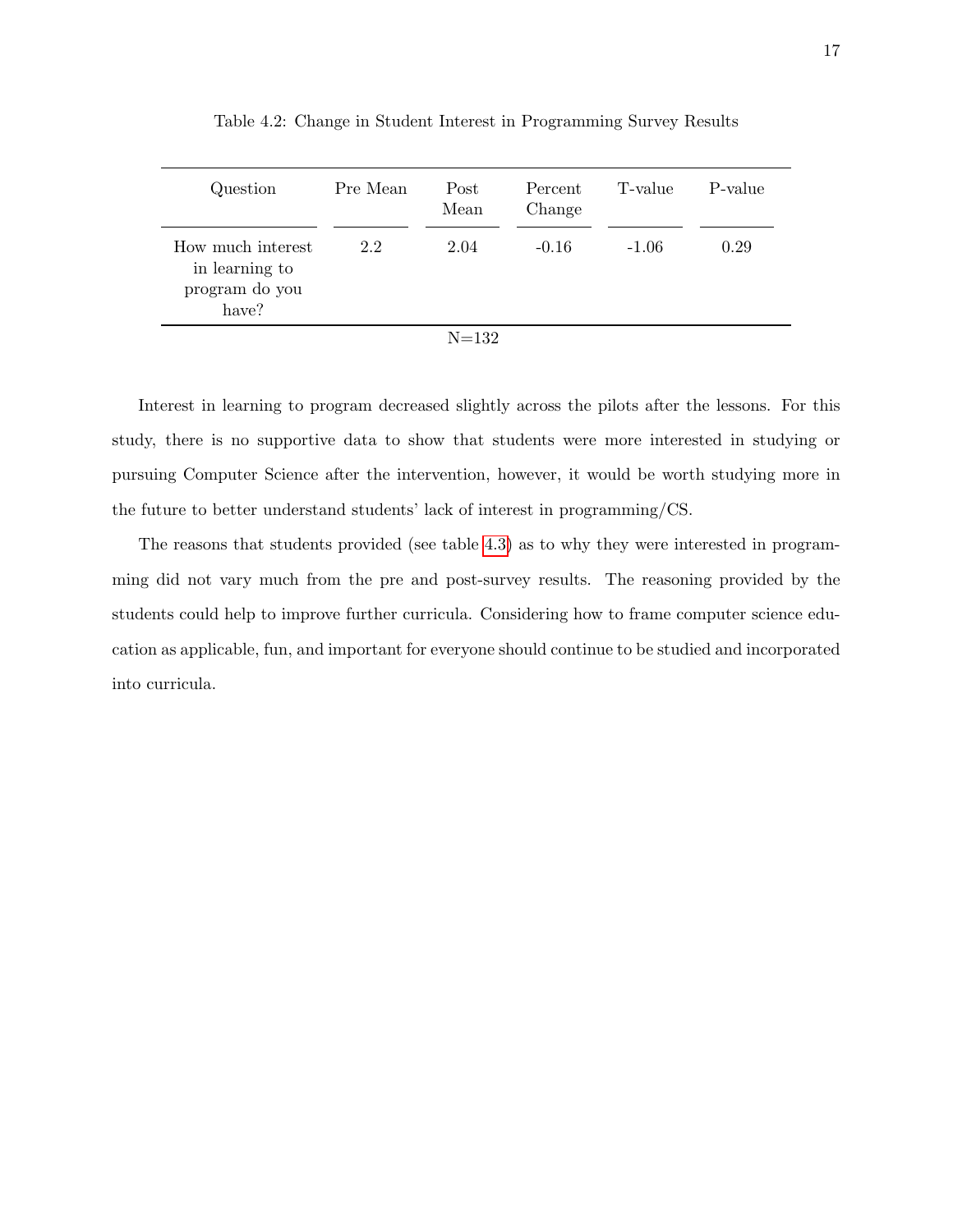Table 4.2: Change in Student Interest in Programming Survey Results

| Question | Pre Mean | Post Mean | Percent Change | T-value | P-value |
|---|---|---|---|---|---|
| How much interest in learning to program do you have? | 2.2 | 2.04 | -0.16 | -1.06 | 0.29 |

N=132

Interest in learning to program decreased slightly across the pilots after the lessons. For this study, there is no supportive data to show that students were more interested in studying or pursuing Computer Science after the intervention, however, it would be worth studying more in the future to better understand students' lack of interest in programming/CS.

The reasons that students provided (see table 4.3) as to why they were interested in programming did not vary much from the pre and post-survey results. The reasoning provided by the students could help to improve further curricula. Considering how to frame computer science education as applicable, fun, and important for everyone should continue to be studied and incorporated into curricula.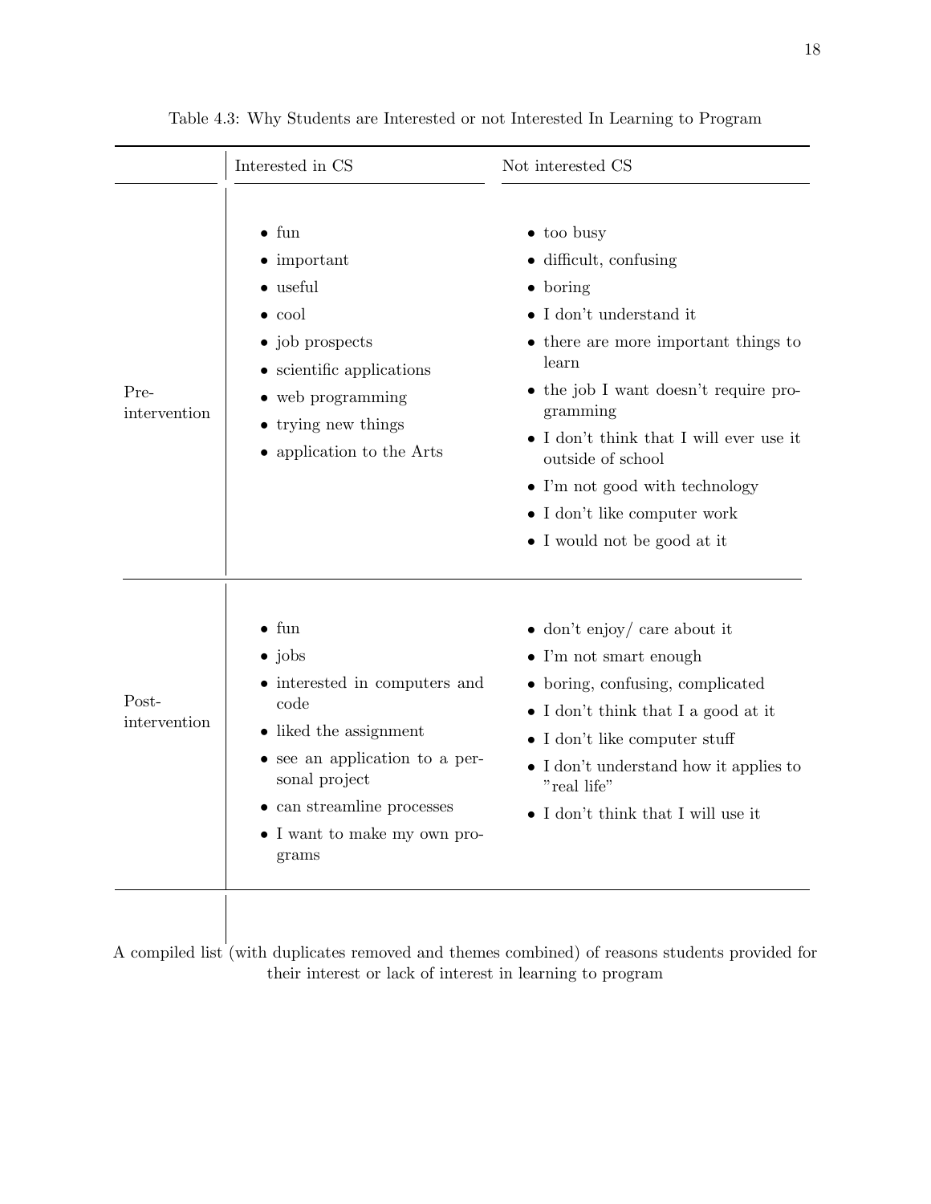Table 4.3: Why Students are Interested or not Interested In Learning to Program

| | Interested in CS | Not interested CS |
|---|---|---|
| Pre-intervention | • fun<br>• important<br>• useful<br>• cool<br>• job prospects<br>• scientific applications<br>• web programming<br>• trying new things<br>• application to the Arts | • too busy<br>• difficult, confusing<br>• boring<br>• I don't understand it<br>• there are more important things to learn<br>• the job I want doesn't require programming<br>• I don't think that I will ever use it outside of school<br>• I'm not good with technology<br>• I don't like computer work<br>• I would not be good at it |
| Post-intervention | • fun<br>• jobs<br>• interested in computers and code<br>• liked the assignment<br>• see an application to a personal project<br>• can streamline processes<br>• I want to make my own programs | • don't enjoy/ care about it<br>• I'm not smart enough<br>• boring, confusing, complicated<br>• I don't think that I a good at it<br>• I don't like computer stuff<br>• I don't understand how it applies to "real life"<br>• I don't think that I will use it |

A compiled list (with duplicates removed and themes combined) of reasons students provided for their interest or lack of interest in learning to program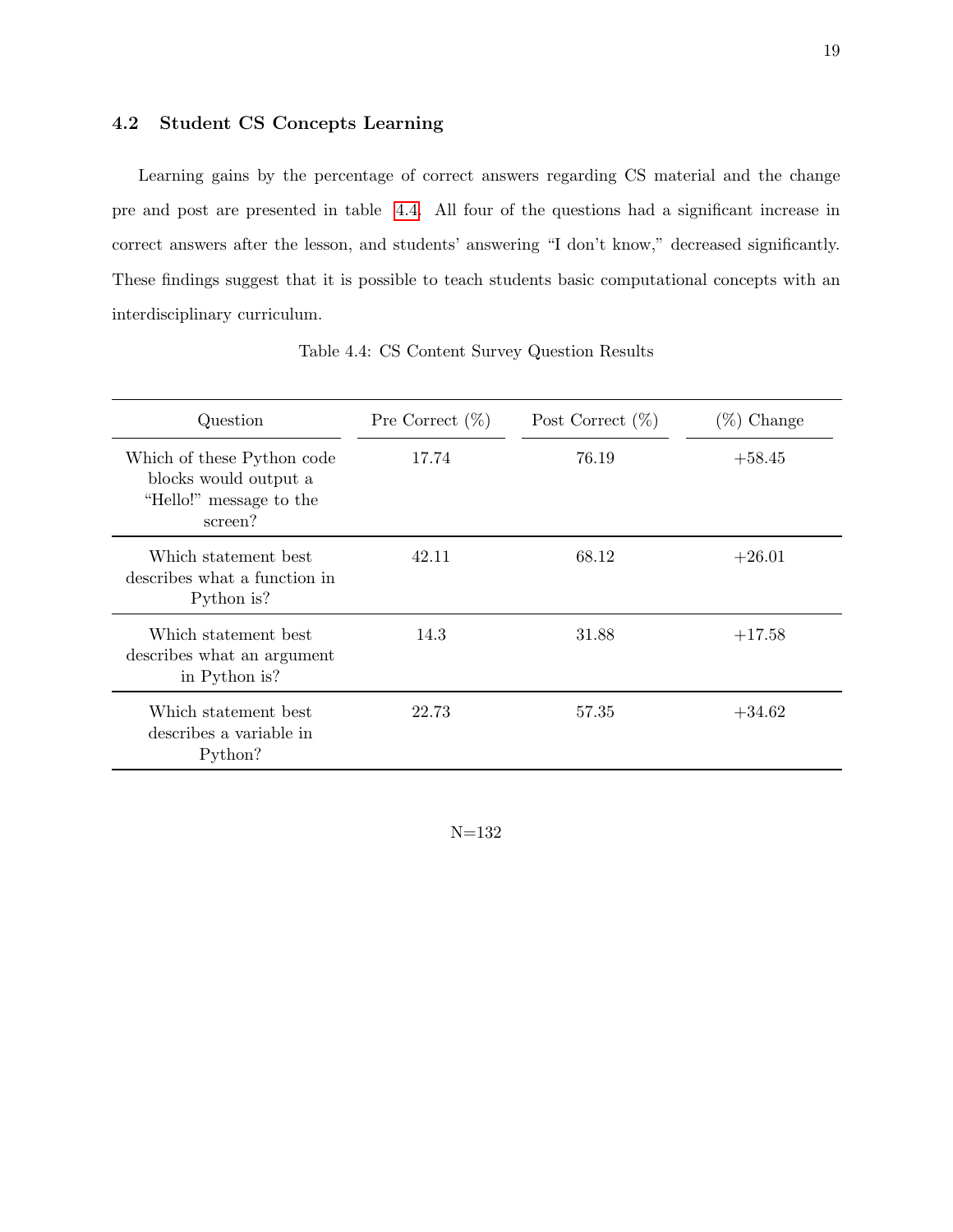### 4.2 Student CS Concepts Learning

Learning gains by the percentage of correct answers regarding CS material and the change pre and post are presented in table 4.4. All four of the questions had a significant increase in correct answers after the lesson, and students' answering "I don't know," decreased significantly. These findings suggest that it is possible to teach students basic computational concepts with an interdisciplinary curriculum.

Table 4.4: CS Content Survey Question Results

| Question | Pre Correct (%) | Post Correct (%) | (%) Change |
|---|---|---|---|
| Which of these Python code blocks would output a "Hello!" message to the screen? | 17.74 | 76.19 | +58.45 |
| Which statement best describes what a function in Python is? | 42.11 | 68.12 | +26.01 |
| Which statement best describes what an argument in Python is? | 14.3 | 31.88 | +17.58 |
| Which statement best describes a variable in Python? | 22.73 | 57.35 | +34.62 |

N=132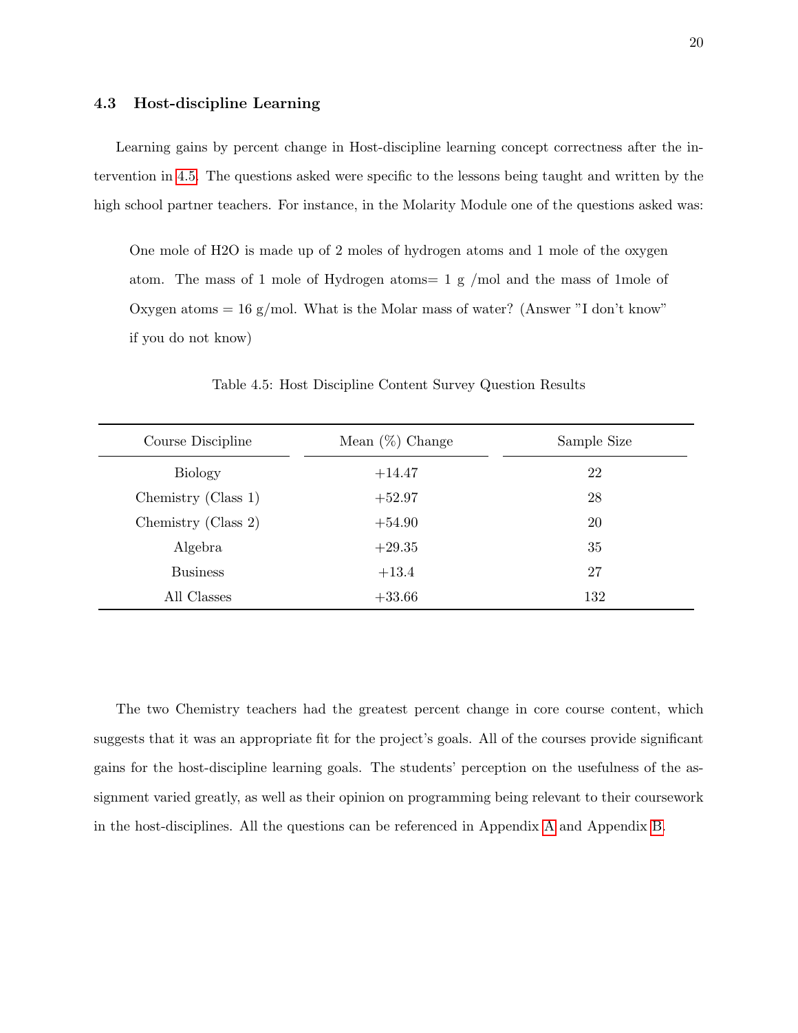### 4.3 Host-discipline Learning

Learning gains by percent change in Host-discipline learning concept correctness after the intervention in 4.5. The questions asked were specific to the lessons being taught and written by the high school partner teachers. For instance, in the Molarity Module one of the questions asked was:

> One mole of H2O is made up of 2 moles of hydrogen atoms and 1 mole of the oxygen atom. The mass of 1 mole of Hydrogen atoms= 1 g /mol and the mass of 1mole of Oxygen atoms = 16 g/mol. What is the Molar mass of water? (Answer "I don't know" if you do not know)

Table 4.5: Host Discipline Content Survey Question Results

| Course Discipline | Mean (%) Change | Sample Size |
|---|---|---|
| Biology | +14.47 | 22 |
| Chemistry (Class 1) | +52.97 | 28 |
| Chemistry (Class 2) | +54.90 | 20 |
| Algebra | +29.35 | 35 |
| Business | +13.4 | 27 |
| All Classes | +33.66 | 132 |

The two Chemistry teachers had the greatest percent change in core course content, which suggests that it was an appropriate fit for the project's goals. All of the courses provide significant gains for the host-discipline learning goals. The students' perception on the usefulness of the assignment varied greatly, as well as their opinion on programming being relevant to their coursework in the host-disciplines. All the questions can be referenced in Appendix A and Appendix B.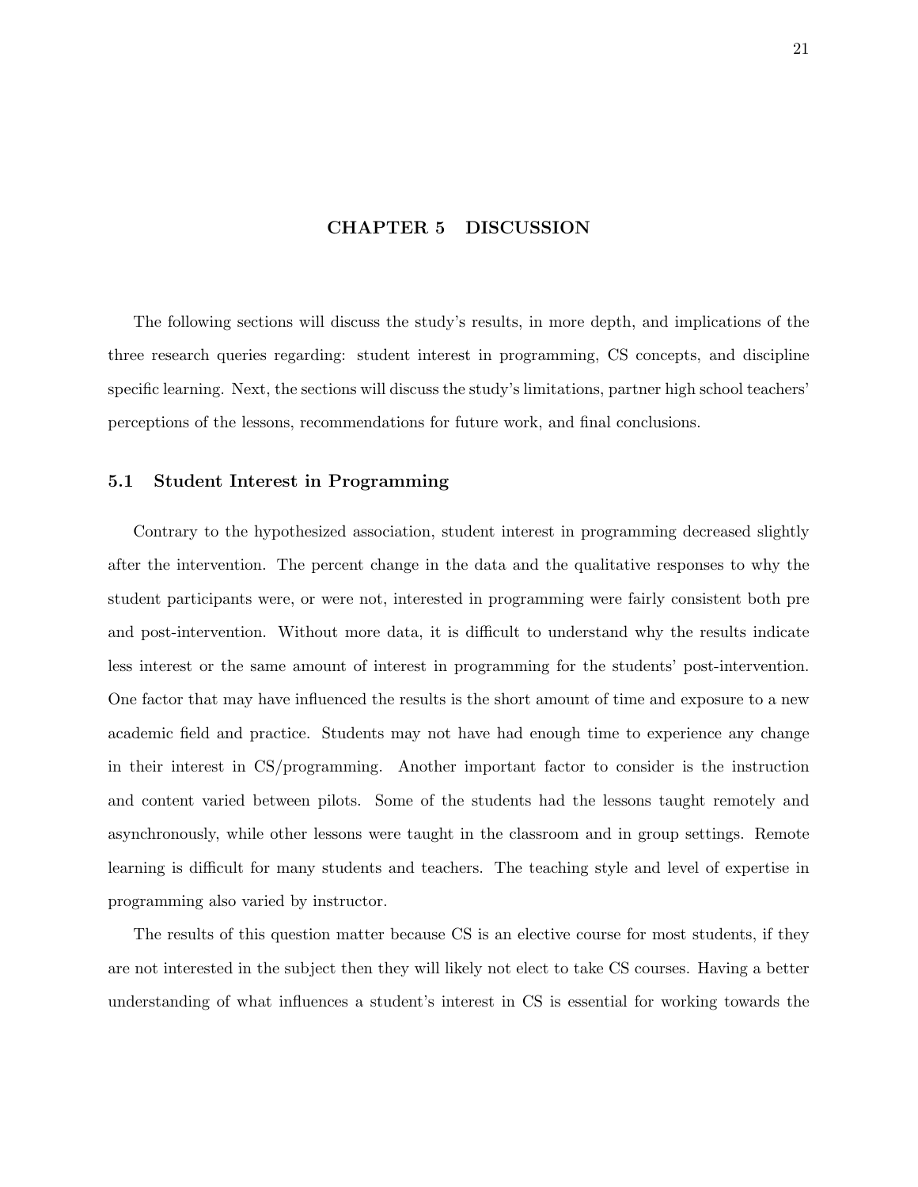# CHAPTER 5 DISCUSSION

The following sections will discuss the study's results, in more depth, and implications of the three research queries regarding: student interest in programming, CS concepts, and discipline specific learning. Next, the sections will discuss the study's limitations, partner high school teachers' perceptions of the lessons, recommendations for future work, and final conclusions.

## 5.1 Student Interest in Programming

Contrary to the hypothesized association, student interest in programming decreased slightly after the intervention. The percent change in the data and the qualitative responses to why the student participants were, or were not, interested in programming were fairly consistent both pre and post-intervention. Without more data, it is difficult to understand why the results indicate less interest or the same amount of interest in programming for the students' post-intervention. One factor that may have influenced the results is the short amount of time and exposure to a new academic field and practice. Students may not have had enough time to experience any change in their interest in CS/programming. Another important factor to consider is the instruction and content varied between pilots. Some of the students had the lessons taught remotely and asynchronously, while other lessons were taught in the classroom and in group settings. Remote learning is difficult for many students and teachers. The teaching style and level of expertise in programming also varied by instructor.

The results of this question matter because CS is an elective course for most students, if they are not interested in the subject then they will likely not elect to take CS courses. Having a better understanding of what influences a student's interest in CS is essential for working towards the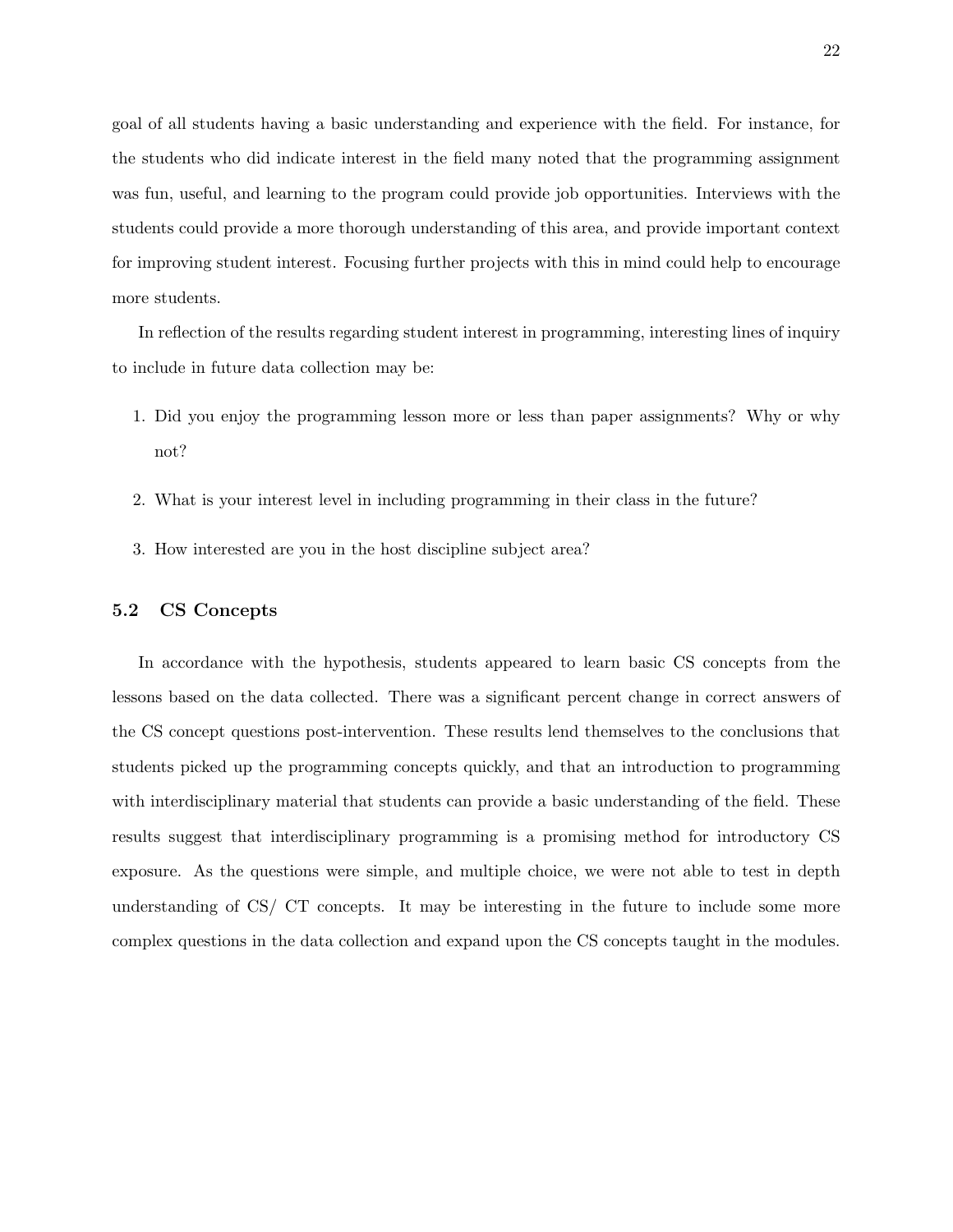goal of all students having a basic understanding and experience with the field. For instance, for the students who did indicate interest in the field many noted that the programming assignment was fun, useful, and learning to the program could provide job opportunities. Interviews with the students could provide a more thorough understanding of this area, and provide important context for improving student interest. Focusing further projects with this in mind could help to encourage more students.

In reflection of the results regarding student interest in programming, interesting lines of inquiry to include in future data collection may be:

1. Did you enjoy the programming lesson more or less than paper assignments? Why or why not?
2. What is your interest level in including programming in their class in the future?
3. How interested are you in the host discipline subject area?

### 5.2 CS Concepts

In accordance with the hypothesis, students appeared to learn basic CS concepts from the lessons based on the data collected. There was a significant percent change in correct answers of the CS concept questions post-intervention. These results lend themselves to the conclusions that students picked up the programming concepts quickly, and that an introduction to programming with interdisciplinary material that students can provide a basic understanding of the field. These results suggest that interdisciplinary programming is a promising method for introductory CS exposure. As the questions were simple, and multiple choice, we were not able to test in depth understanding of CS/ CT concepts. It may be interesting in the future to include some more complex questions in the data collection and expand upon the CS concepts taught in the modules.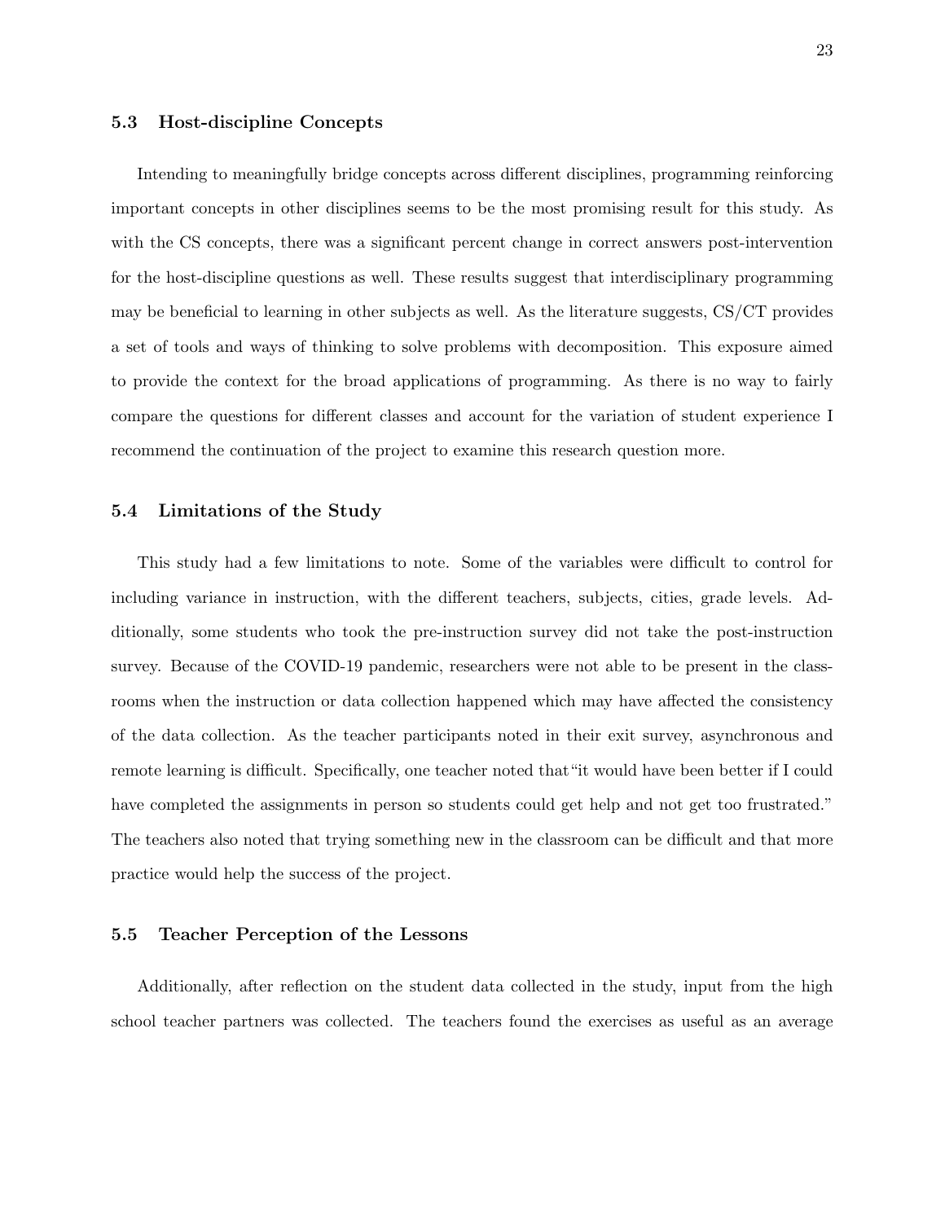### 5.3 Host-discipline Concepts

Intending to meaningfully bridge concepts across different disciplines, programming reinforcing important concepts in other disciplines seems to be the most promising result for this study. As with the CS concepts, there was a significant percent change in correct answers post-intervention for the host-discipline questions as well. These results suggest that interdisciplinary programming may be beneficial to learning in other subjects as well. As the literature suggests, CS/CT provides a set of tools and ways of thinking to solve problems with decomposition. This exposure aimed to provide the context for the broad applications of programming. As there is no way to fairly compare the questions for different classes and account for the variation of student experience I recommend the continuation of the project to examine this research question more.

### 5.4 Limitations of the Study

This study had a few limitations to note. Some of the variables were difficult to control for including variance in instruction, with the different teachers, subjects, cities, grade levels. Additionally, some students who took the pre-instruction survey did not take the post-instruction survey. Because of the COVID-19 pandemic, researchers were not able to be present in the classrooms when the instruction or data collection happened which may have affected the consistency of the data collection. As the teacher participants noted in their exit survey, asynchronous and remote learning is difficult. Specifically, one teacher noted that"it would have been better if I could have completed the assignments in person so students could get help and not get too frustrated." The teachers also noted that trying something new in the classroom can be difficult and that more practice would help the success of the project.

### 5.5 Teacher Perception of the Lessons

Additionally, after reflection on the student data collected in the study, input from the high school teacher partners was collected. The teachers found the exercises as useful as an average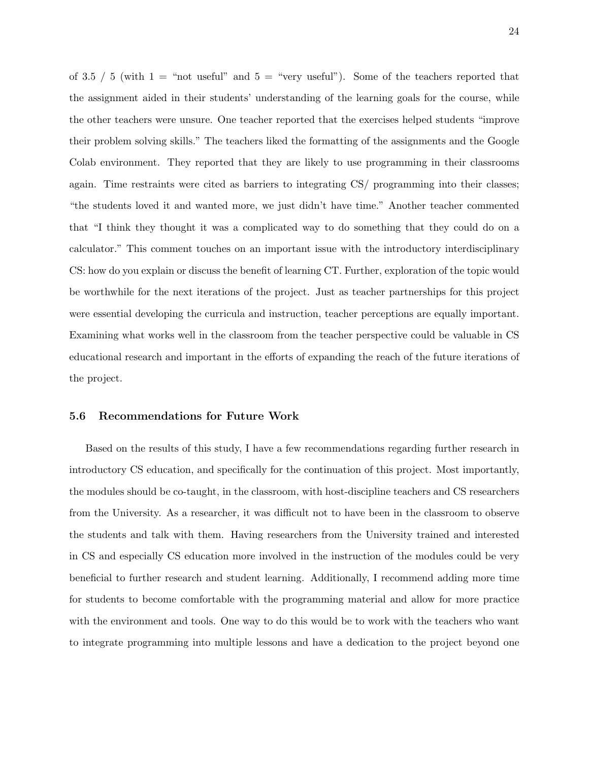of 3.5 / 5 (with 1 = "not useful" and 5 = "very useful"). Some of the teachers reported that the assignment aided in their students' understanding of the learning goals for the course, while the other teachers were unsure. One teacher reported that the exercises helped students "improve their problem solving skills." The teachers liked the formatting of the assignments and the Google Colab environment. They reported that they are likely to use programming in their classrooms again. Time restraints were cited as barriers to integrating CS/ programming into their classes; "the students loved it and wanted more, we just didn't have time." Another teacher commented that "I think they thought it was a complicated way to do something that they could do on a calculator." This comment touches on an important issue with the introductory interdisciplinary CS: how do you explain or discuss the benefit of learning CT. Further, exploration of the topic would be worthwhile for the next iterations of the project. Just as teacher partnerships for this project were essential developing the curricula and instruction, teacher perceptions are equally important. Examining what works well in the classroom from the teacher perspective could be valuable in CS educational research and important in the efforts of expanding the reach of the future iterations of the project.

### 5.6 Recommendations for Future Work

Based on the results of this study, I have a few recommendations regarding further research in introductory CS education, and specifically for the continuation of this project. Most importantly, the modules should be co-taught, in the classroom, with host-discipline teachers and CS researchers from the University. As a researcher, it was difficult not to have been in the classroom to observe the students and talk with them. Having researchers from the University trained and interested in CS and especially CS education more involved in the instruction of the modules could be very beneficial to further research and student learning. Additionally, I recommend adding more time for students to become comfortable with the programming material and allow for more practice with the environment and tools. One way to do this would be to work with the teachers who want to integrate programming into multiple lessons and have a dedication to the project beyond one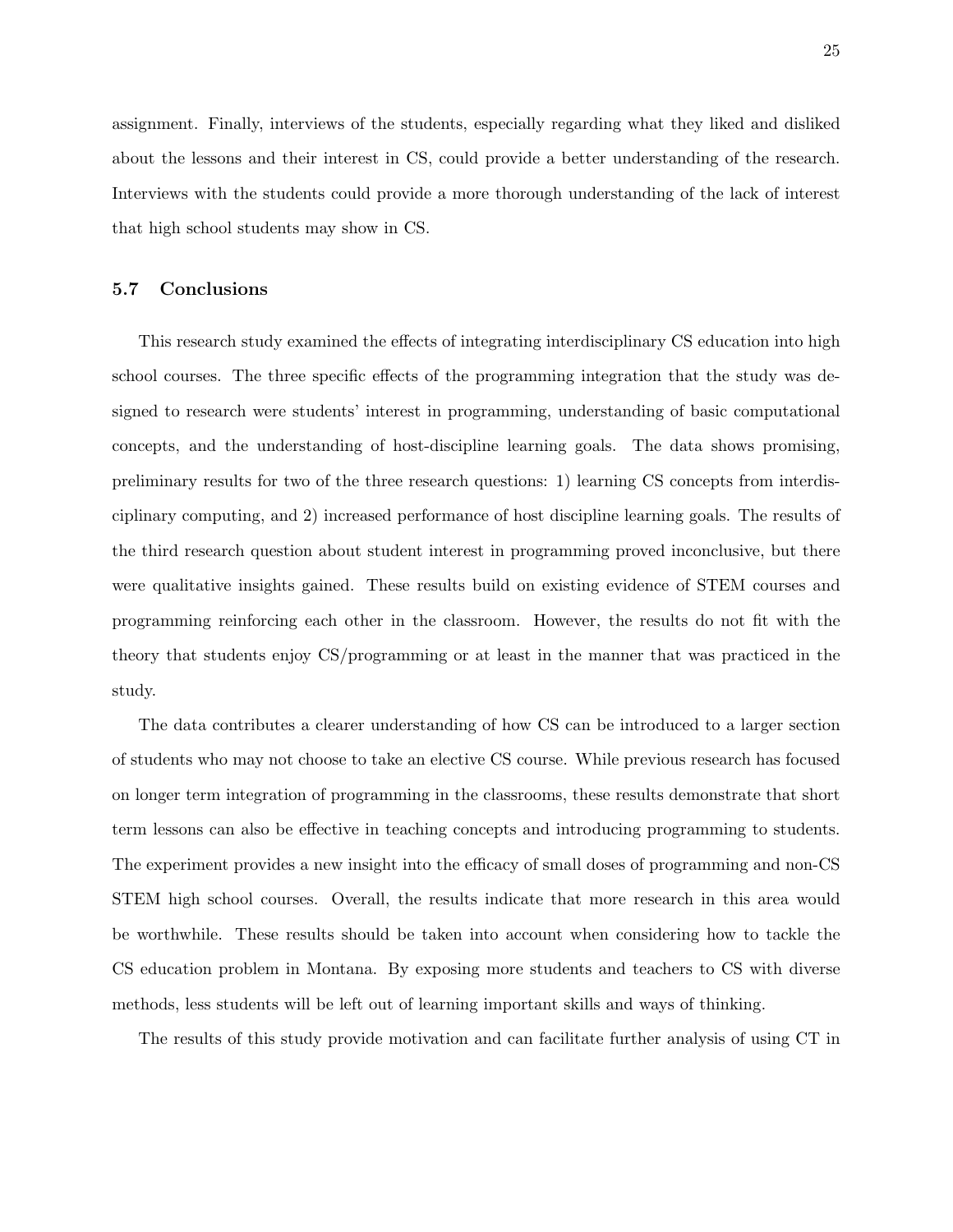assignment. Finally, interviews of the students, especially regarding what they liked and disliked about the lessons and their interest in CS, could provide a better understanding of the research. Interviews with the students could provide a more thorough understanding of the lack of interest that high school students may show in CS.

### 5.7 Conclusions

This research study examined the effects of integrating interdisciplinary CS education into high school courses. The three specific effects of the programming integration that the study was designed to research were students' interest in programming, understanding of basic computational concepts, and the understanding of host-discipline learning goals. The data shows promising, preliminary results for two of the three research questions: 1) learning CS concepts from interdisciplinary computing, and 2) increased performance of host discipline learning goals. The results of the third research question about student interest in programming proved inconclusive, but there were qualitative insights gained. These results build on existing evidence of STEM courses and programming reinforcing each other in the classroom. However, the results do not fit with the theory that students enjoy CS/programming or at least in the manner that was practiced in the study.

The data contributes a clearer understanding of how CS can be introduced to a larger section of students who may not choose to take an elective CS course. While previous research has focused on longer term integration of programming in the classrooms, these results demonstrate that short term lessons can also be effective in teaching concepts and introducing programming to students. The experiment provides a new insight into the efficacy of small doses of programming and non-CS STEM high school courses. Overall, the results indicate that more research in this area would be worthwhile. These results should be taken into account when considering how to tackle the CS education problem in Montana. By exposing more students and teachers to CS with diverse methods, less students will be left out of learning important skills and ways of thinking.

The results of this study provide motivation and can facilitate further analysis of using CT in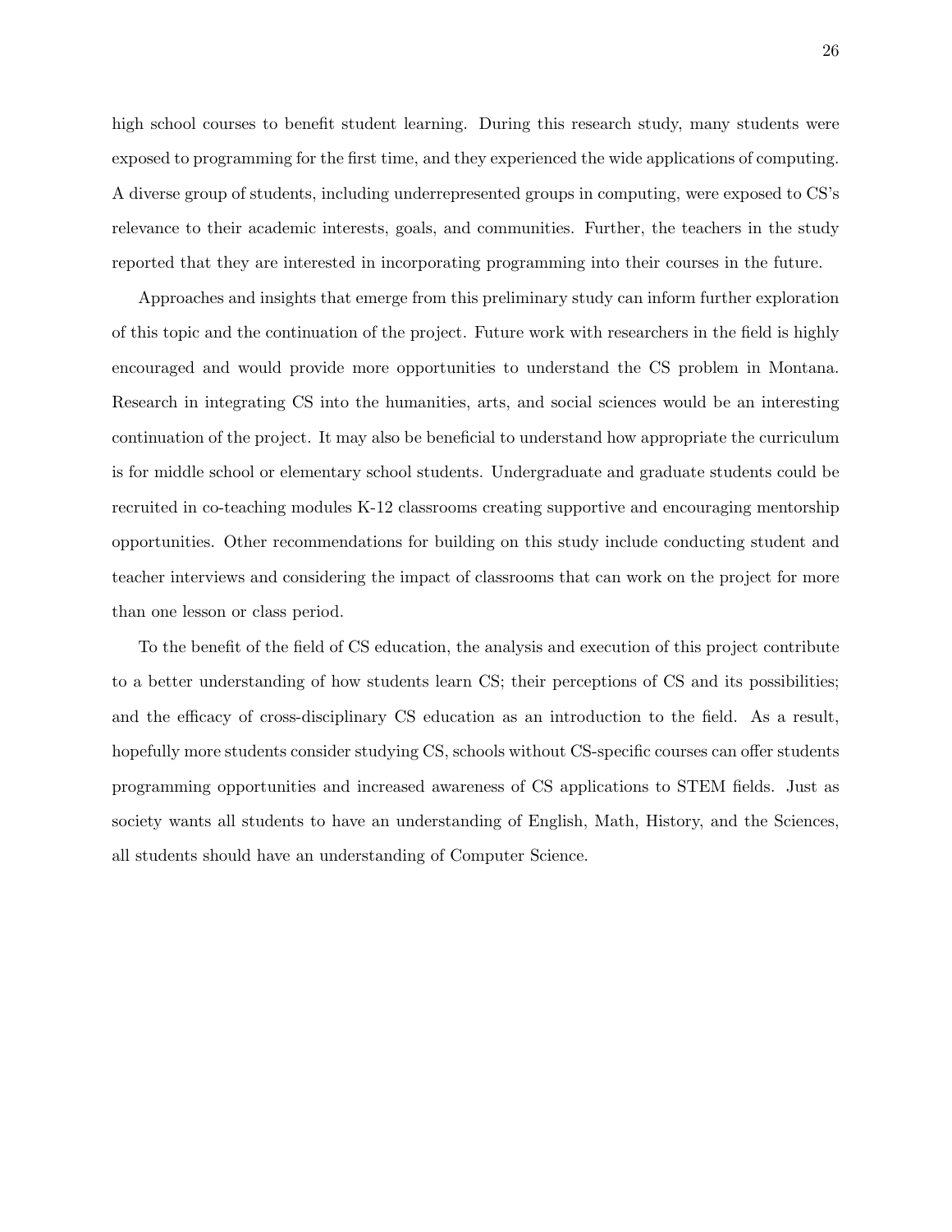high school courses to benefit student learning. During this research study, many students were exposed to programming for the first time, and they experienced the wide applications of computing. A diverse group of students, including underrepresented groups in computing, were exposed to CS's relevance to their academic interests, goals, and communities. Further, the teachers in the study reported that they are interested in incorporating programming into their courses in the future.

Approaches and insights that emerge from this preliminary study can inform further exploration of this topic and the continuation of the project. Future work with researchers in the field is highly encouraged and would provide more opportunities to understand the CS problem in Montana. Research in integrating CS into the humanities, arts, and social sciences would be an interesting continuation of the project. It may also be beneficial to understand how appropriate the curriculum is for middle school or elementary school students. Undergraduate and graduate students could be recruited in co-teaching modules K-12 classrooms creating supportive and encouraging mentorship opportunities. Other recommendations for building on this study include conducting student and teacher interviews and considering the impact of classrooms that can work on the project for more than one lesson or class period.

To the benefit of the field of CS education, the analysis and execution of this project contribute to a better understanding of how students learn CS; their perceptions of CS and its possibilities; and the efficacy of cross-disciplinary CS education as an introduction to the field. As a result, hopefully more students consider studying CS, schools without CS-specific courses can offer students programming opportunities and increased awareness of CS applications to STEM fields. Just as society wants all students to have an understanding of English, Math, History, and the Sciences, all students should have an understanding of Computer Science.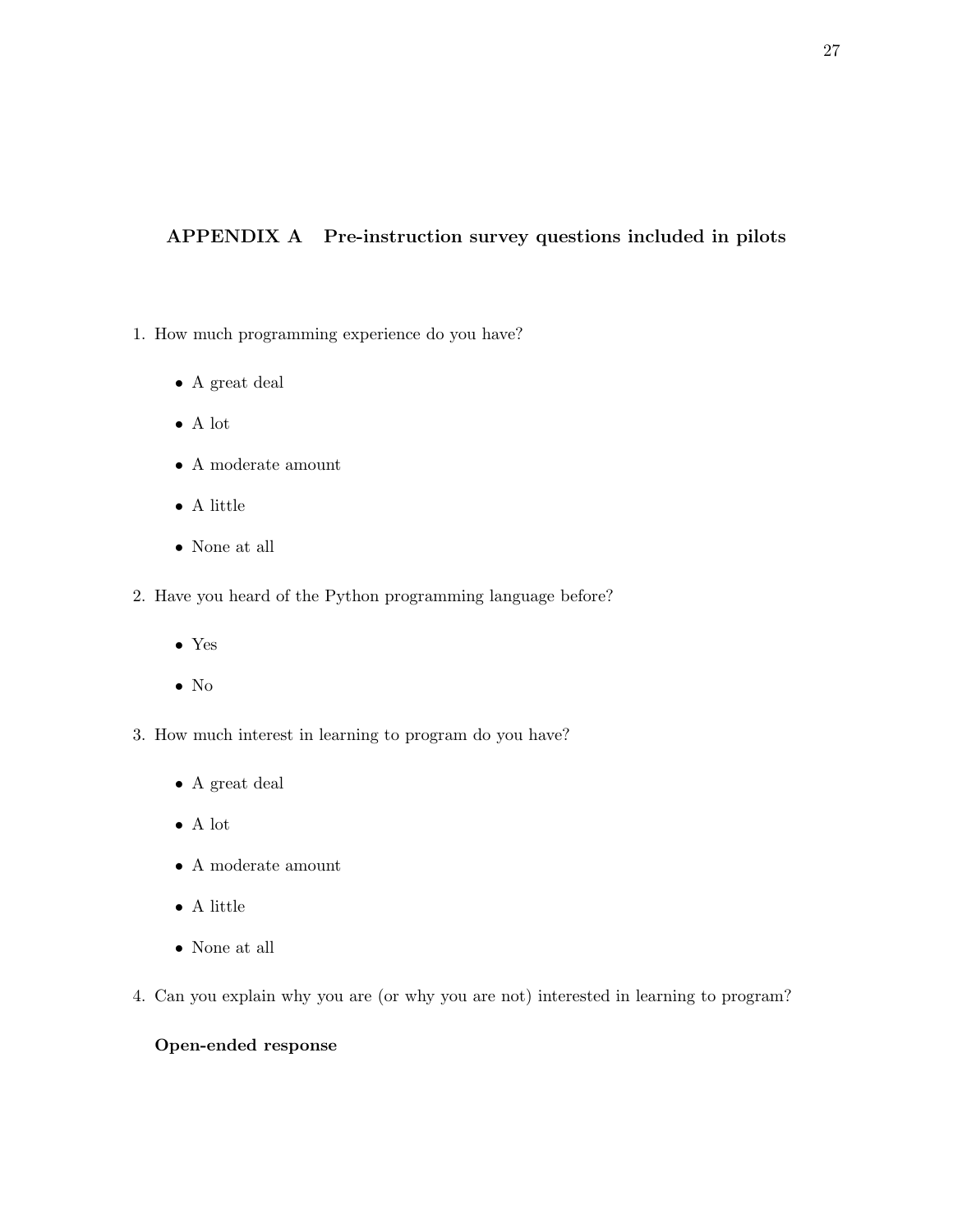# APPENDIX A Pre-instruction survey questions included in pilots

1. How much programming experience do you have?

    - A great deal
    - A lot
    - A moderate amount
    - A little
    - None at all

2. Have you heard of the Python programming language before?

    - Yes
    - No

3. How much interest in learning to program do you have?

    - A great deal
    - A lot
    - A moderate amount
    - A little
    - None at all

4. Can you explain why you are (or why you are not) interested in learning to program?

    **Open-ended response**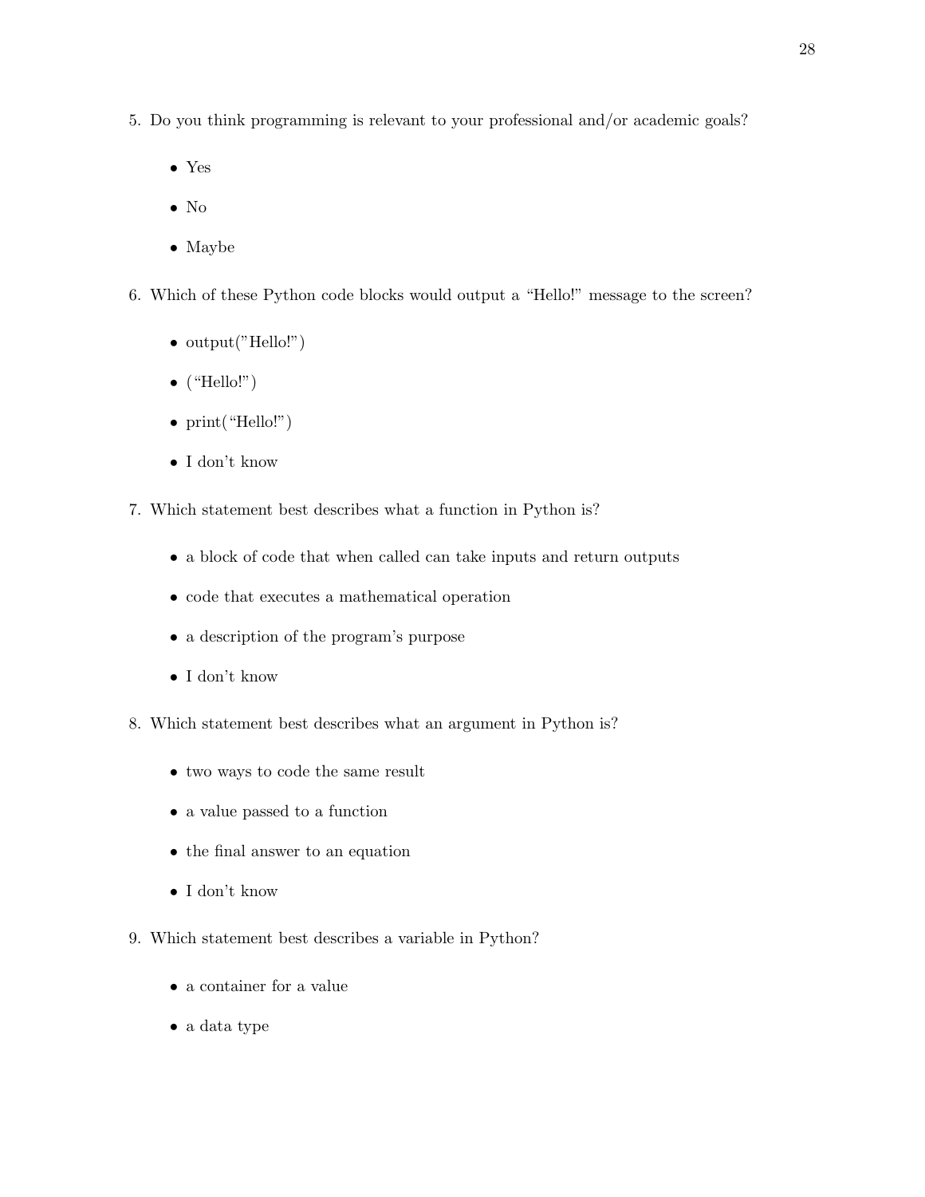5. Do you think programming is relevant to your professional and/or academic goals?

   - Yes
   - No
   - Maybe

6. Which of these Python code blocks would output a "Hello!" message to the screen?

   - output(”Hello!”)
   - (“Hello!”)
   - print(“Hello!”)
   - I don't know

7. Which statement best describes what a function in Python is?

   - a block of code that when called can take inputs and return outputs
   - code that executes a mathematical operation
   - a description of the program's purpose
   - I don't know

8. Which statement best describes what an argument in Python is?

   - two ways to code the same result
   - a value passed to a function
   - the final answer to an equation
   - I don't know

9. Which statement best describes a variable in Python?

   - a container for a value
   - a data type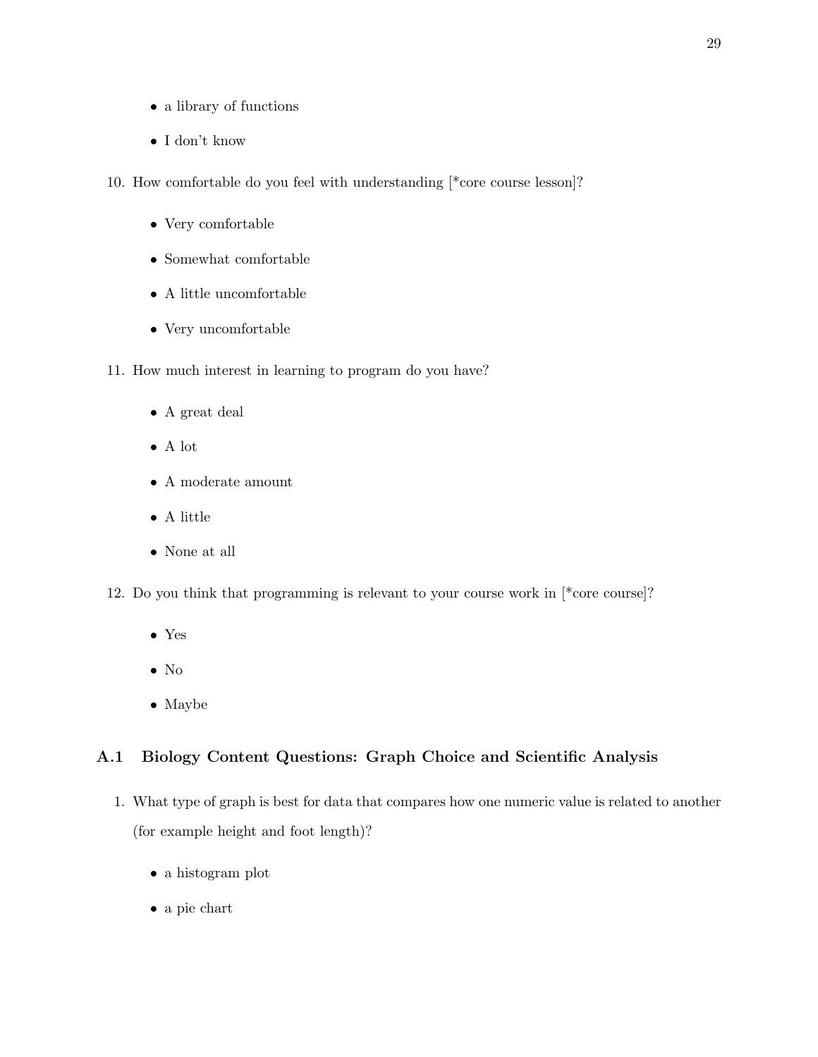- a library of functions
- I don't know

10. How comfortable do you feel with understanding [*core course lesson]?

    - Very comfortable
    - Somewhat comfortable
    - A little uncomfortable
    - Very uncomfortable

11. How much interest in learning to program do you have?

    - A great deal
    - A lot
    - A moderate amount
    - A little
    - None at all

12. Do you think that programming is relevant to your course work in [*core course]?

    - Yes
    - No
    - Maybe

## A.1 Biology Content Questions: Graph Choice and Scientific Analysis

1. What type of graph is best for data that compares how one numeric value is related to another (for example height and foot length)?

    - a histogram plot
    - a pie chart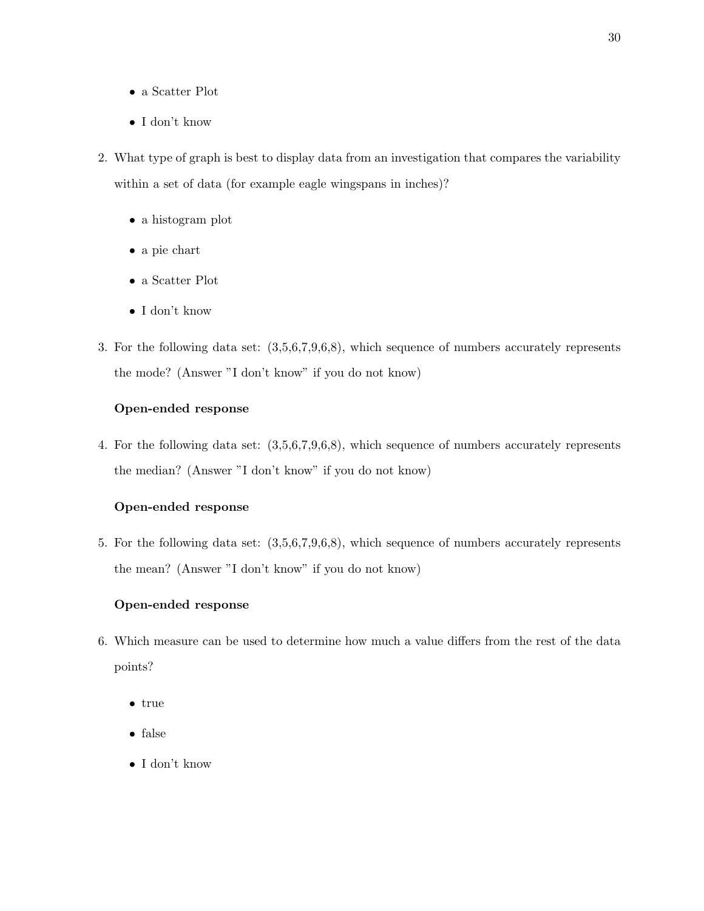- a Scatter Plot
- I don't know

2. What type of graph is best to display data from an investigation that compares the variability within a set of data (for example eagle wingspans in inches)?

   - a histogram plot
   - a pie chart
   - a Scatter Plot
   - I don't know

3. For the following data set: (3,5,6,7,9,6,8), which sequence of numbers accurately represents the mode? (Answer "I don't know" if you do not know)

   **Open-ended response**

4. For the following data set: (3,5,6,7,9,6,8), which sequence of numbers accurately represents the median? (Answer "I don't know" if you do not know)

   **Open-ended response**

5. For the following data set: (3,5,6,7,9,6,8), which sequence of numbers accurately represents the mean? (Answer "I don't know" if you do not know)

   **Open-ended response**

6. Which measure can be used to determine how much a value differs from the rest of the data points?

   - true
   - false
   - I don't know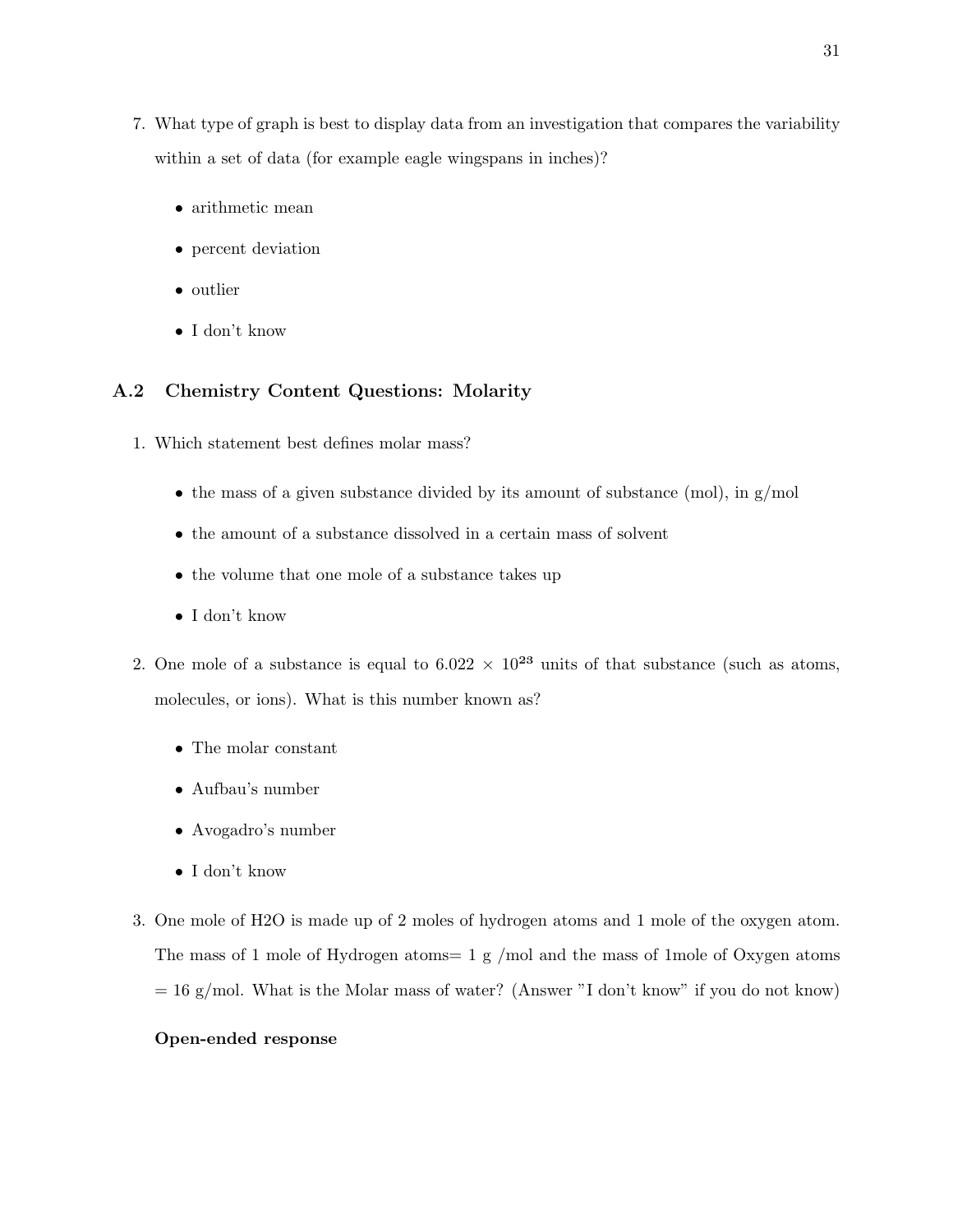7. What type of graph is best to display data from an investigation that compares the variability within a set of data (for example eagle wingspans in inches)?

   - arithmetic mean
   - percent deviation
   - outlier
   - I don't know

## A.2 Chemistry Content Questions: Molarity

1. Which statement best defines molar mass?

   - the mass of a given substance divided by its amount of substance (mol), in g/mol
   - the amount of a substance dissolved in a certain mass of solvent
   - the volume that one mole of a substance takes up
   - I don't know

2. One mole of a substance is equal to $6.022 \times 10^{23}$ units of that substance (such as atoms, molecules, or ions). What is this number known as?

   - The molar constant
   - Aufbau's number
   - Avogadro's number
   - I don't know

3. One mole of H2O is made up of 2 moles of hydrogen atoms and 1 mole of the oxygen atom. The mass of 1 mole of Hydrogen atoms= 1 g /mol and the mass of 1mole of Oxygen atoms = 16 g/mol. What is the Molar mass of water? (Answer "I don't know" if you do not know)

   **Open-ended response**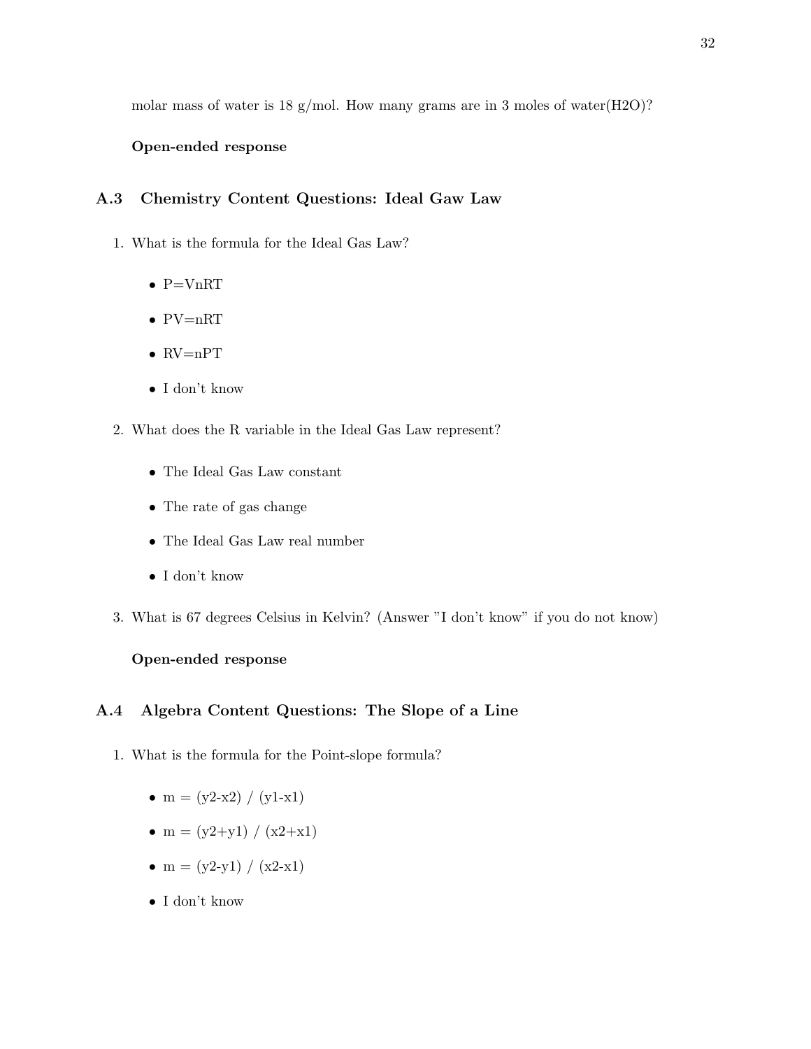molar mass of water is 18 g/mol. How many grams are in 3 moles of water($H_2O$)?

**Open-ended response**

### A.3 Chemistry Content Questions: Ideal Gaw Law

1. What is the formula for the Ideal Gas Law?

   - $P=VnRT$
   - $PV=nRT$
   - $RV=nPT$
   - I don't know

2. What does the R variable in the Ideal Gas Law represent?

   - The Ideal Gas Law constant
   - The rate of gas change
   - The Ideal Gas Law real number
   - I don't know

3. What is 67 degrees Celsius in Kelvin? (Answer "I don't know" if you do not know)

   **Open-ended response**

### A.4 Algebra Content Questions: The Slope of a Line

1. What is the formula for the Point-slope formula?

   - $m = (y2-x2) / (y1-x1)$
   - $m = (y2+y1) / (x2+x1)$
   - $m = (y2-y1) / (x2-x1)$
   - I don't know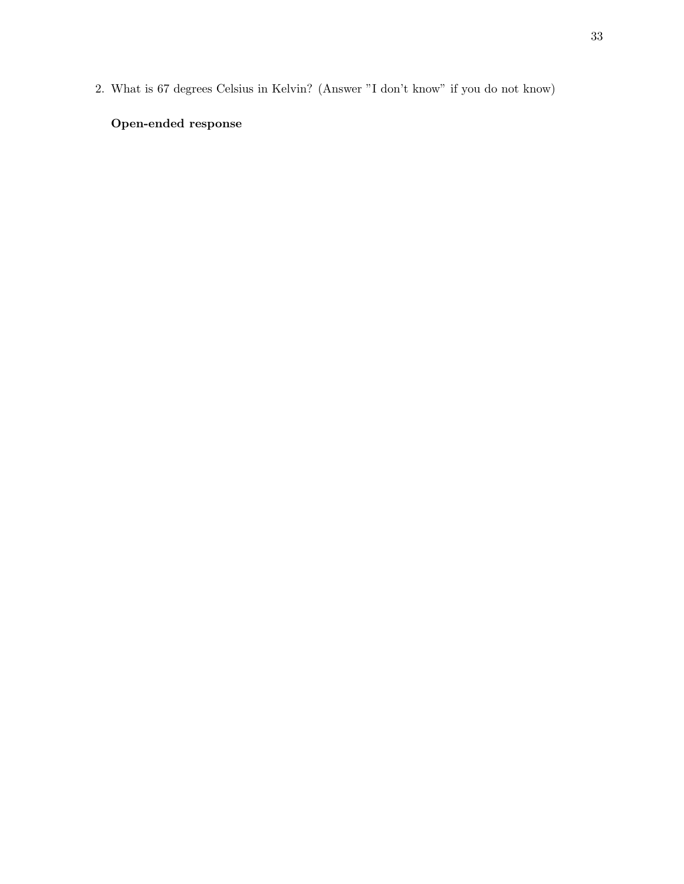2. What is 67 degrees Celsius in Kelvin? (Answer "I don't know" if you do not know)

   **Open-ended response**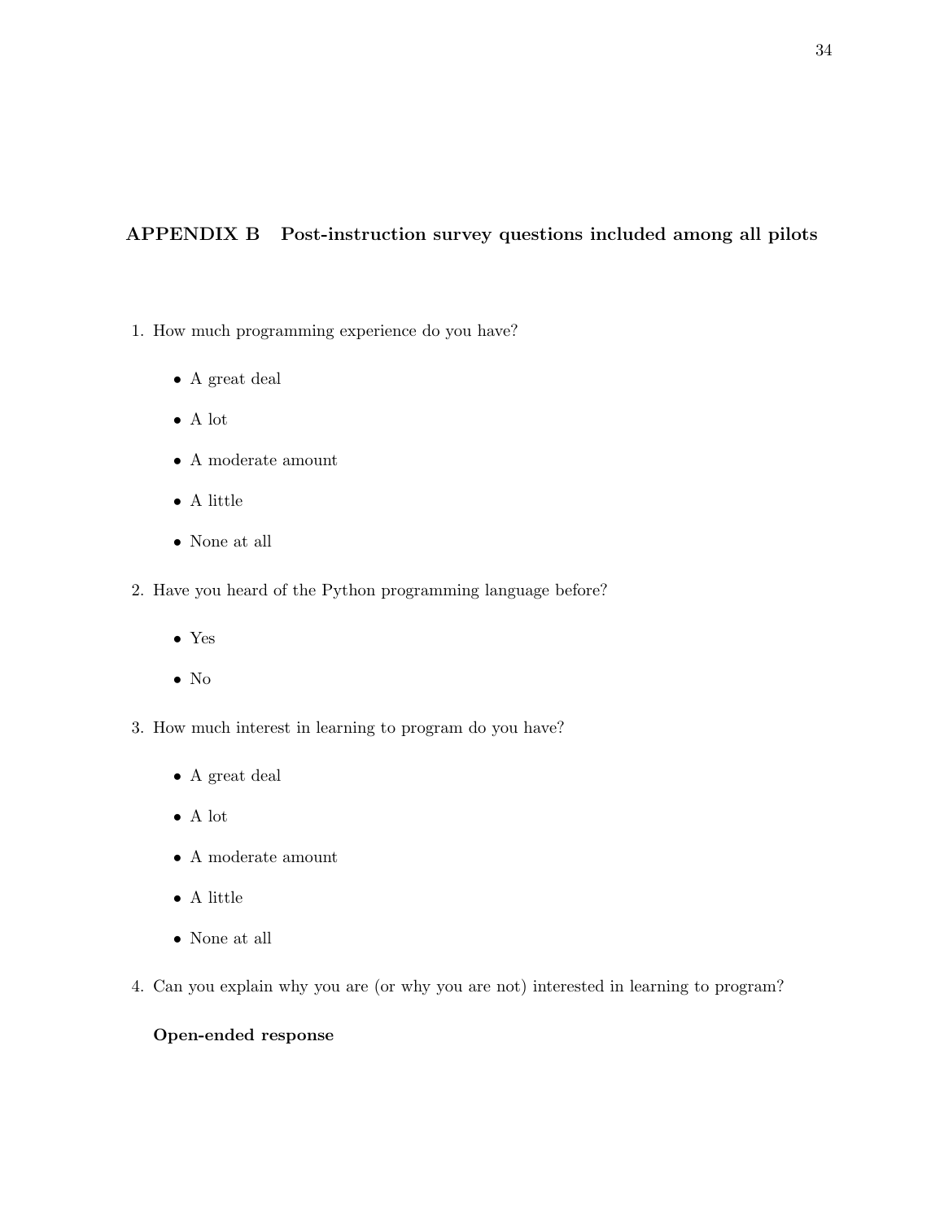## APPENDIX B Post-instruction survey questions included among all pilots

1. How much programming experience do you have?
   - A great deal
   - A lot
   - A moderate amount
   - A little
   - None at all
2. Have you heard of the Python programming language before?
   - Yes
   - No
3. How much interest in learning to program do you have?
   - A great deal
   - A lot
   - A moderate amount
   - A little
   - None at all
4. Can you explain why you are (or why you are not) interested in learning to program?

   **Open-ended response**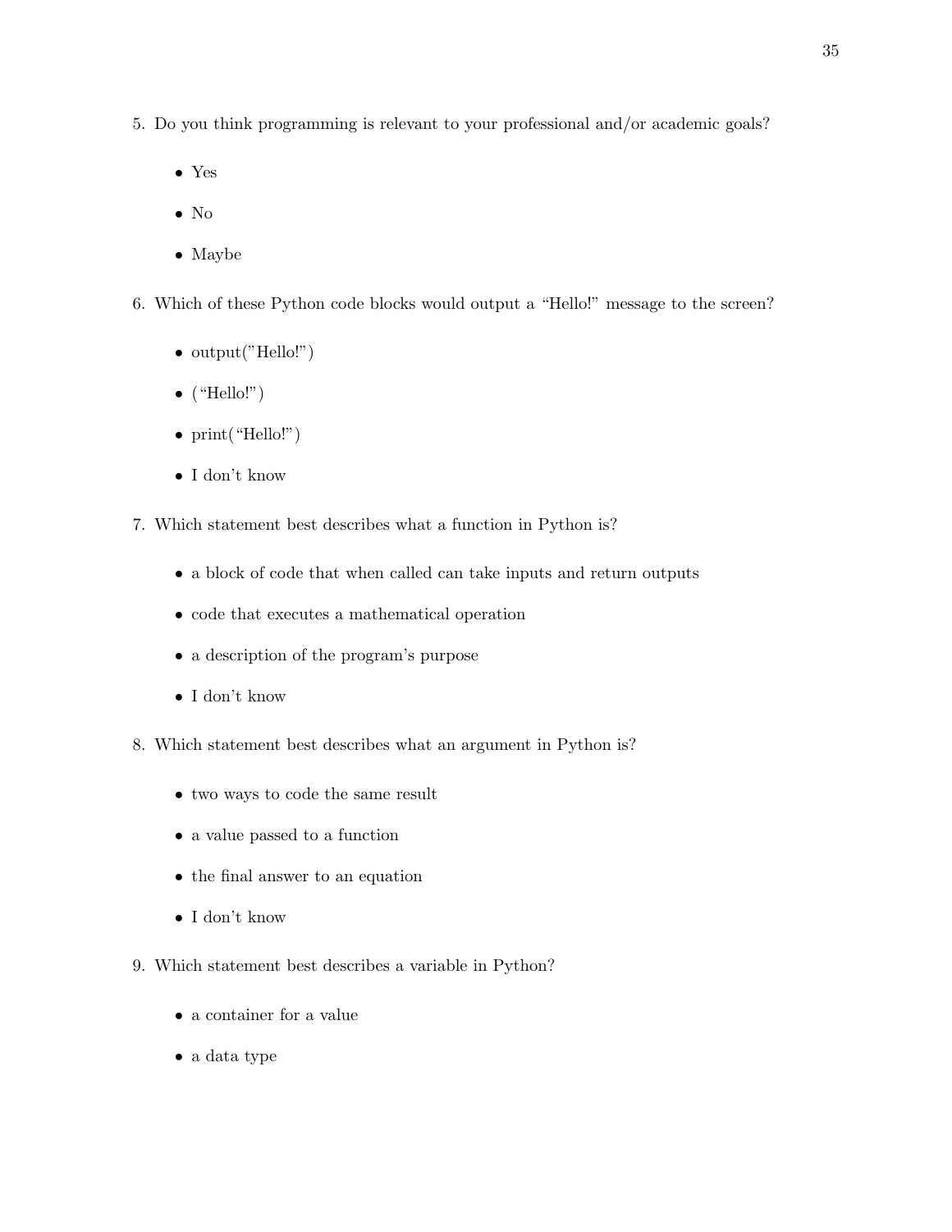5. Do you think programming is relevant to your professional and/or academic goals?

   - Yes
   - No
   - Maybe

6. Which of these Python code blocks would output a "Hello!" message to the screen?

   - output(”Hello!”)
   - (“Hello!”)
   - print(“Hello!”)
   - I don't know

7. Which statement best describes what a function in Python is?

   - a block of code that when called can take inputs and return outputs
   - code that executes a mathematical operation
   - a description of the program's purpose
   - I don't know

8. Which statement best describes what an argument in Python is?

   - two ways to code the same result
   - a value passed to a function
   - the final answer to an equation
   - I don't know

9. Which statement best describes a variable in Python?

   - a container for a value
   - a data type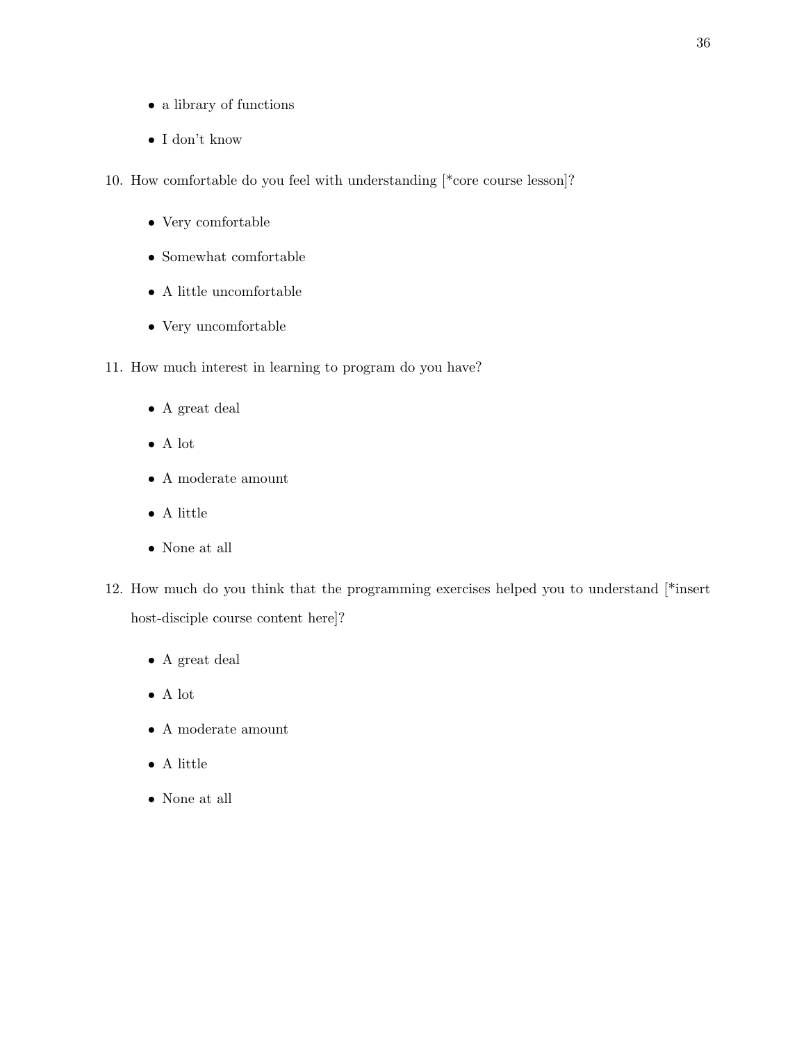- a library of functions
- I don't know

10. How comfortable do you feel with understanding [*core course lesson]?

    - Very comfortable
    - Somewhat comfortable
    - A little uncomfortable
    - Very uncomfortable

11. How much interest in learning to program do you have?

    - A great deal
    - A lot
    - A moderate amount
    - A little
    - None at all

12. How much do you think that the programming exercises helped you to understand [*insert host-disciple course content here]?

    - A great deal
    - A lot
    - A moderate amount
    - A little
    - None at all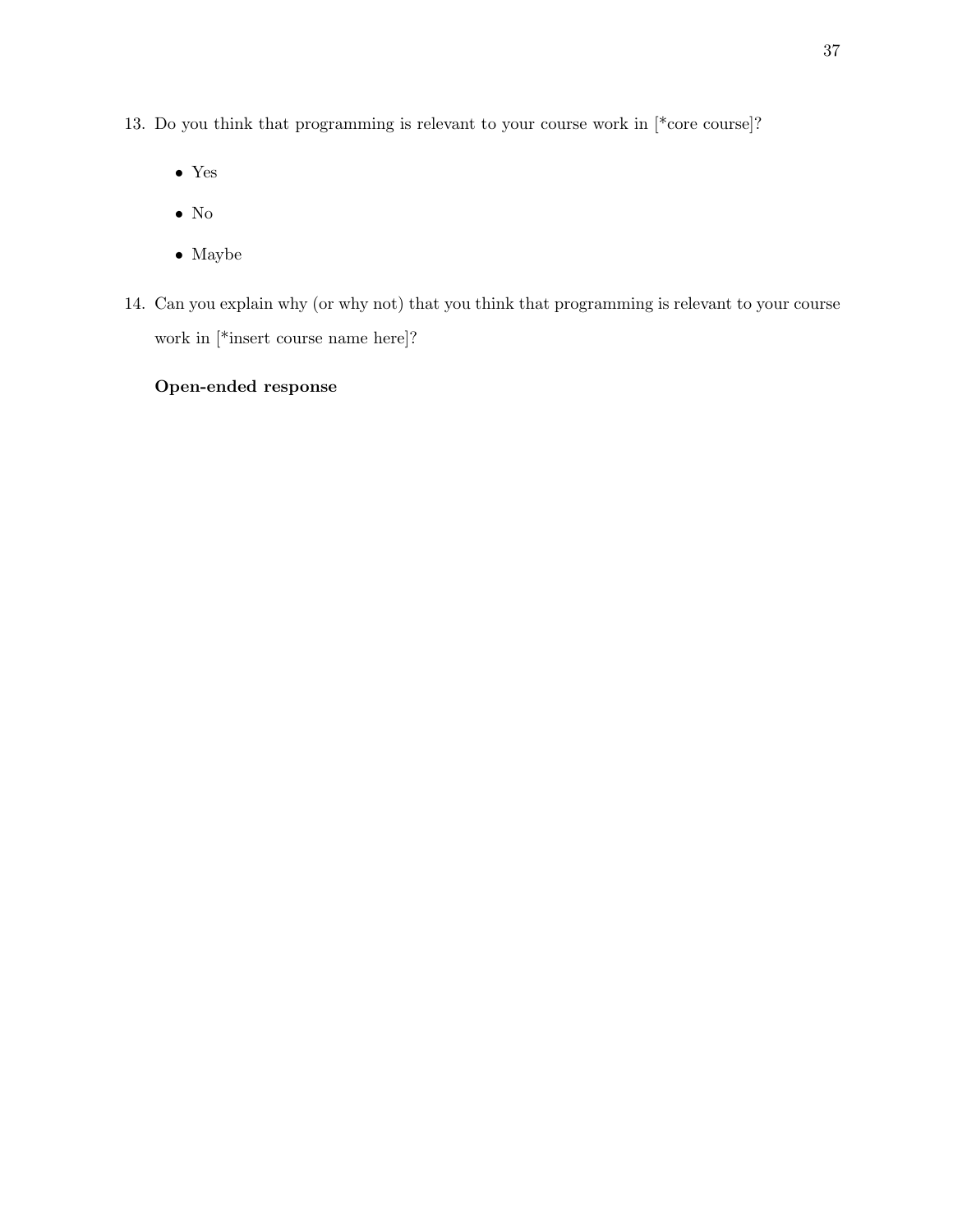13. Do you think that programming is relevant to your course work in [*core course]?

    - Yes
    - No
    - Maybe

14. Can you explain why (or why not) that you think that programming is relevant to your course work in [*insert course name here]?

    **Open-ended response**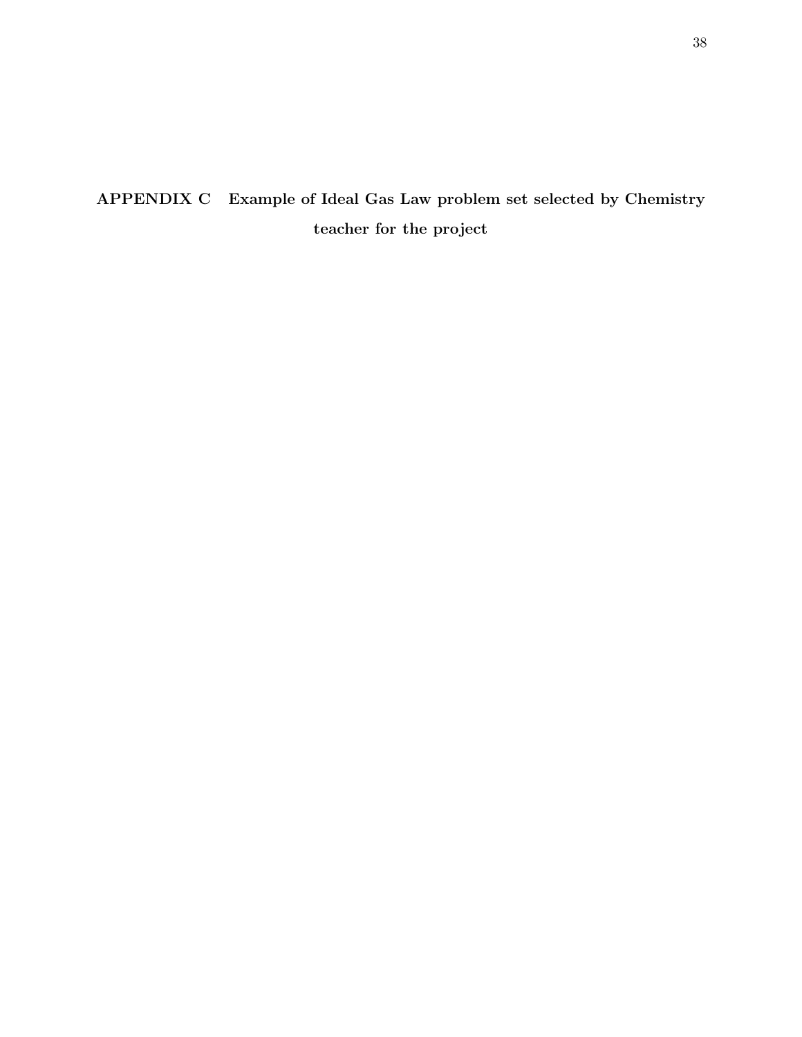# APPENDIX C Example of Ideal Gas Law problem set selected by Chemistry teacher for the project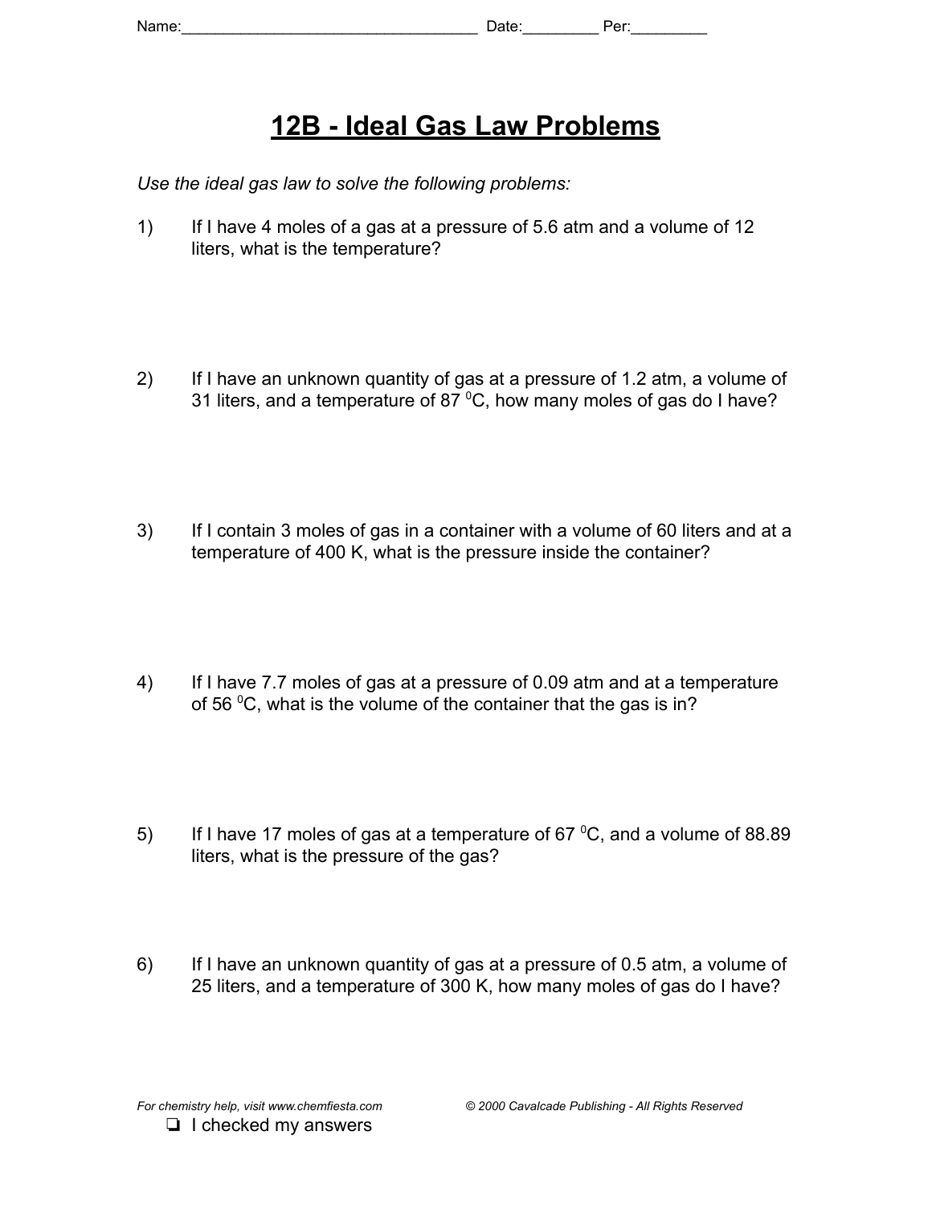Name:___________________________________ Date:_________ Per:_________

# 12B - Ideal Gas Law Problems

*Use the ideal gas law to solve the following problems:*

1) If I have 4 moles of a gas at a pressure of 5.6 atm and a volume of 12 liters, what is the temperature?

2) If I have an unknown quantity of gas at a pressure of 1.2 atm, a volume of 31 liters, and a temperature of 87 $^0$C, how many moles of gas do I have?

3) If I contain 3 moles of gas in a container with a volume of 60 liters and at a temperature of 400 K, what is the pressure inside the container?

4) If I have 7.7 moles of gas at a pressure of 0.09 atm and at a temperature of 56 $^0$C, what is the volume of the container that the gas is in?

5) If I have 17 moles of gas at a temperature of 67 $^0$C, and a volume of 88.89 liters, what is the pressure of the gas?

6) If I have an unknown quantity of gas at a pressure of 0.5 atm, a volume of 25 liters, and a temperature of 300 K, how many moles of gas do I have?

*For chemistry help, visit www.chemfiesta.com* *© 2000 Cavalcade Publishing - All Rights Reserved*

❏ I checked my answers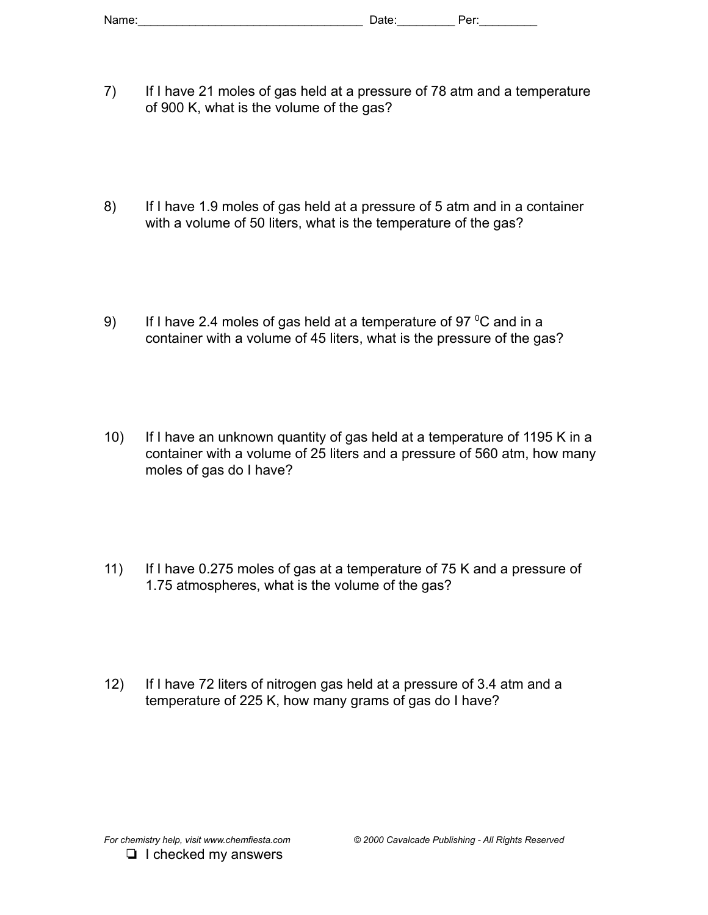Name:__________________________________ Date:_________ Per:_________

7) If I have 21 moles of gas held at a pressure of 78 atm and a temperature of 900 K, what is the volume of the gas?

8) If I have 1.9 moles of gas held at a pressure of 5 atm and in a container with a volume of 50 liters, what is the temperature of the gas?

9) If I have 2.4 moles of gas held at a temperature of 97 $^{0}$C and in a container with a volume of 45 liters, what is the pressure of the gas?

10) If I have an unknown quantity of gas held at a temperature of 1195 K in a container with a volume of 25 liters and a pressure of 560 atm, how many moles of gas do I have?

11) If I have 0.275 moles of gas at a temperature of 75 K and a pressure of 1.75 atmospheres, what is the volume of the gas?

12) If I have 72 liters of nitrogen gas held at a pressure of 3.4 atm and a temperature of 225 K, how many grams of gas do I have?

*For chemistry help, visit www.chemfiesta.com* *© 2000 Cavalcade Publishing - All Rights Reserved*

❏ I checked my answers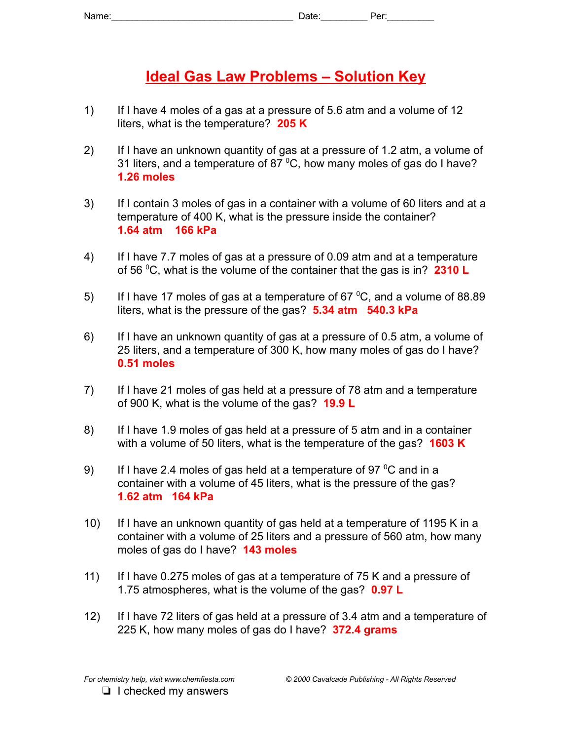Name:__________________________________ Date:_________ Per:_________

# Ideal Gas Law Problems – Solution Key

1) If I have 4 moles of a gas at a pressure of 5.6 atm and a volume of 12 liters, what is the temperature? **205 K**

2) If I have an unknown quantity of gas at a pressure of 1.2 atm, a volume of 31 liters, and a temperature of 87 $^0$C, how many moles of gas do I have? **1.26 moles**

3) If I contain 3 moles of gas in a container with a volume of 60 liters and at a temperature of 400 K, what is the pressure inside the container? **1.64 atm 166 kPa**

4) If I have 7.7 moles of gas at a pressure of 0.09 atm and at a temperature of 56 $^0$C, what is the volume of the container that the gas is in? **2310 L**

5) If I have 17 moles of gas at a temperature of 67 $^0$C, and a volume of 88.89 liters, what is the pressure of the gas? **5.34 atm 540.3 kPa**

6) If I have an unknown quantity of gas at a pressure of 0.5 atm, a volume of 25 liters, and a temperature of 300 K, how many moles of gas do I have? **0.51 moles**

7) If I have 21 moles of gas held at a pressure of 78 atm and a temperature of 900 K, what is the volume of the gas? **19.9 L**

8) If I have 1.9 moles of gas held at a pressure of 5 atm and in a container with a volume of 50 liters, what is the temperature of the gas? **1603 K**

9) If I have 2.4 moles of gas held at a temperature of 97 $^0$C and in a container with a volume of 45 liters, what is the pressure of the gas? **1.62 atm 164 kPa**

10) If I have an unknown quantity of gas held at a temperature of 1195 K in a container with a volume of 25 liters and a pressure of 560 atm, how many moles of gas do I have? **143 moles**

11) If I have 0.275 moles of gas at a temperature of 75 K and a pressure of 1.75 atmospheres, what is the volume of the gas? **0.97 L**

12) If I have 72 liters of gas held at a pressure of 3.4 atm and a temperature of 225 K, how many moles of gas do I have? **372.4 grams**

*For chemistry help, visit www.chemfiesta.com* *© 2000 Cavalcade Publishing - All Rights Reserved*

❑ I checked my answers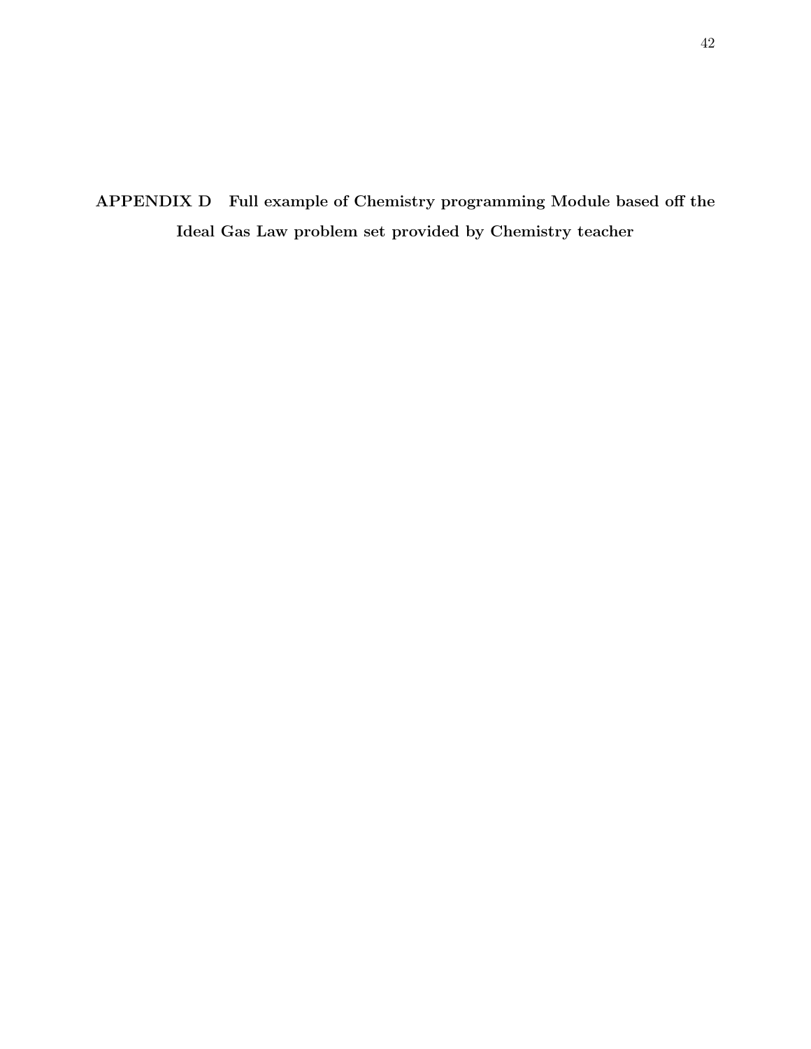# APPENDIX D Full example of Chemistry programming Module based off the Ideal Gas Law problem set provided by Chemistry teacher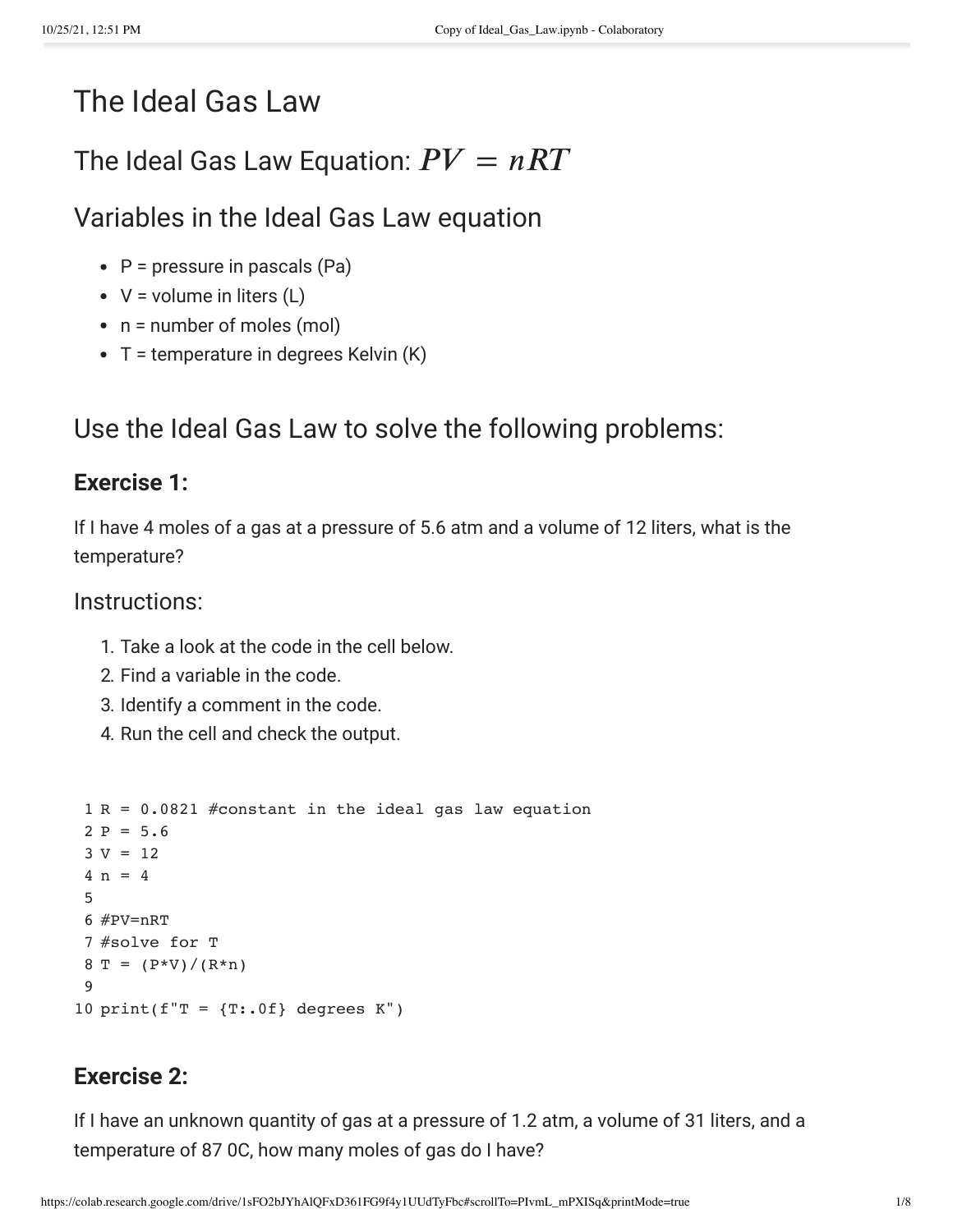# The Ideal Gas Law

## The Ideal Gas Law Equation: $PV = nRT$

## Variables in the Ideal Gas Law equation

- P = pressure in pascals (Pa)
- V = volume in liters (L)
- n = number of moles (mol)
- T = temperature in degrees Kelvin (K)

## Use the Ideal Gas Law to solve the following problems:

### Exercise 1:

If I have 4 moles of a gas at a pressure of 5.6 atm and a volume of 12 liters, what is the temperature?

## Instructions:

1. Take a look at the code in the cell below.
2. Find a variable in the code.
3. Identify a comment in the code.
4. Run the cell and check the output.

```
R = 0.0821 #constant in the ideal gas law equation
P = 5.6
V = 12
n = 4

#PV=nRT
#solve for T
T = (P*V)/(R*n)

print(f"T = {T:.0f} degrees K")
```

### Exercise 2:

If I have an unknown quantity of gas at a pressure of 1.2 atm, a volume of 31 liters, and a temperature of 87 0C, how many moles of gas do I have?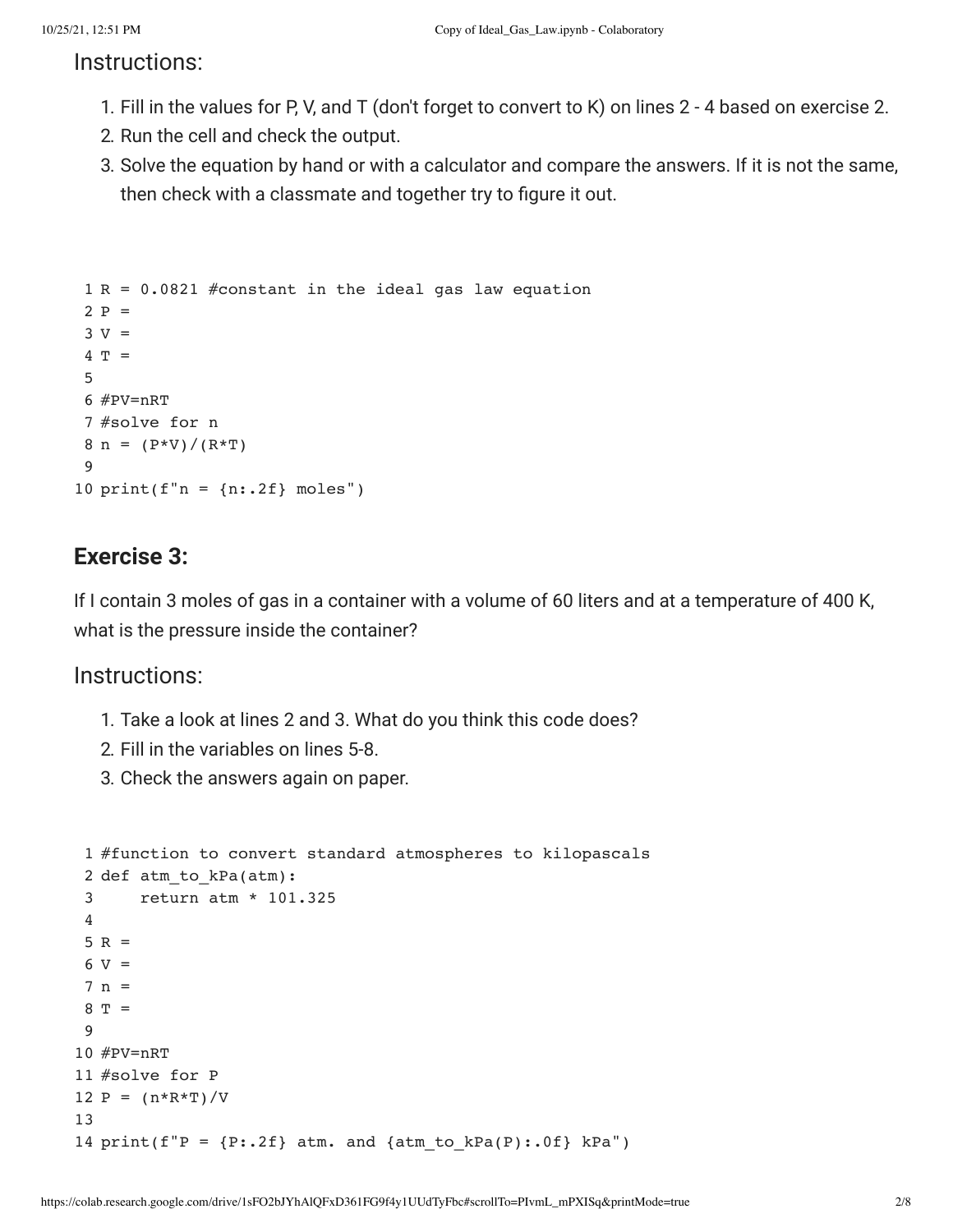## Instructions:

1. Fill in the values for P, V, and T (don't forget to convert to K) on lines 2 - 4 based on exercise 2.
2. Run the cell and check the output.
3. Solve the equation by hand or with a calculator and compare the answers. If it is not the same, then check with a classmate and together try to figure it out.

```
 1 R = 0.0821 #constant in the ideal gas law equation
 2 P = 
 3 V = 
 4 T = 
 5 
 6 #PV=nRT
 7 #solve for n
 8 n = (P*V)/(R*T)
 9 
10 print(f"n = {n:.2f} moles")
```

### Exercise 3:

If I contain 3 moles of gas in a container with a volume of 60 liters and at a temperature of 400 K, what is the pressure inside the container?

## Instructions:

1. Take a look at lines 2 and 3. What do you think this code does?
2. Fill in the variables on lines 5-8.
3. Check the answers again on paper.

```
 1 #function to convert standard atmospheres to kilopascals
 2 def atm_to_kPa(atm):
 3     return atm * 101.325
 4 
 5 R = 
 6 V = 
 7 n = 
 8 T = 
 9 
10 #PV=nRT
11 #solve for P
12 P = (n*R*T)/V
13 
14 print(f"P = {P:.2f} atm. and {atm_to_kPa(P):.0f} kPa")
```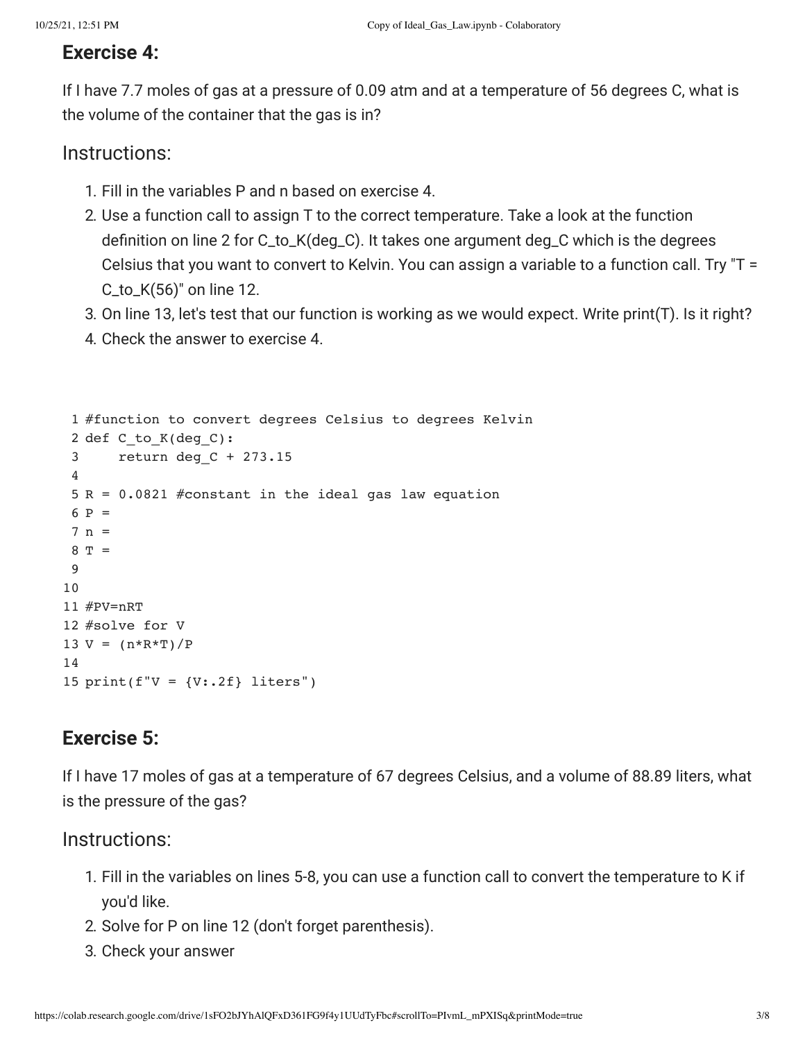## Exercise 4:

If I have 7.7 moles of gas at a pressure of 0.09 atm and at a temperature of 56 degrees C, what is the volume of the container that the gas is in?

### Instructions:

1. Fill in the variables P and n based on exercise 4.
2. Use a function call to assign T to the correct temperature. Take a look at the function definition on line 2 for C_to_K(deg_C). It takes one argument deg_C which is the degrees Celsius that you want to convert to Kelvin. You can assign a variable to a function call. Try "T = C_to_K(56)" on line 12.
3. On line 13, let's test that our function is working as we would expect. Write print(T). Is it right?
4. Check the answer to exercise 4.

```
 1 #function to convert degrees Celsius to degrees Kelvin
 2 def C_to_K(deg_C):
 3     return deg_C + 273.15
 4 
 5 R = 0.0821 #constant in the ideal gas law equation
 6 P =
 7 n =
 8 T =
 9 
10 
11 #PV=nRT
12 #solve for V
13 V = (n*R*T)/P
14 
15 print(f"V = {V:.2f} liters")
```

## Exercise 5:

If I have 17 moles of gas at a temperature of 67 degrees Celsius, and a volume of 88.89 liters, what is the pressure of the gas?

### Instructions:

1. Fill in the variables on lines 5-8, you can use a function call to convert the temperature to K if you'd like.
2. Solve for P on line 12 (don't forget parenthesis).
3. Check your answer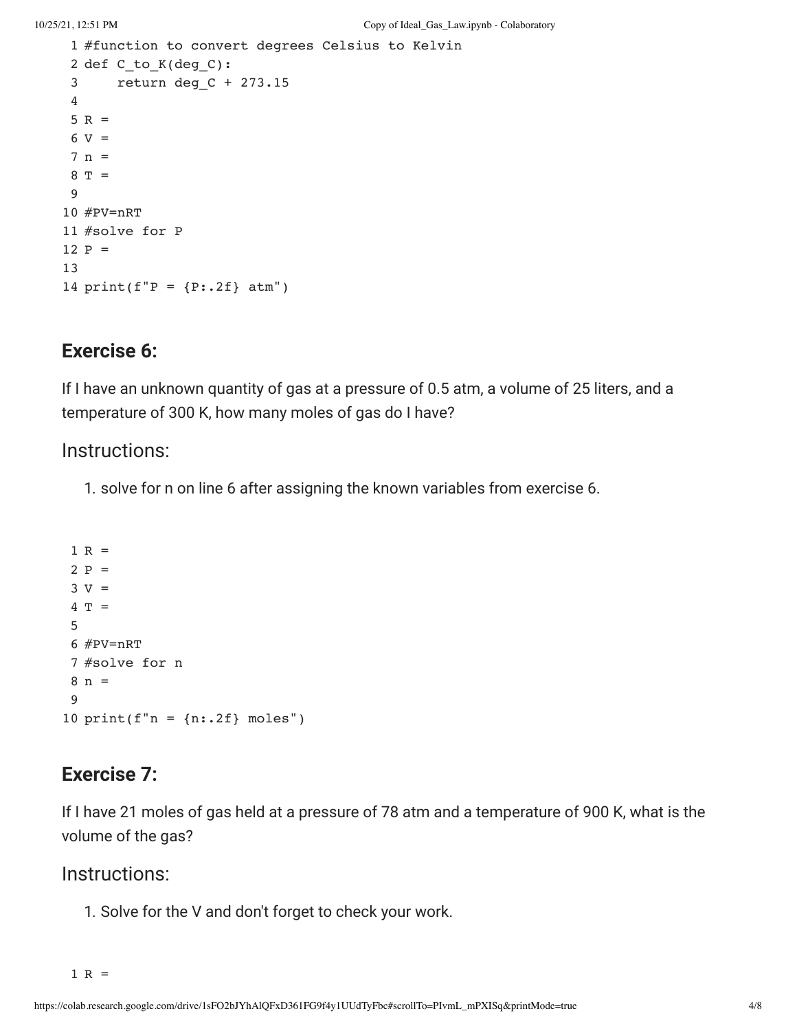```
#function to convert degrees Celsius to Kelvin
def C_to_K(deg_C):
    return deg_C + 273.15

R =
V =
n =
T =

#PV=nRT
#solve for P
P =

print(f"P = {P:.2f} atm")
```

## Exercise 6:

If I have an unknown quantity of gas at a pressure of 0.5 atm, a volume of 25 liters, and a temperature of 300 K, how many moles of gas do I have?

### Instructions:

1. solve for n on line 6 after assigning the known variables from exercise 6.

```
R =
P =
V =
T =

#PV=nRT
#solve for n
n =

print(f"n = {n:.2f} moles")
```

## Exercise 7:

If I have 21 moles of gas held at a pressure of 78 atm and a temperature of 900 K, what is the volume of the gas?

### Instructions:

1. Solve for the V and don't forget to check your work.

```
R =
```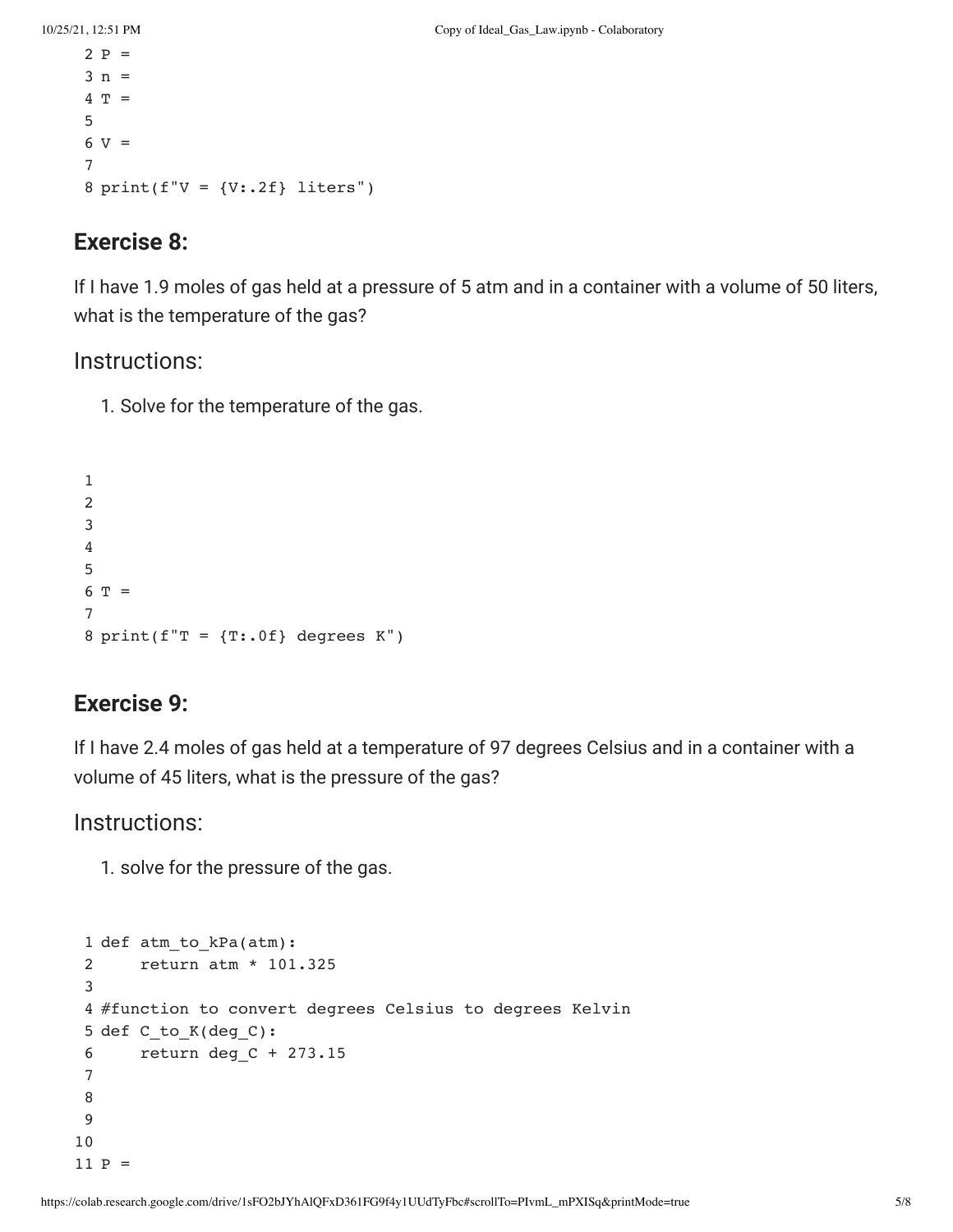```
2 P =
3 n =
4 T =
5
6 V =
7
8 print(f"V = {V:.2f} liters")
```

## Exercise 8:

If I have 1.9 moles of gas held at a pressure of 5 atm and in a container with a volume of 50 liters, what is the temperature of the gas?

### Instructions:

1. Solve for the temperature of the gas.

```
1
2
3
4
5
6 T =
7
8 print(f"T = {T:.0f} degrees K")
```

## Exercise 9:

If I have 2.4 moles of gas held at a temperature of 97 degrees Celsius and in a container with a volume of 45 liters, what is the pressure of the gas?

### Instructions:

1. solve for the pressure of the gas.

```
1 def atm_to_kPa(atm):
2     return atm * 101.325
3
4 #function to convert degrees Celsius to degrees Kelvin
5 def C_to_K(deg_C):
6     return deg_C + 273.15
7
8
9
10
11 P =
```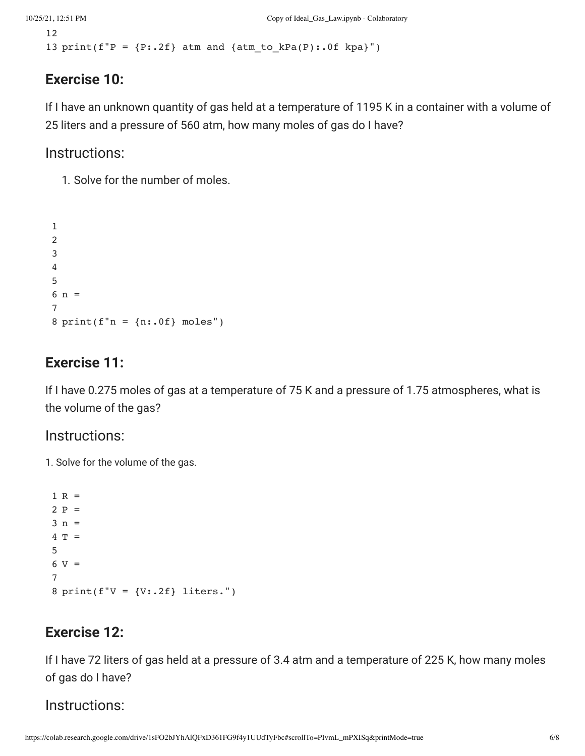```
12
13 print(f"P = {P:.2f} atm and {atm_to_kPa(P):.0f kpa}")
```

## Exercise 10:

If I have an unknown quantity of gas held at a temperature of 1195 K in a container with a volume of 25 liters and a pressure of 560 atm, how many moles of gas do I have?

# Instructions:

1. Solve for the number of moles.

```
1
2
3
4
5
6 n =
7
8 print(f"n = {n:.0f} moles")
```

## Exercise 11:

If I have 0.275 moles of gas at a temperature of 75 K and a pressure of 1.75 atmospheres, what is the volume of the gas?

# Instructions:

1. Solve for the volume of the gas.

```
1 R =
2 P =
3 n =
4 T =
5
6 V =
7
8 print(f"V = {V:.2f} liters.")
```

## Exercise 12:

If I have 72 liters of gas held at a pressure of 3.4 atm and a temperature of 225 K, how many moles of gas do I have?

# Instructions: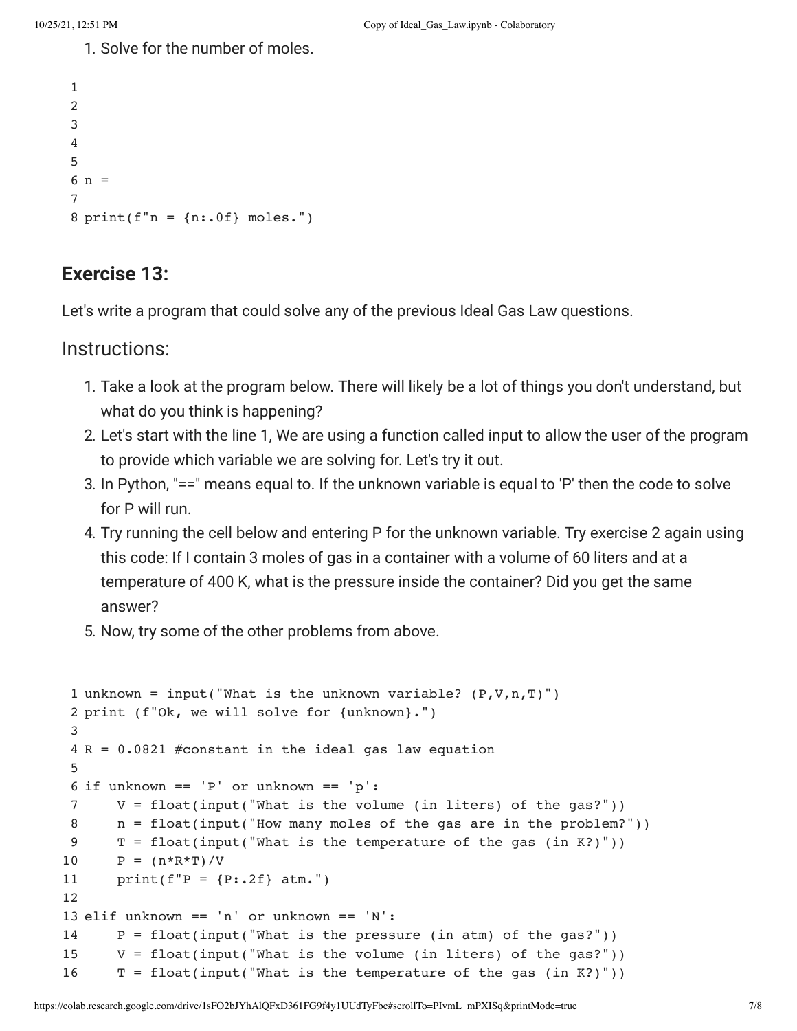1. Solve for the number of moles.

```
1
2
3
4
5
6 n =
7
8 print(f"n = {n:.0f} moles.")
```

## Exercise 13:

Let's write a program that could solve any of the previous Ideal Gas Law questions.

### Instructions:

1. Take a look at the program below. There will likely be a lot of things you don't understand, but what do you think is happening?
2. Let's start with the line 1, We are using a function called input to allow the user of the program to provide which variable we are solving for. Let's try it out.
3. In Python, "==" means equal to. If the unknown variable is equal to 'P' then the code to solve for P will run.
4. Try running the cell below and entering P for the unknown variable. Try exercise 2 again using this code: If I contain 3 moles of gas in a container with a volume of 60 liters and at a temperature of 400 K, what is the pressure inside the container? Did you get the same answer?
5. Now, try some of the other problems from above.

```
1 unknown = input("What is the unknown variable? (P,V,n,T)")
2 print (f"Ok, we will solve for {unknown}.")
3
4 R = 0.0821 #constant in the ideal gas law equation
5
6 if unknown == 'P' or unknown == 'p':
7     V = float(input("What is the volume (in liters) of the gas?"))
8     n = float(input("How many moles of the gas are in the problem?"))
9     T = float(input("What is the temperature of the gas (in K?)"))
10    P = (n*R*T)/V
11    print(f"P = {P:.2f} atm.")
12
13 elif unknown == 'n' or unknown == 'N':
14    P = float(input("What is the pressure (in atm) of the gas?"))
15    V = float(input("What is the volume (in liters) of the gas?"))
16    T = float(input("What is the temperature of the gas (in K?)"))
```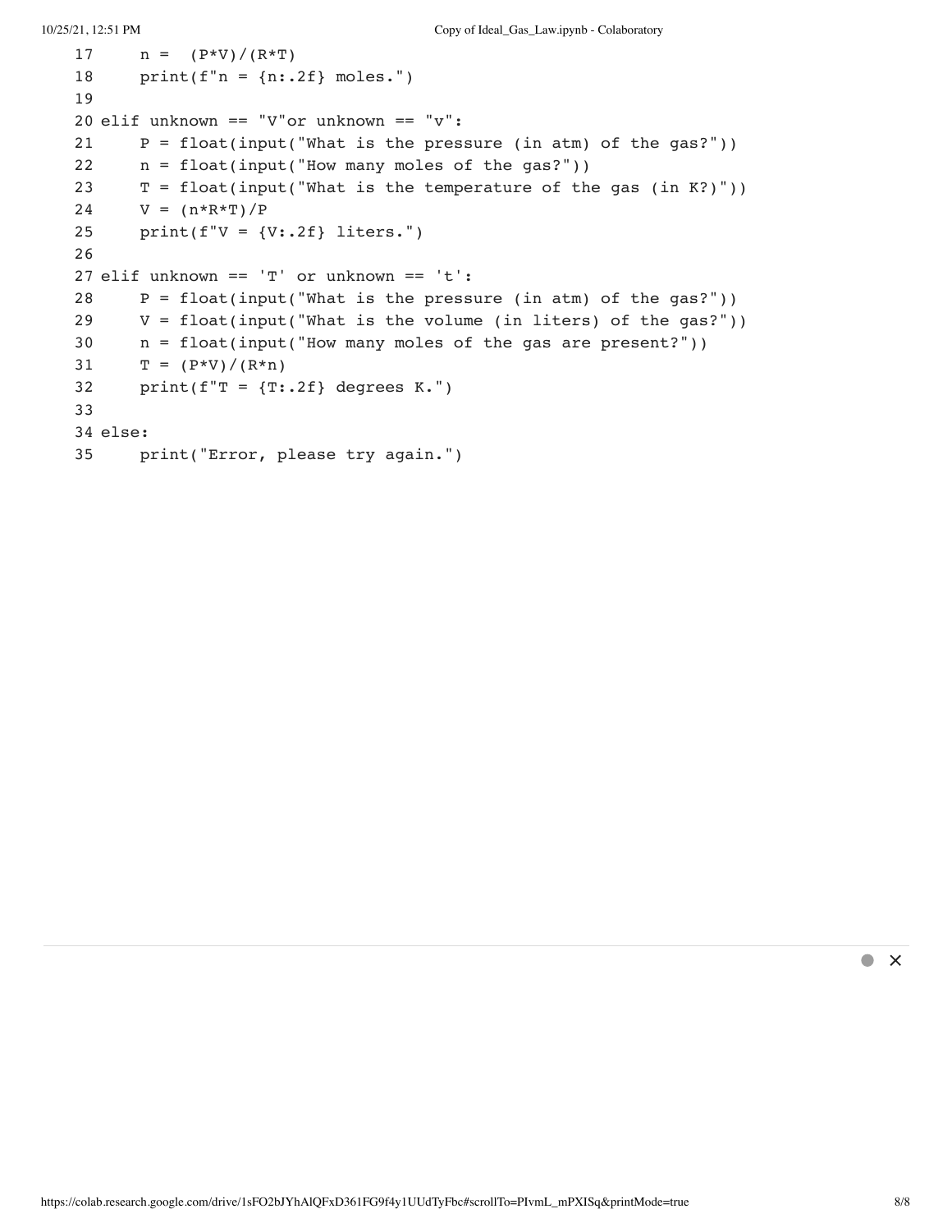```
17     n =  (P*V)/(R*T)
18     print(f"n = {n:.2f} moles.")
19
20 elif unknown == "V"or unknown == "v":
21     P = float(input("What is the pressure (in atm) of the gas?"))
22     n = float(input("How many moles of the gas?"))
23     T = float(input("What is the temperature of the gas (in K?)"))
24     V = (n*R*T)/P
25     print(f"V = {V:.2f} liters.")
26
27 elif unknown == 'T' or unknown == 't':
28     P = float(input("What is the pressure (in atm) of the gas?"))
29     V = float(input("What is the volume (in liters) of the gas?"))
30     n = float(input("How many moles of the gas are present?"))
31     T = (P*V)/(R*n)
32     print(f"T = {T:.2f} degrees K.")
33
34 else:
35     print("Error, please try again.")
```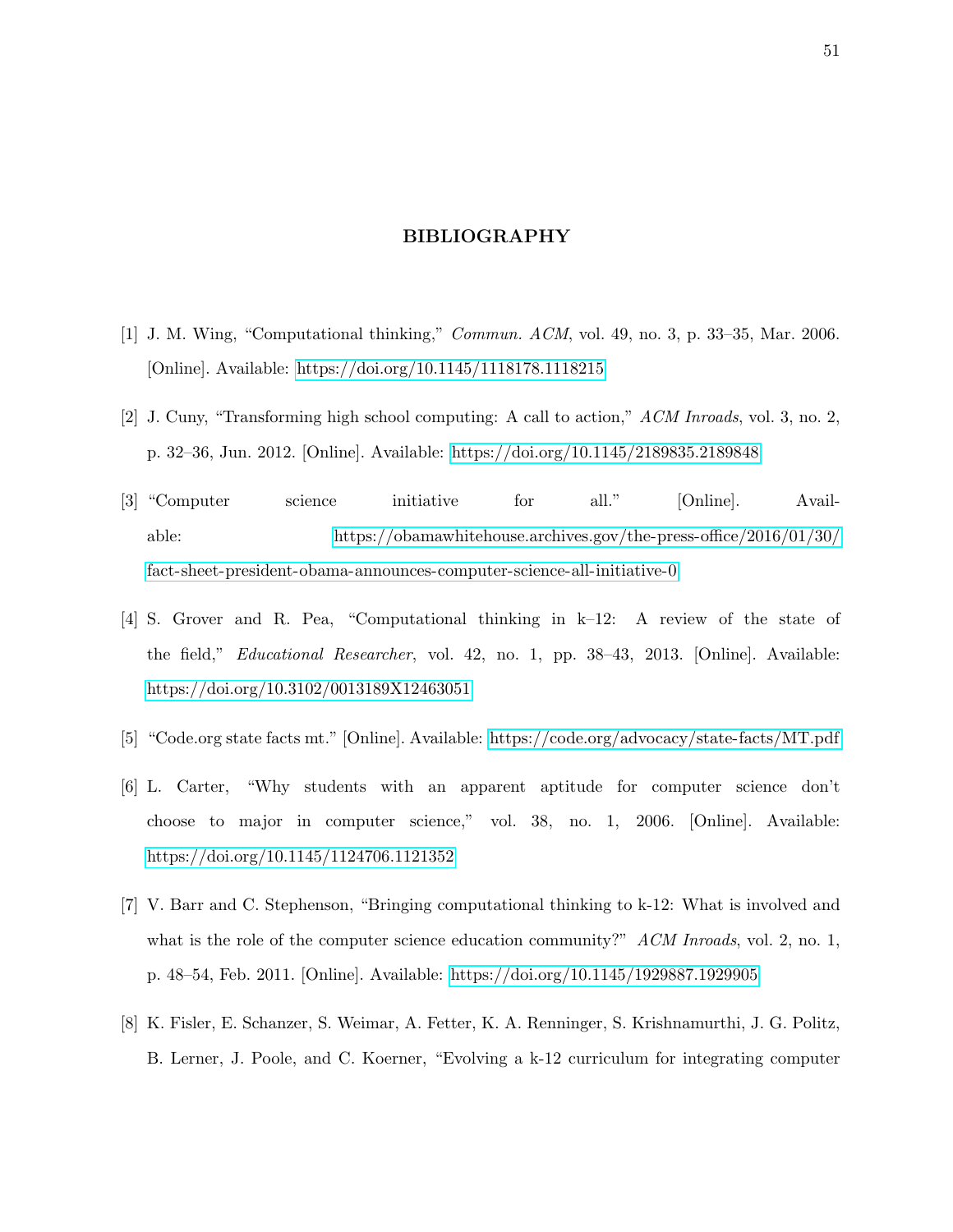# BIBLIOGRAPHY

[1] J. M. Wing, "Computational thinking," *Commun. ACM*, vol. 49, no. 3, p. 33–35, Mar. 2006. [Online]. Available: https://doi.org/10.1145/1118178.1118215

[2] J. Cuny, "Transforming high school computing: A call to action," *ACM Inroads*, vol. 3, no. 2, p. 32–36, Jun. 2012. [Online]. Available: https://doi.org/10.1145/2189835.2189848

[3] "Computer science initiative for all." [Online]. Available: https://obamawhitehouse.archives.gov/the-press-office/2016/01/30/fact-sheet-president-obama-announces-computer-science-all-initiative-0

[4] S. Grover and R. Pea, "Computational thinking in k–12: A review of the state of the field," *Educational Researcher*, vol. 42, no. 1, pp. 38–43, 2013. [Online]. Available: https://doi.org/10.3102/0013189X12463051

[5] "Code.org state facts mt." [Online]. Available: https://code.org/advocacy/state-facts/MT.pdf

[6] L. Carter, "Why students with an apparent aptitude for computer science don't choose to major in computer science," vol. 38, no. 1, 2006. [Online]. Available: https://doi.org/10.1145/1124706.1121352

[7] V. Barr and C. Stephenson, "Bringing computational thinking to k-12: What is involved and what is the role of the computer science education community?" *ACM Inroads*, vol. 2, no. 1, p. 48–54, Feb. 2011. [Online]. Available: https://doi.org/10.1145/1929887.1929905

[8] K. Fisler, E. Schanzer, S. Weimar, A. Fetter, K. A. Renninger, S. Krishnamurthi, J. G. Politz, B. Lerner, J. Poole, and C. Koerner, "Evolving a k-12 curriculum for integrating computer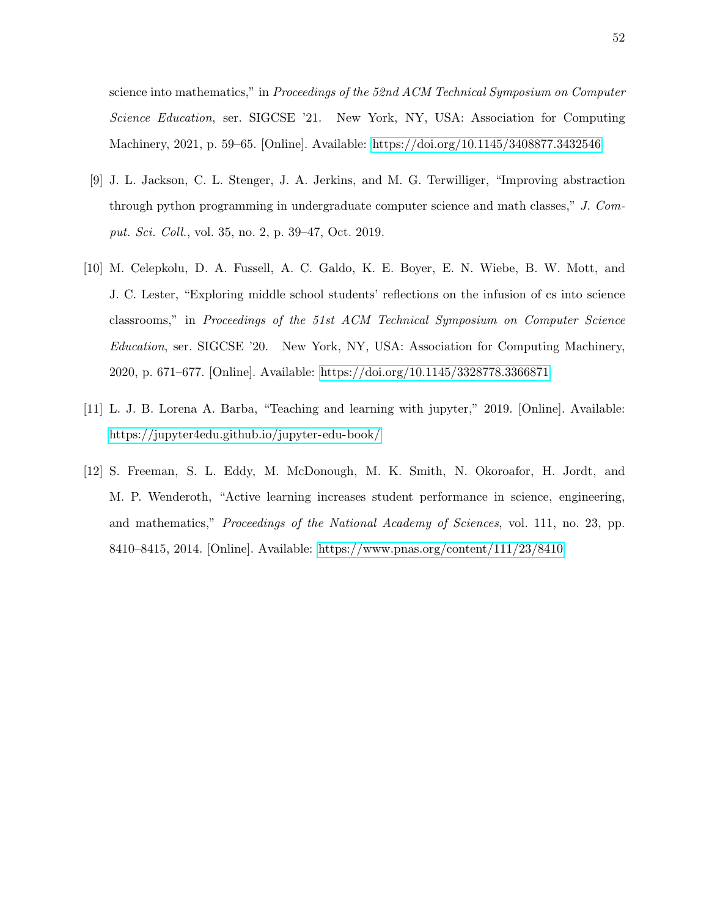science into mathematics," in *Proceedings of the 52nd ACM Technical Symposium on Computer Science Education*, ser. SIGCSE '21. New York, NY, USA: Association for Computing Machinery, 2021, p. 59–65. [Online]. Available: https://doi.org/10.1145/3408877.3432546

[9] J. L. Jackson, C. L. Stenger, J. A. Jerkins, and M. G. Terwilliger, "Improving abstraction through python programming in undergraduate computer science and math classes," *J. Comput. Sci. Coll.*, vol. 35, no. 2, p. 39–47, Oct. 2019.

[10] M. Celepkolu, D. A. Fussell, A. C. Galdo, K. E. Boyer, E. N. Wiebe, B. W. Mott, and J. C. Lester, "Exploring middle school students' reflections on the infusion of cs into science classrooms," in *Proceedings of the 51st ACM Technical Symposium on Computer Science Education*, ser. SIGCSE '20. New York, NY, USA: Association for Computing Machinery, 2020, p. 671–677. [Online]. Available: https://doi.org/10.1145/3328778.3366871

[11] L. J. B. Lorena A. Barba, "Teaching and learning with jupyter," 2019. [Online]. Available: https://jupyter4edu.github.io/jupyter-edu-book/

[12] S. Freeman, S. L. Eddy, M. McDonough, M. K. Smith, N. Okoroafor, H. Jordt, and M. P. Wenderoth, "Active learning increases student performance in science, engineering, and mathematics," *Proceedings of the National Academy of Sciences*, vol. 111, no. 23, pp. 8410–8415, 2014. [Online]. Available: https://www.pnas.org/content/111/23/8410